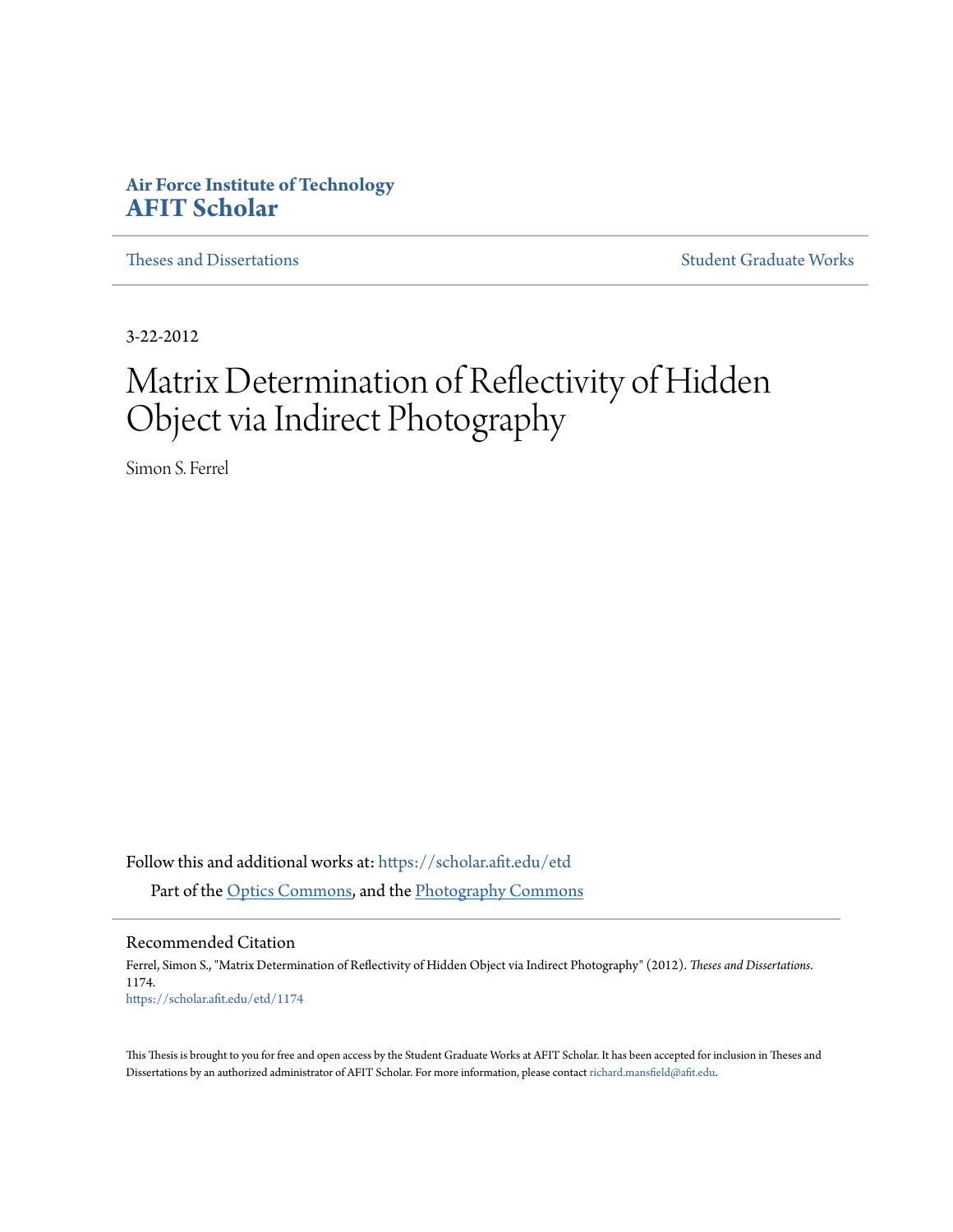**Air Force Institute of Technology**
**AFIT Scholar**

Theses and Dissertations | Student Graduate Works

3-22-2012

# Matrix Determination of Reflectivity of Hidden Object via Indirect Photography

Simon S. Ferrel

Follow this and additional works at: https://scholar.afit.edu/etd

Part of the Optics Commons, and the Photography Commons

## Recommended Citation

Ferrel, Simon S., "Matrix Determination of Reflectivity of Hidden Object via Indirect Photography" (2012). *Theses and Dissertations*. 1174.
https://scholar.afit.edu/etd/1174

This Thesis is brought to you for free and open access by the Student Graduate Works at AFIT Scholar. It has been accepted for inclusion in Theses and Dissertations by an authorized administrator of AFIT Scholar. For more information, please contact richard.mansfield@afit.edu.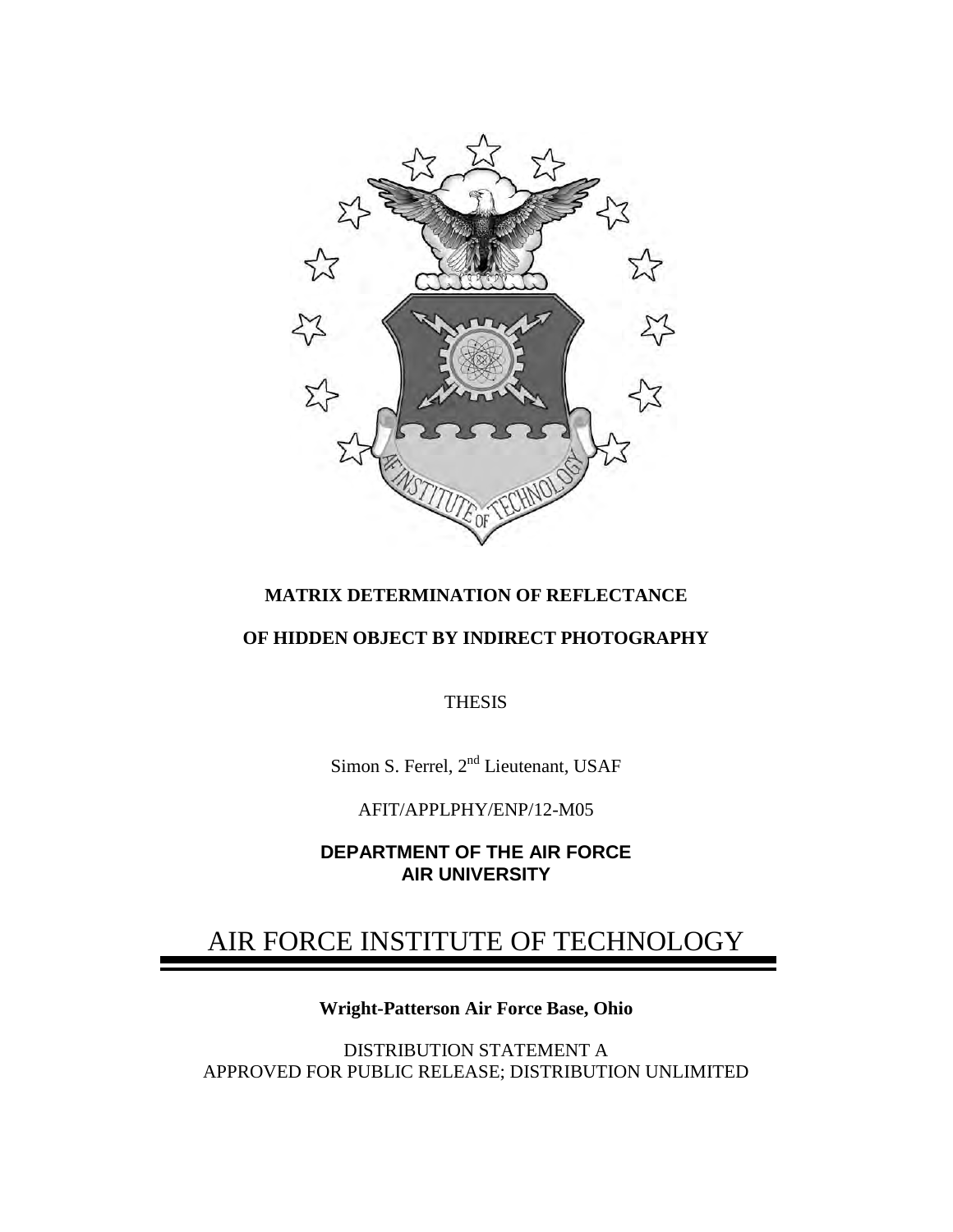**MATRIX DETERMINATION OF REFLECTANCE**

**OF HIDDEN OBJECT BY INDIRECT PHOTOGRAPHY**

THESIS

Simon S. Ferrel, 2nd Lieutenant, USAF

AFIT/APPLPHY/ENP/12-M05

**DEPARTMENT OF THE AIR FORCE**
**AIR UNIVERSITY**

# AIR FORCE INSTITUTE OF TECHNOLOGY

**Wright-Patterson Air Force Base, Ohio**

DISTRIBUTION STATEMENT A
APPROVED FOR PUBLIC RELEASE; DISTRIBUTION UNLIMITED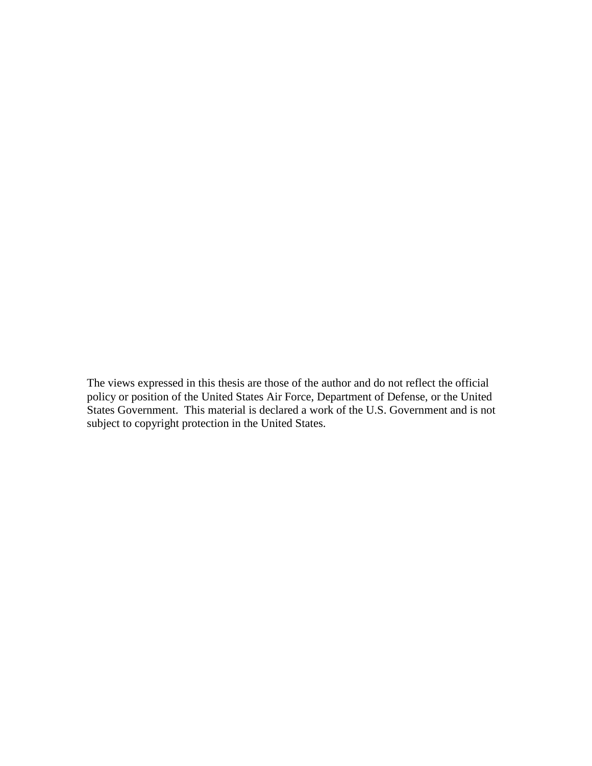The views expressed in this thesis are those of the author and do not reflect the official policy or position of the United States Air Force, Department of Defense, or the United States Government. This material is declared a work of the U.S. Government and is not subject to copyright protection in the United States.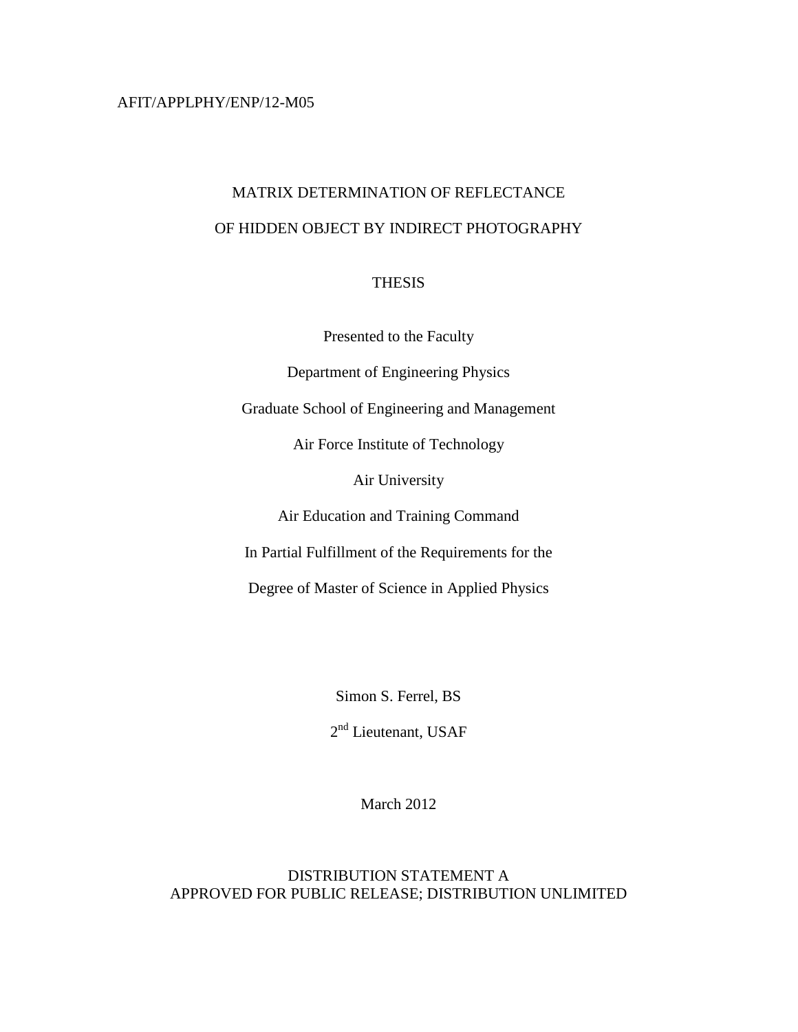AFIT/APPLPHY/ENP/12-M05

# MATRIX DETERMINATION OF REFLECTANCE OF HIDDEN OBJECT BY INDIRECT PHOTOGRAPHY

THESIS

Presented to the Faculty

Department of Engineering Physics

Graduate School of Engineering and Management

Air Force Institute of Technology

Air University

Air Education and Training Command

In Partial Fulfillment of the Requirements for the

Degree of Master of Science in Applied Physics

Simon S. Ferrel, BS

2nd Lieutenant, USAF

March 2012

DISTRIBUTION STATEMENT A
APPROVED FOR PUBLIC RELEASE; DISTRIBUTION UNLIMITED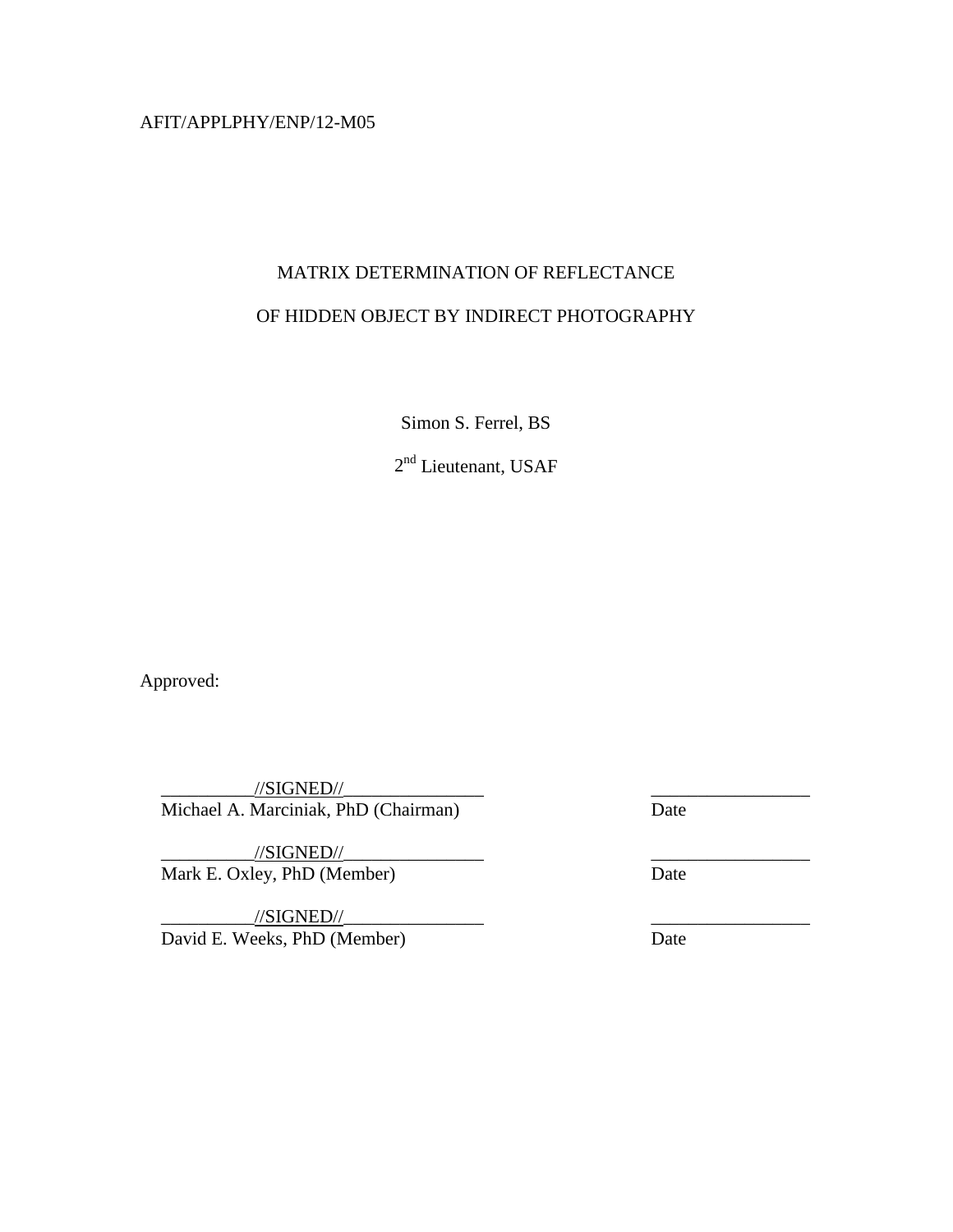AFIT/APPLPHY/ENP/12-M05

MATRIX DETERMINATION OF REFLECTANCE

OF HIDDEN OBJECT BY INDIRECT PHOTOGRAPHY

Simon S. Ferrel, BS

$2^{nd}$ Lieutenant, USAF

Approved:

| | |
|---|---|
| __________//SIGNED//_______________ | _________________ |
| Michael A. Marciniak, PhD (Chairman) | Date |
| __________//SIGNED//_______________ | _________________ |
| Mark E. Oxley, PhD (Member) | Date |
| __________//SIGNED//_______________ | _________________ |
| David E. Weeks, PhD (Member) | Date |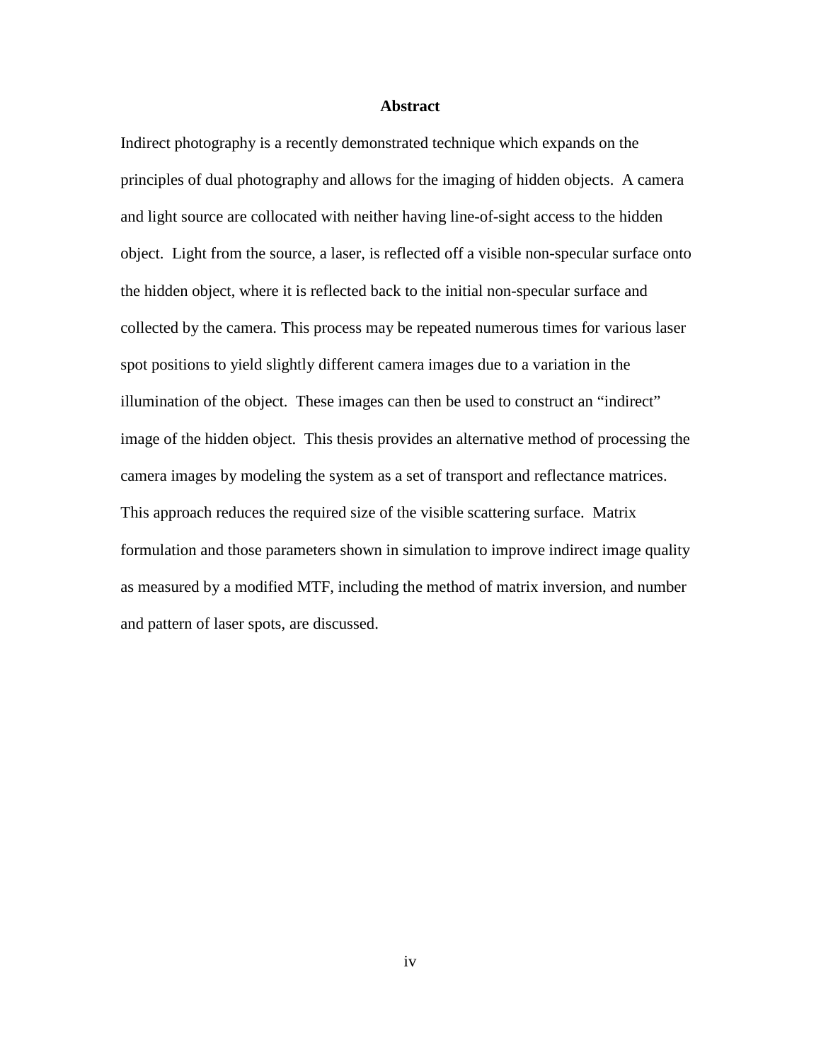## Abstract

Indirect photography is a recently demonstrated technique which expands on the principles of dual photography and allows for the imaging of hidden objects. A camera and light source are collocated with neither having line-of-sight access to the hidden object. Light from the source, a laser, is reflected off a visible non-specular surface onto the hidden object, where it is reflected back to the initial non-specular surface and collected by the camera. This process may be repeated numerous times for various laser spot positions to yield slightly different camera images due to a variation in the illumination of the object. These images can then be used to construct an "indirect" image of the hidden object. This thesis provides an alternative method of processing the camera images by modeling the system as a set of transport and reflectance matrices. This approach reduces the required size of the visible scattering surface. Matrix formulation and those parameters shown in simulation to improve indirect image quality as measured by a modified MTF, including the method of matrix inversion, and number and pattern of laser spots, are discussed.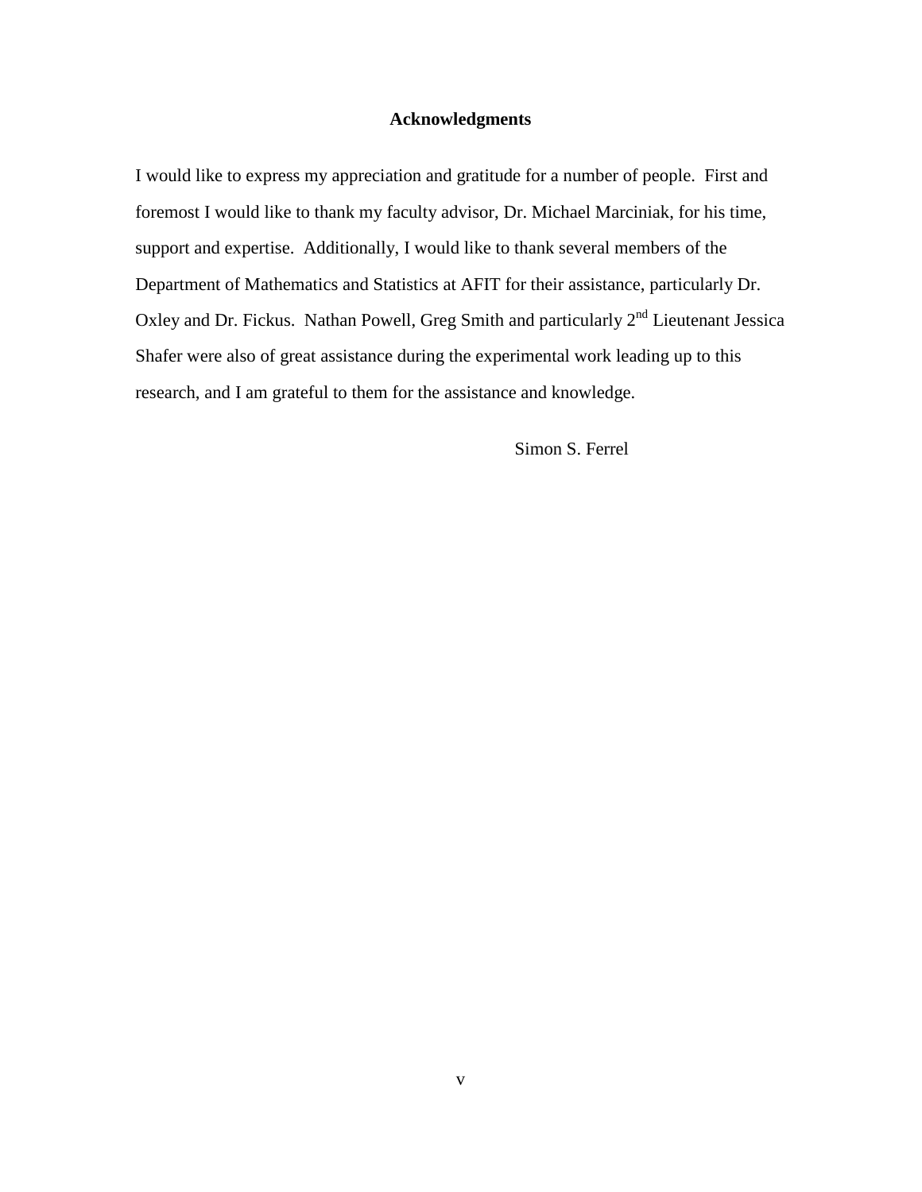# Acknowledgments

I would like to express my appreciation and gratitude for a number of people. First and foremost I would like to thank my faculty advisor, Dr. Michael Marciniak, for his time, support and expertise. Additionally, I would like to thank several members of the Department of Mathematics and Statistics at AFIT for their assistance, particularly Dr. Oxley and Dr. Fickus. Nathan Powell, Greg Smith and particularly 2nd Lieutenant Jessica Shafer were also of great assistance during the experimental work leading up to this research, and I am grateful to them for the assistance and knowledge.

Simon S. Ferrel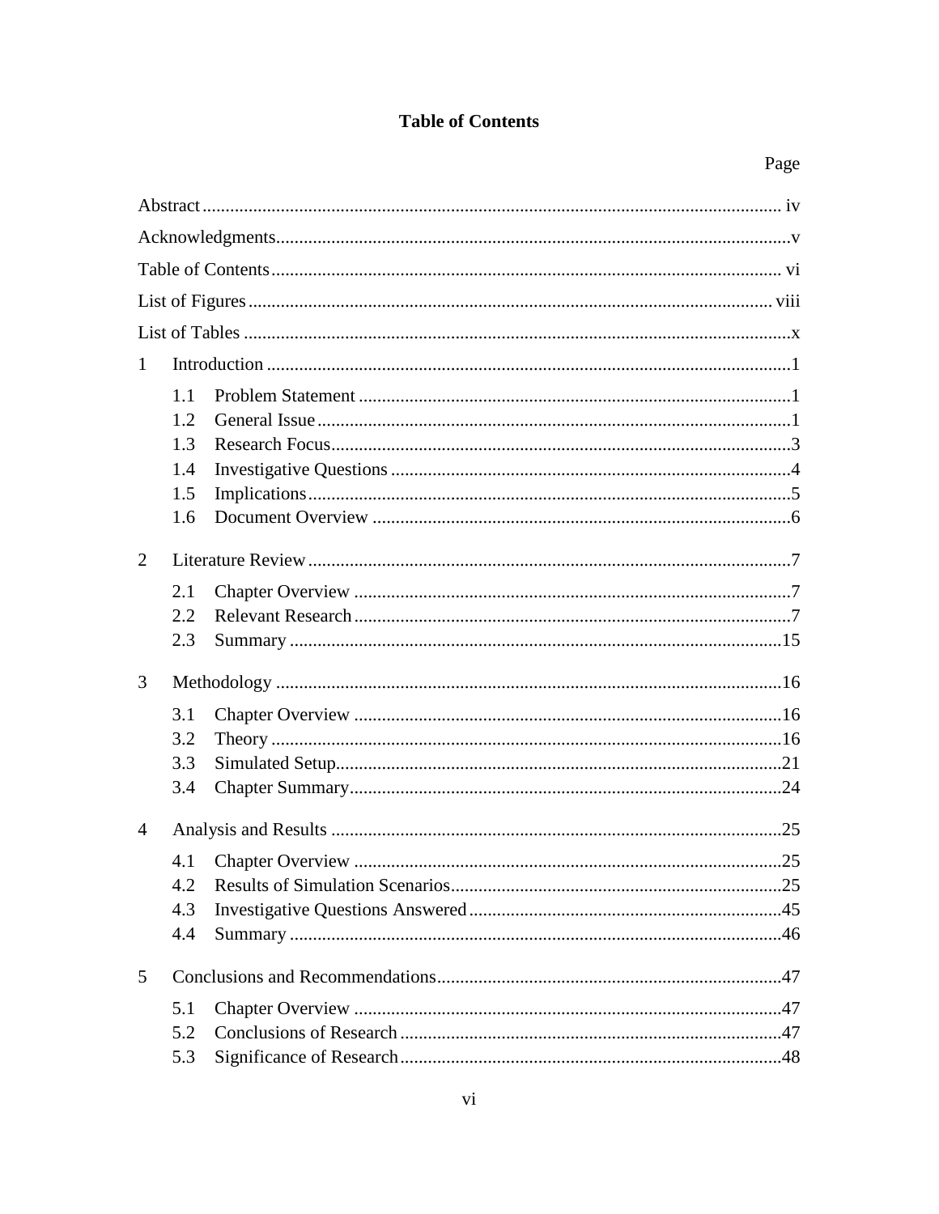# Table of Contents

Page

Abstract ........................................................................................................................ iv

Acknowledgments..........................................................................................................v

Table of Contents ......................................................................................................... vi

List of Figures ............................................................................................................ viii

List of Tables .................................................................................................................x

1 Introduction ...............................................................................................................1

- 1.1 Problem Statement ..........................................................................................1
- 1.2 General Issue ...................................................................................................1
- 1.3 Research Focus................................................................................................3
- 1.4 Investigative Questions ...................................................................................4
- 1.5 Implications.....................................................................................................5
- 1.6 Document Overview .......................................................................................6

2 Literature Review .......................................................................................................7

- 2.1 Chapter Overview ...........................................................................................7
- 2.2 Relevant Research ...........................................................................................7
- 2.3 Summary .......................................................................................................15

3 Methodology ............................................................................................................16

- 3.1 Chapter Overview .........................................................................................16
- 3.2 Theory ...........................................................................................................16
- 3.3 Simulated Setup.............................................................................................21
- 3.4 Chapter Summary..........................................................................................24

4 Analysis and Results ................................................................................................25

- 4.1 Chapter Overview .........................................................................................25
- 4.2 Results of Simulation Scenarios....................................................................25
- 4.3 Investigative Questions Answered ................................................................45
- 4.4 Summary .......................................................................................................46

5 Conclusions and Recommendations.........................................................................47

- 5.1 Chapter Overview .........................................................................................47
- 5.2 Conclusions of Research ...............................................................................47
- 5.3 Significance of Research ...............................................................................48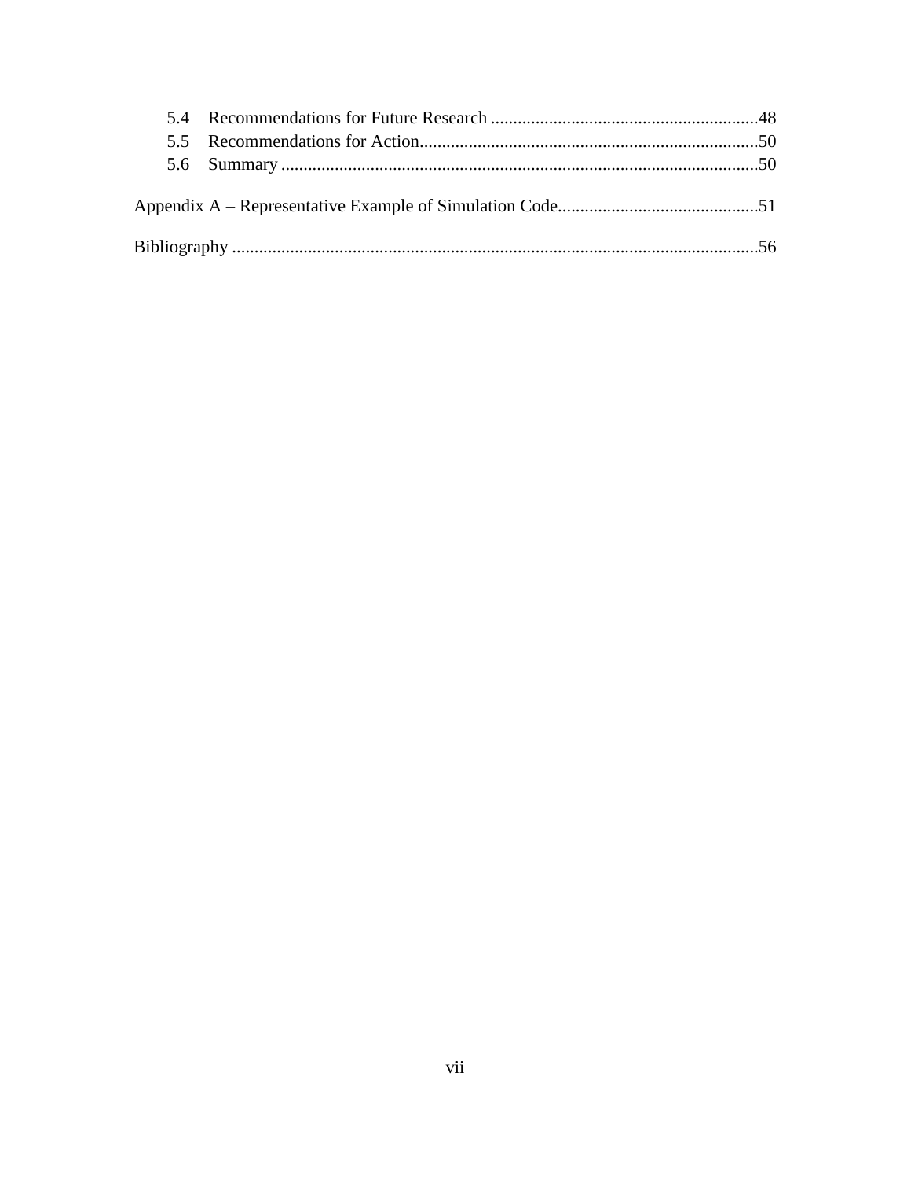5.4 Recommendations for Future Research ............................................................48
5.5 Recommendations for Action............................................................................50
5.6 Summary ..........................................................................................................50

Appendix A – Representative Example of Simulation Code............................................51

Bibliography .....................................................................................................................56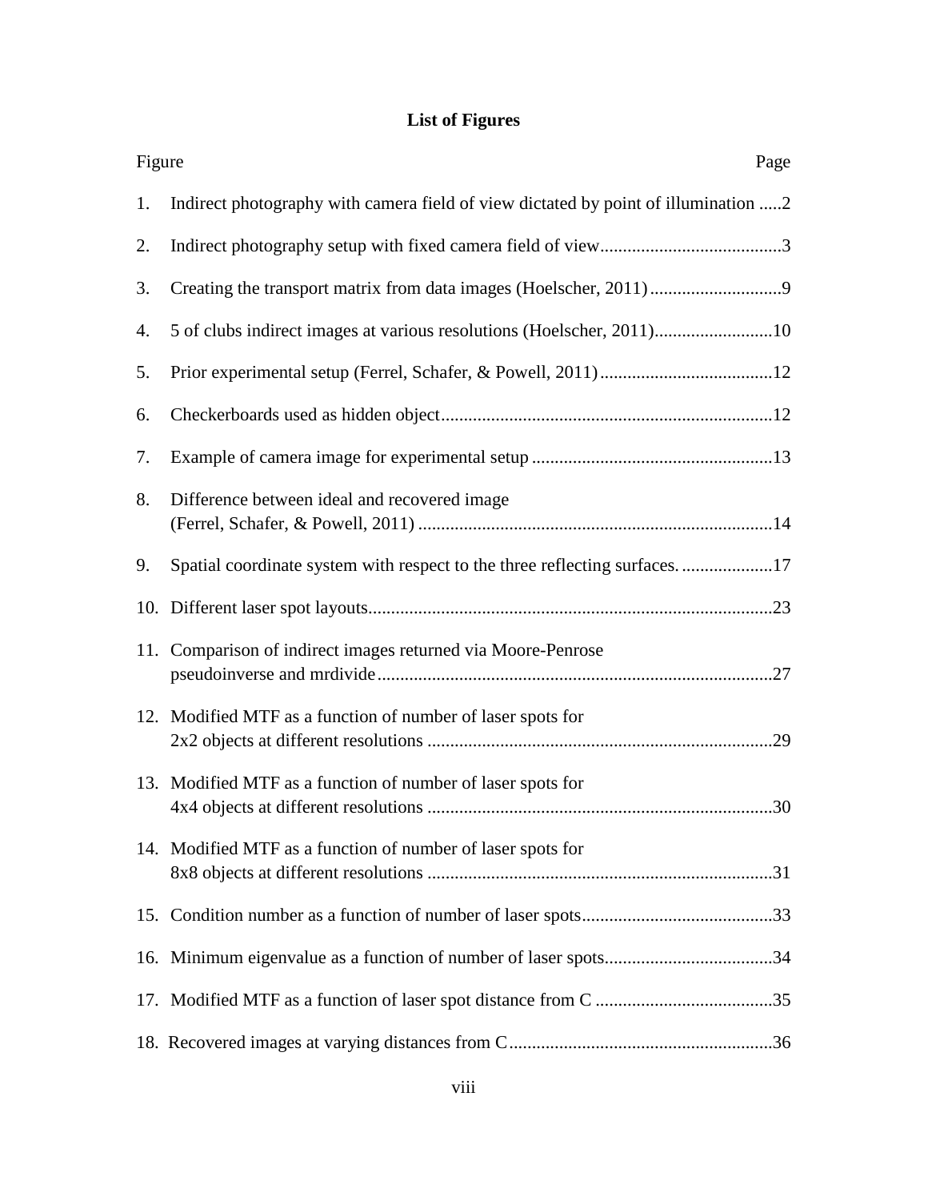# List of Figures

| Figure | | Page |
| --- | --- | --- |
| 1. | Indirect photography with camera field of view dictated by point of illumination | 2 |
| 2. | Indirect photography setup with fixed camera field of view | 3 |
| 3. | Creating the transport matrix from data images (Hoelscher, 2011) | 9 |
| 4. | 5 of clubs indirect images at various resolutions (Hoelscher, 2011) | 10 |
| 5. | Prior experimental setup (Ferrel, Schafer, & Powell, 2011) | 12 |
| 6. | Checkerboards used as hidden object | 12 |
| 7. | Example of camera image for experimental setup | 13 |
| 8. | Difference between ideal and recovered image (Ferrel, Schafer, & Powell, 2011) | 14 |
| 9. | Spatial coordinate system with respect to the three reflecting surfaces. | 17 |
| 10. | Different laser spot layouts | 23 |
| 11. | Comparison of indirect images returned via Moore-Penrose pseudoinverse and mrdivide | 27 |
| 12. | Modified MTF as a function of number of laser spots for 2x2 objects at different resolutions | 29 |
| 13. | Modified MTF as a function of number of laser spots for 4x4 objects at different resolutions | 30 |
| 14. | Modified MTF as a function of number of laser spots for 8x8 objects at different resolutions | 31 |
| 15. | Condition number as a function of number of laser spots | 33 |
| 16. | Minimum eigenvalue as a function of number of laser spots | 34 |
| 17. | Modified MTF as a function of laser spot distance from C | 35 |
| 18. | Recovered images at varying distances from C | 36 |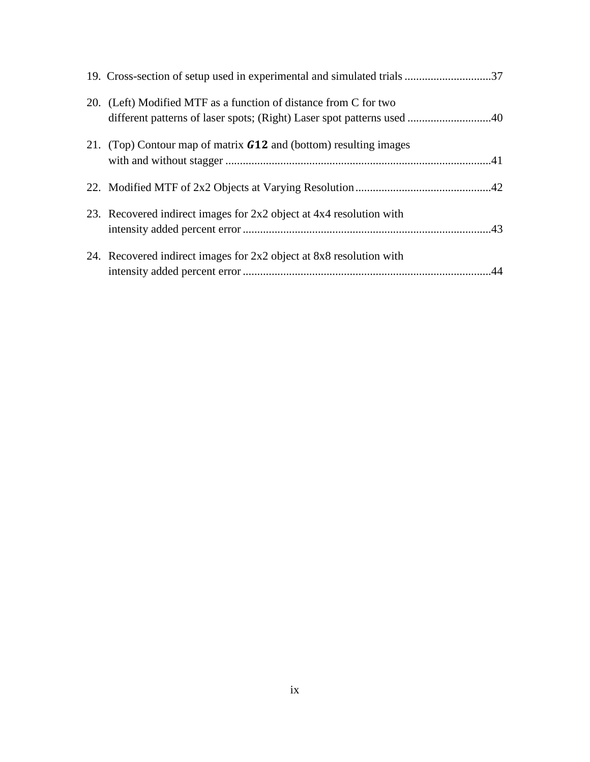19. Cross-section of setup used in experimental and simulated trials .............................37

20. (Left) Modified MTF as a function of distance from C for two different patterns of laser spots; (Right) Laser spot patterns used .............................40

21. (Top) Contour map of matrix $\boldsymbol{G12}$ and (bottom) resulting images with and without stagger ...........................................................................................41

22. Modified MTF of 2x2 Objects at Varying Resolution ...............................................42

23. Recovered indirect images for 2x2 object at 4x4 resolution with intensity added percent error .....................................................................................43

24. Recovered indirect images for 2x2 object at 8x8 resolution with intensity added percent error .....................................................................................44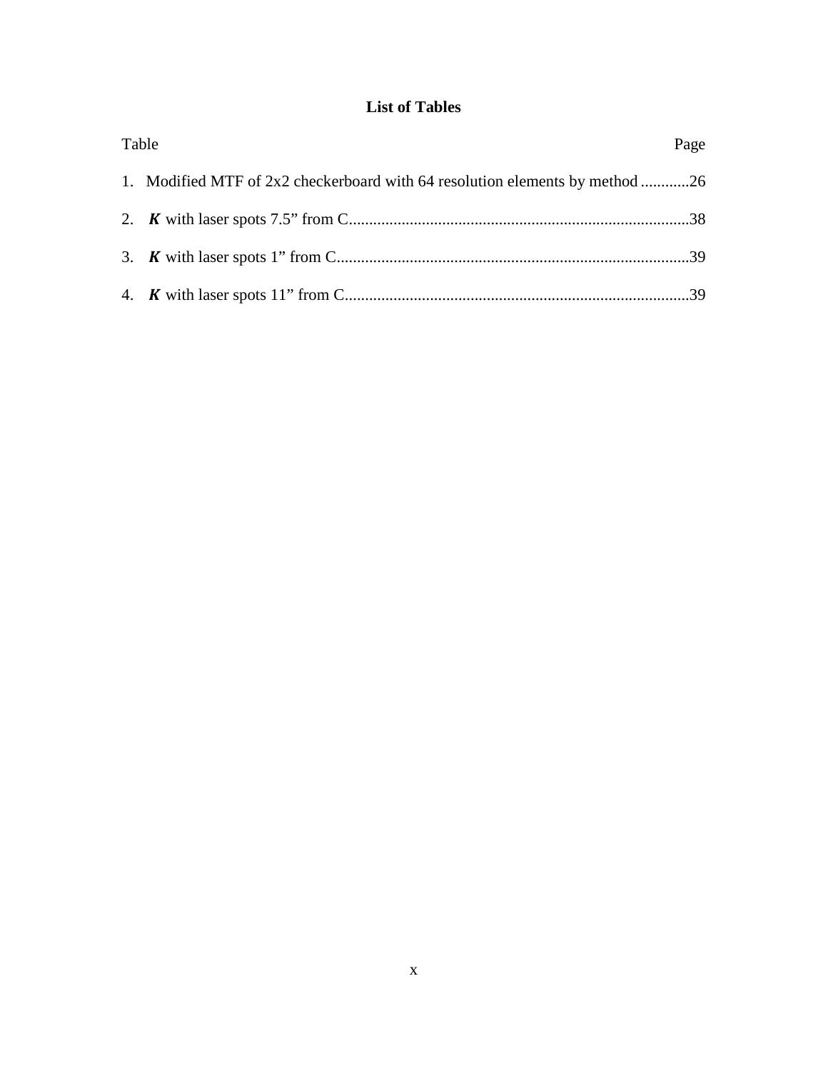## List of Tables

Table Page

1. Modified MTF of 2x2 checkerboard with 64 resolution elements by method ............26
2. $\boldsymbol{K}$ with laser spots 7.5” from C....................................................................................38
3. $\boldsymbol{K}$ with laser spots 1” from C.......................................................................................39
4. $\boldsymbol{K}$ with laser spots 11” from C.....................................................................................39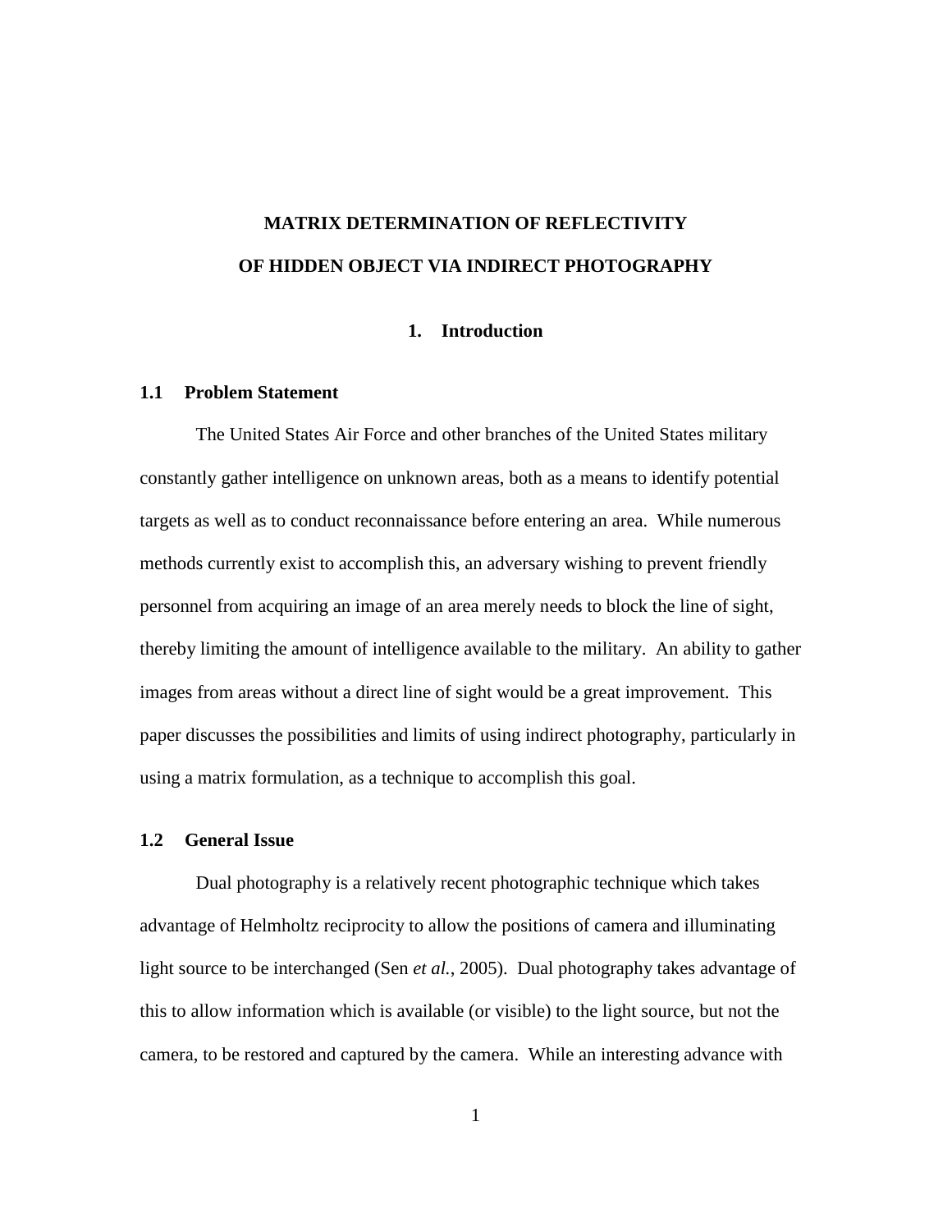# MATRIX DETERMINATION OF REFLECTIVITY OF HIDDEN OBJECT VIA INDIRECT PHOTOGRAPHY

## 1. Introduction

### 1.1 Problem Statement

The United States Air Force and other branches of the United States military constantly gather intelligence on unknown areas, both as a means to identify potential targets as well as to conduct reconnaissance before entering an area. While numerous methods currently exist to accomplish this, an adversary wishing to prevent friendly personnel from acquiring an image of an area merely needs to block the line of sight, thereby limiting the amount of intelligence available to the military. An ability to gather images from areas without a direct line of sight would be a great improvement. This paper discusses the possibilities and limits of using indirect photography, particularly in using a matrix formulation, as a technique to accomplish this goal.

### 1.2 General Issue

Dual photography is a relatively recent photographic technique which takes advantage of Helmholtz reciprocity to allow the positions of camera and illuminating light source to be interchanged (Sen *et al.*, 2005). Dual photography takes advantage of this to allow information which is available (or visible) to the light source, but not the camera, to be restored and captured by the camera. While an interesting advance with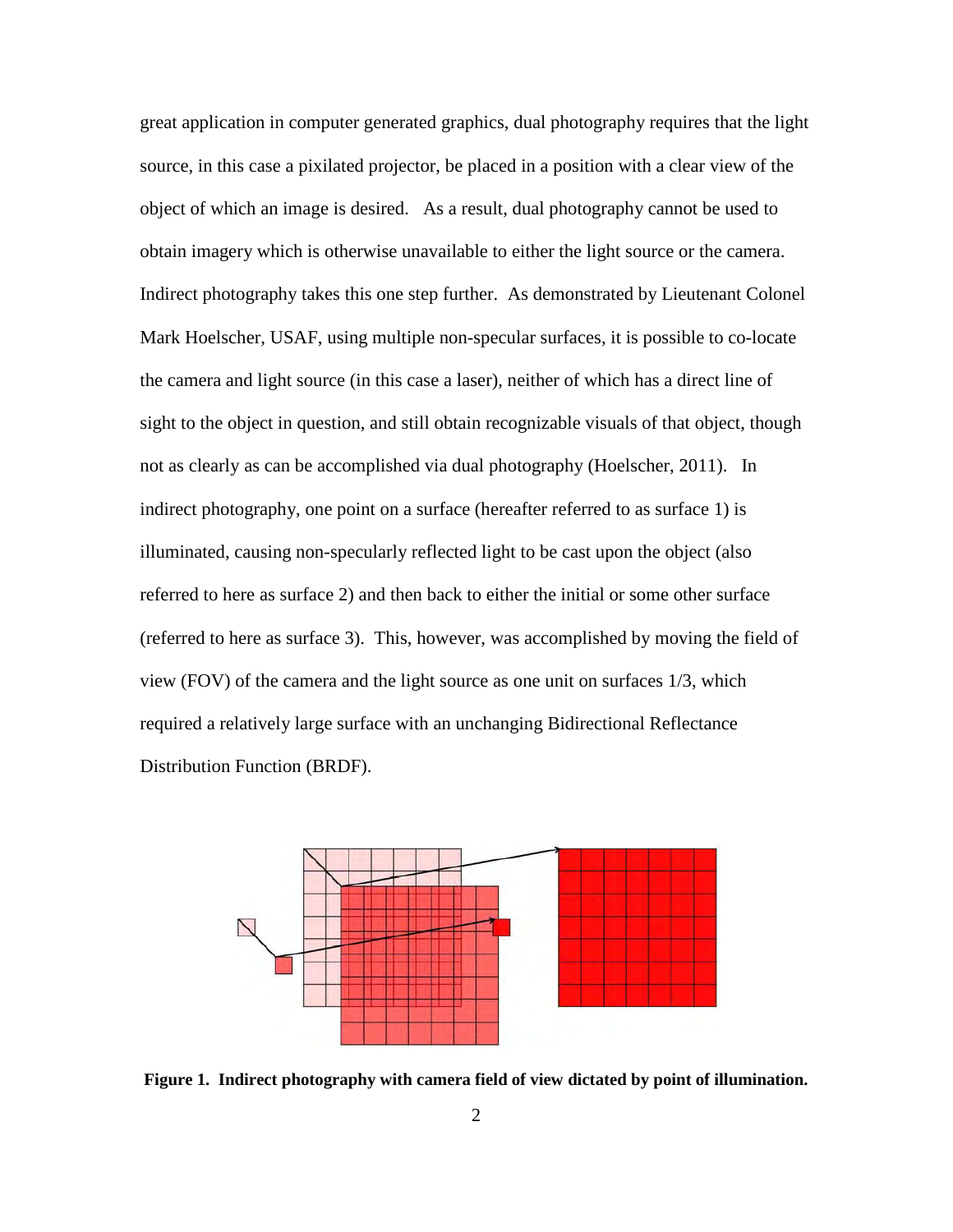great application in computer generated graphics, dual photography requires that the light source, in this case a pixilated projector, be placed in a position with a clear view of the object of which an image is desired. As a result, dual photography cannot be used to obtain imagery which is otherwise unavailable to either the light source or the camera. Indirect photography takes this one step further. As demonstrated by Lieutenant Colonel Mark Hoelscher, USAF, using multiple non-specular surfaces, it is possible to co-locate the camera and light source (in this case a laser), neither of which has a direct line of sight to the object in question, and still obtain recognizable visuals of that object, though not as clearly as can be accomplished via dual photography (Hoelscher, 2011). In indirect photography, one point on a surface (hereafter referred to as surface 1) is illuminated, causing non-specularly reflected light to be cast upon the object (also referred to here as surface 2) and then back to either the initial or some other surface (referred to here as surface 3). This, however, was accomplished by moving the field of view (FOV) of the camera and the light source as one unit on surfaces 1/3, which required a relatively large surface with an unchanging Bidirectional Reflectance Distribution Function (BRDF).

**Figure 1. Indirect photography with camera field of view dictated by point of illumination.**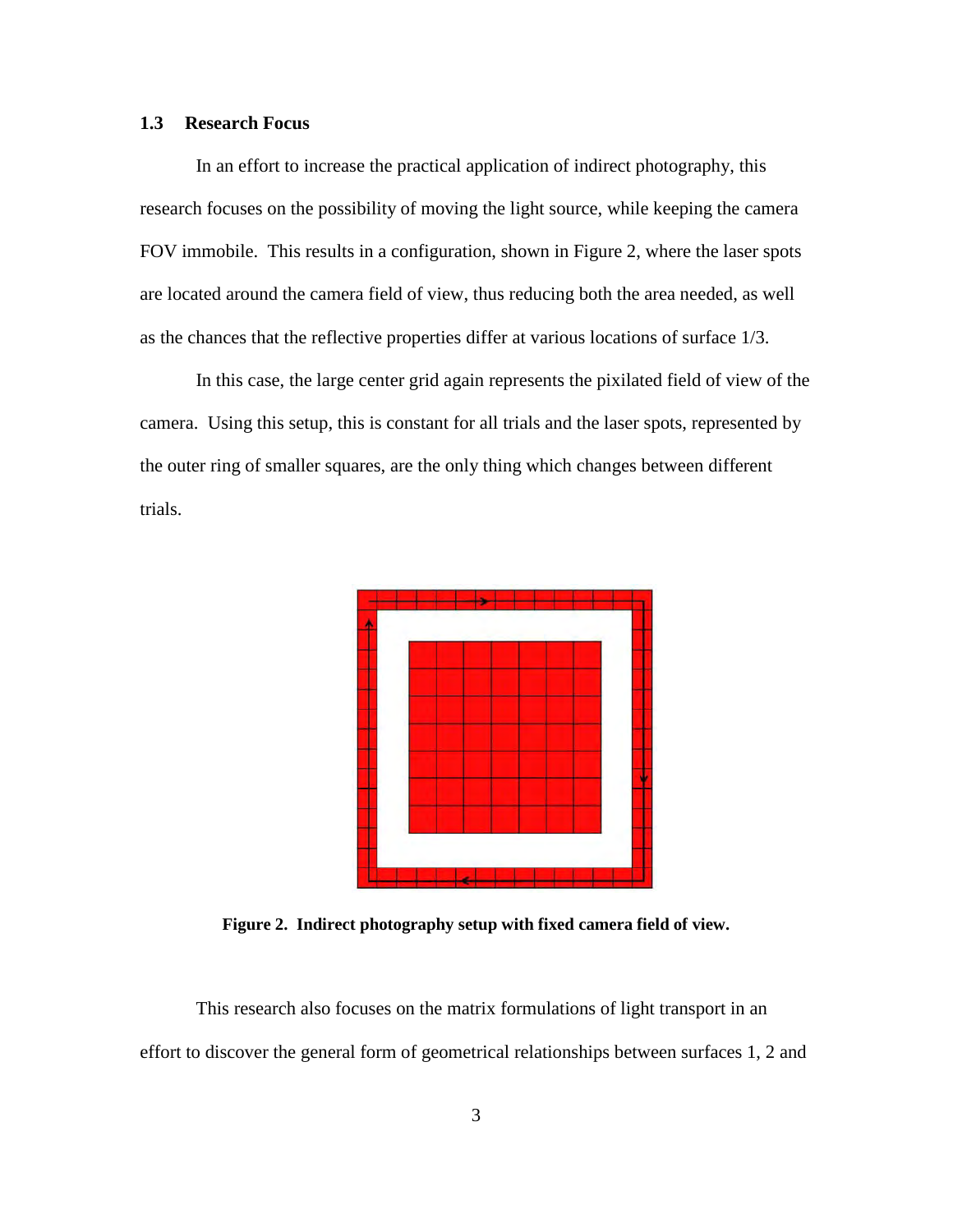### 1.3 Research Focus

In an effort to increase the practical application of indirect photography, this research focuses on the possibility of moving the light source, while keeping the camera FOV immobile. This results in a configuration, shown in Figure 2, where the laser spots are located around the camera field of view, thus reducing both the area needed, as well as the chances that the reflective properties differ at various locations of surface 1/3.

In this case, the large center grid again represents the pixilated field of view of the camera. Using this setup, this is constant for all trials and the laser spots, represented by the outer ring of smaller squares, are the only thing which changes between different trials.

**Figure 2. Indirect photography setup with fixed camera field of view.**

This research also focuses on the matrix formulations of light transport in an effort to discover the general form of geometrical relationships between surfaces 1, 2 and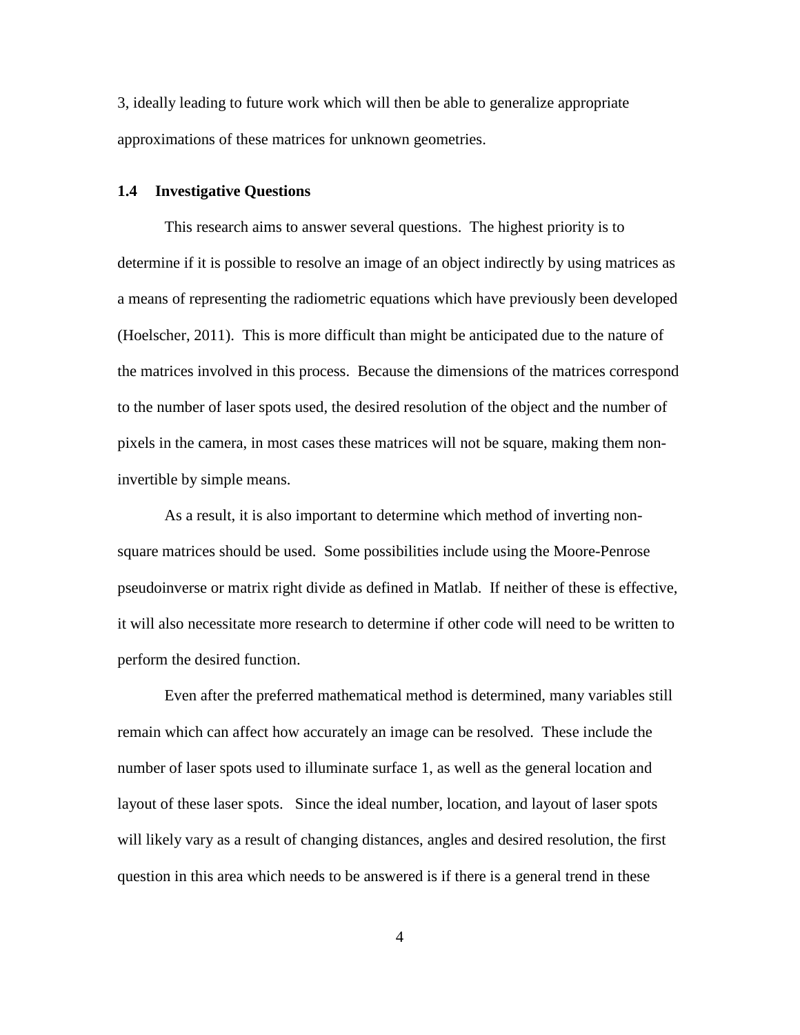3, ideally leading to future work which will then be able to generalize appropriate approximations of these matrices for unknown geometries.

### 1.4 Investigative Questions

This research aims to answer several questions. The highest priority is to determine if it is possible to resolve an image of an object indirectly by using matrices as a means of representing the radiometric equations which have previously been developed (Hoelscher, 2011). This is more difficult than might be anticipated due to the nature of the matrices involved in this process. Because the dimensions of the matrices correspond to the number of laser spots used, the desired resolution of the object and the number of pixels in the camera, in most cases these matrices will not be square, making them non-invertible by simple means.

As a result, it is also important to determine which method of inverting non-square matrices should be used. Some possibilities include using the Moore-Penrose pseudoinverse or matrix right divide as defined in Matlab. If neither of these is effective, it will also necessitate more research to determine if other code will need to be written to perform the desired function.

Even after the preferred mathematical method is determined, many variables still remain which can affect how accurately an image can be resolved. These include the number of laser spots used to illuminate surface 1, as well as the general location and layout of these laser spots. Since the ideal number, location, and layout of laser spots will likely vary as a result of changing distances, angles and desired resolution, the first question in this area which needs to be answered is if there is a general trend in these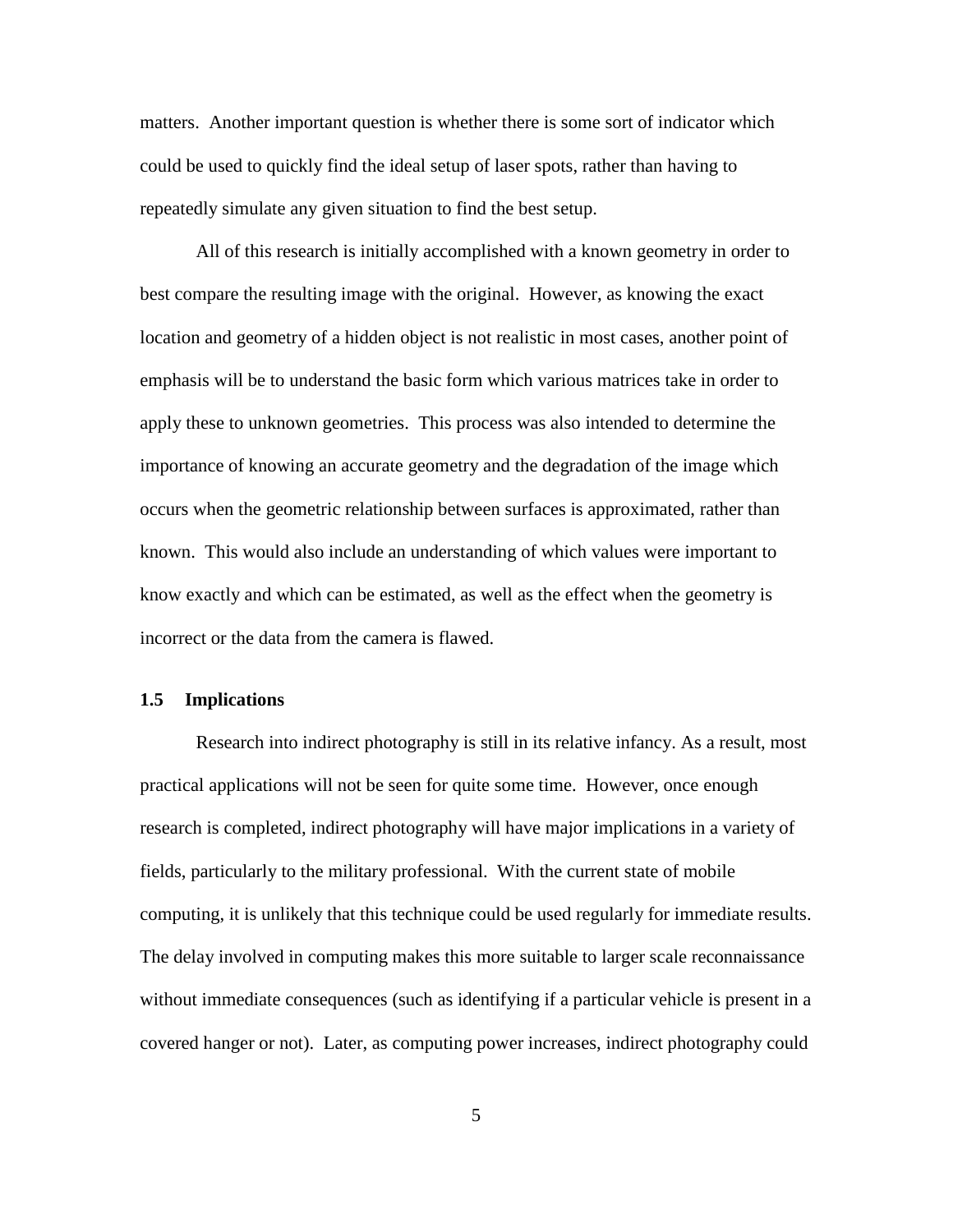matters. Another important question is whether there is some sort of indicator which could be used to quickly find the ideal setup of laser spots, rather than having to repeatedly simulate any given situation to find the best setup.

All of this research is initially accomplished with a known geometry in order to best compare the resulting image with the original. However, as knowing the exact location and geometry of a hidden object is not realistic in most cases, another point of emphasis will be to understand the basic form which various matrices take in order to apply these to unknown geometries. This process was also intended to determine the importance of knowing an accurate geometry and the degradation of the image which occurs when the geometric relationship between surfaces is approximated, rather than known. This would also include an understanding of which values were important to know exactly and which can be estimated, as well as the effect when the geometry is incorrect or the data from the camera is flawed.

### 1.5 Implications

Research into indirect photography is still in its relative infancy. As a result, most practical applications will not be seen for quite some time. However, once enough research is completed, indirect photography will have major implications in a variety of fields, particularly to the military professional. With the current state of mobile computing, it is unlikely that this technique could be used regularly for immediate results. The delay involved in computing makes this more suitable to larger scale reconnaissance without immediate consequences (such as identifying if a particular vehicle is present in a covered hanger or not). Later, as computing power increases, indirect photography could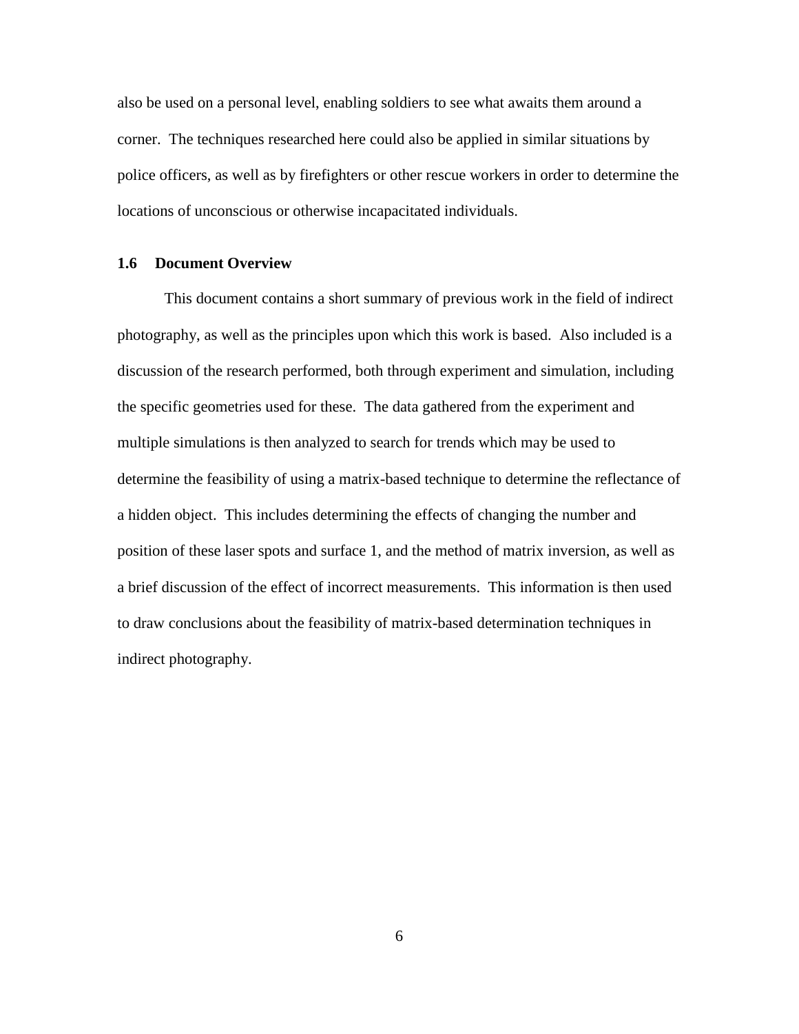also be used on a personal level, enabling soldiers to see what awaits them around a corner. The techniques researched here could also be applied in similar situations by police officers, as well as by firefighters or other rescue workers in order to determine the locations of unconscious or otherwise incapacitated individuals.

### 1.6 Document Overview

This document contains a short summary of previous work in the field of indirect photography, as well as the principles upon which this work is based. Also included is a discussion of the research performed, both through experiment and simulation, including the specific geometries used for these. The data gathered from the experiment and multiple simulations is then analyzed to search for trends which may be used to determine the feasibility of using a matrix-based technique to determine the reflectance of a hidden object. This includes determining the effects of changing the number and position of these laser spots and surface 1, and the method of matrix inversion, as well as a brief discussion of the effect of incorrect measurements. This information is then used to draw conclusions about the feasibility of matrix-based determination techniques in indirect photography.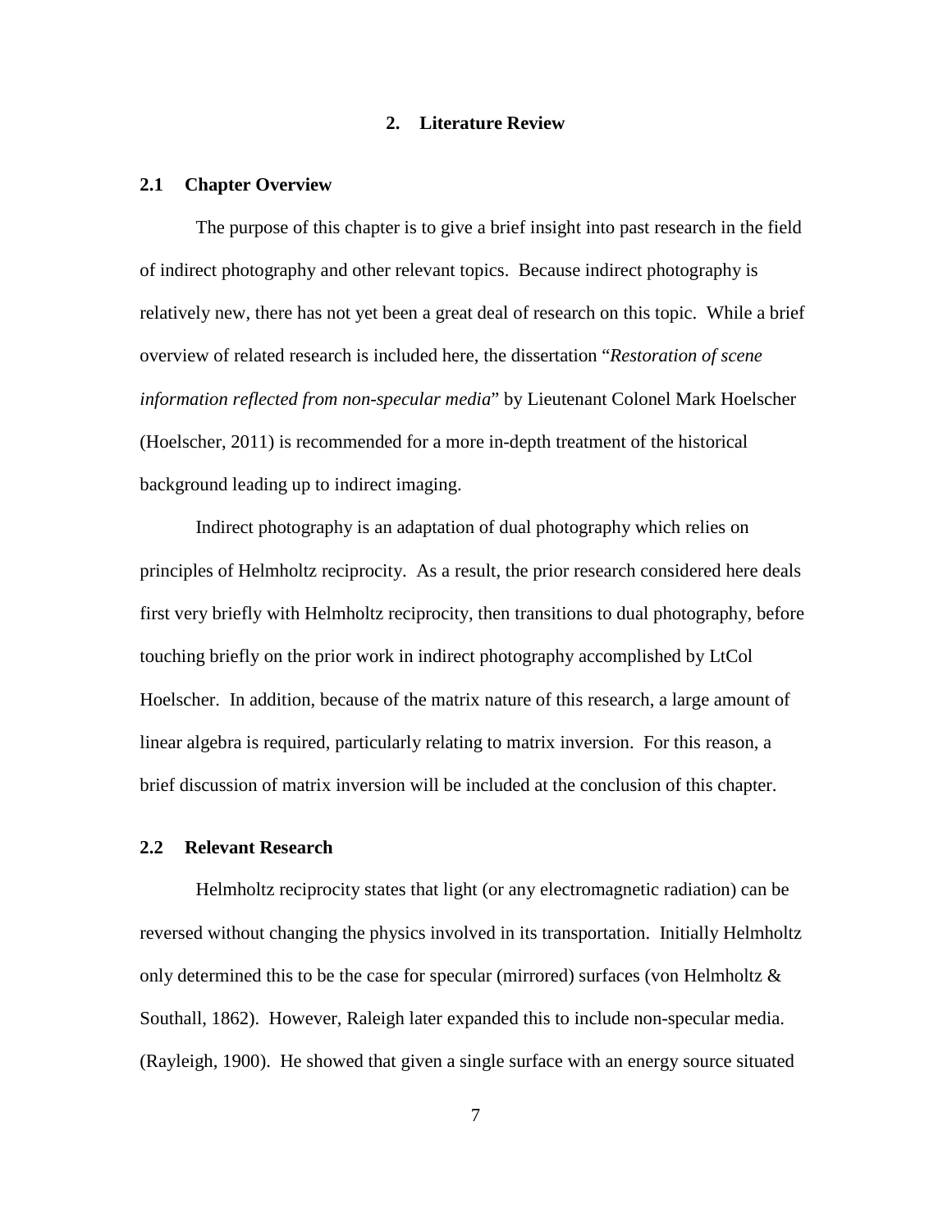# 2. Literature Review

## 2.1 Chapter Overview

The purpose of this chapter is to give a brief insight into past research in the field of indirect photography and other relevant topics. Because indirect photography is relatively new, there has not yet been a great deal of research on this topic. While a brief overview of related research is included here, the dissertation "*Restoration of scene information reflected from non-specular media*" by Lieutenant Colonel Mark Hoelscher (Hoelscher, 2011) is recommended for a more in-depth treatment of the historical background leading up to indirect imaging.

Indirect photography is an adaptation of dual photography which relies on principles of Helmholtz reciprocity. As a result, the prior research considered here deals first very briefly with Helmholtz reciprocity, then transitions to dual photography, before touching briefly on the prior work in indirect photography accomplished by LtCol Hoelscher. In addition, because of the matrix nature of this research, a large amount of linear algebra is required, particularly relating to matrix inversion. For this reason, a brief discussion of matrix inversion will be included at the conclusion of this chapter.

## 2.2 Relevant Research

Helmholtz reciprocity states that light (or any electromagnetic radiation) can be reversed without changing the physics involved in its transportation. Initially Helmholtz only determined this to be the case for specular (mirrored) surfaces (von Helmholtz & Southall, 1862). However, Raleigh later expanded this to include non-specular media. (Rayleigh, 1900). He showed that given a single surface with an energy source situated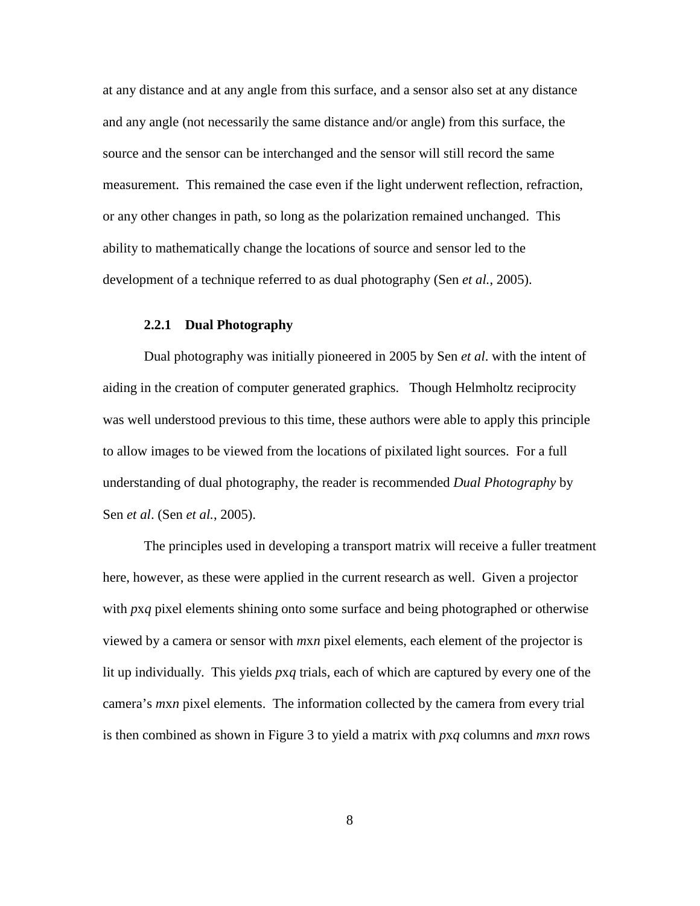at any distance and at any angle from this surface, and a sensor also set at any distance and any angle (not necessarily the same distance and/or angle) from this surface, the source and the sensor can be interchanged and the sensor will still record the same measurement. This remained the case even if the light underwent reflection, refraction, or any other changes in path, so long as the polarization remained unchanged. This ability to mathematically change the locations of source and sensor led to the development of a technique referred to as dual photography (Sen *et al.*, 2005).

### 2.2.1 Dual Photography

Dual photography was initially pioneered in 2005 by Sen *et al*. with the intent of aiding in the creation of computer generated graphics. Though Helmholtz reciprocity was well understood previous to this time, these authors were able to apply this principle to allow images to be viewed from the locations of pixilated light sources. For a full understanding of dual photography, the reader is recommended *Dual Photography* by Sen *et al*. (Sen *et al.*, 2005).

The principles used in developing a transport matrix will receive a fuller treatment here, however, as these were applied in the current research as well. Given a projector with $p$x$q$ pixel elements shining onto some surface and being photographed or otherwise viewed by a camera or sensor with $m$x$n$ pixel elements, each element of the projector is lit up individually. This yields $p$x$q$ trials, each of which are captured by every one of the camera's $m$x$n$ pixel elements. The information collected by the camera from every trial is then combined as shown in Figure 3 to yield a matrix with $p$x$q$ columns and $m$x$n$ rows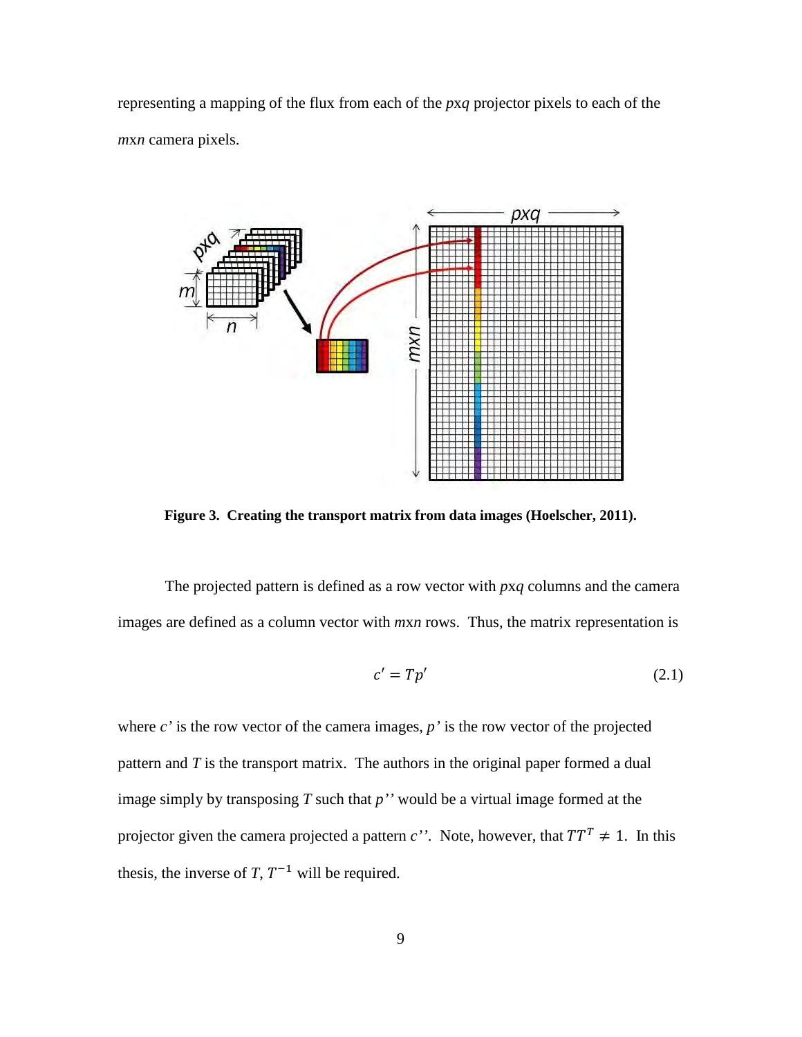representing a mapping of the flux from each of the *pxq* projector pixels to each of the *mxn* camera pixels.

**Figure 3. Creating the transport matrix from data images (Hoelscher, 2011).**

The projected pattern is defined as a row vector with *pxq* columns and the camera images are defined as a column vector with *mxn* rows. Thus, the matrix representation is

$$c' = Tp' \tag{2.1}$$

where *c'* is the row vector of the camera images, *p'* is the row vector of the projected pattern and *T* is the transport matrix. The authors in the original paper formed a dual image simply by transposing *T* such that *p''* would be a virtual image formed at the projector given the camera projected a pattern *c''*. Note, however, that $TT^T \neq 1$. In this thesis, the inverse of *T*, $T^{-1}$ will be required.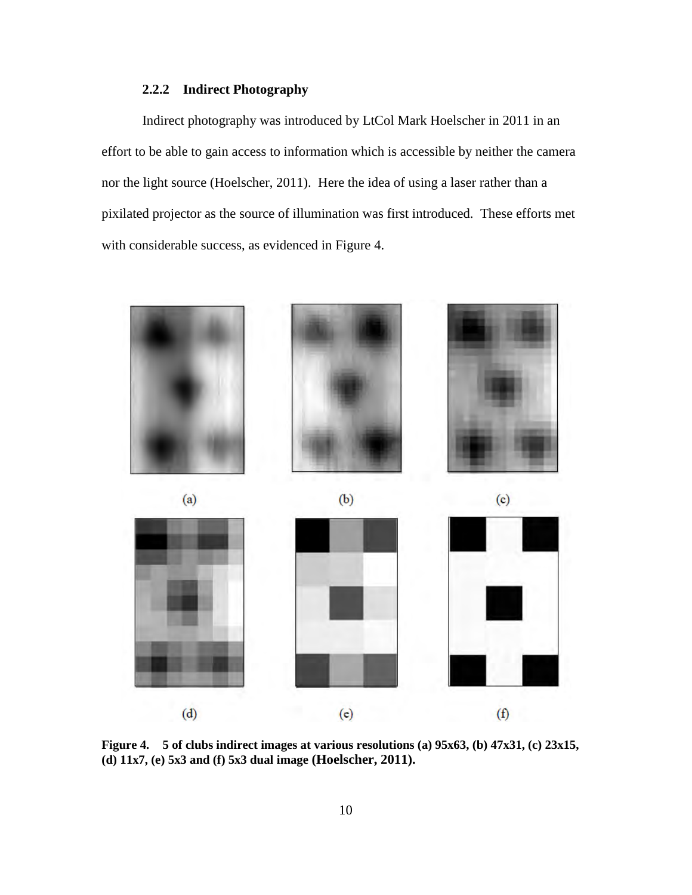### 2.2.2 Indirect Photography

Indirect photography was introduced by LtCol Mark Hoelscher in 2011 in an effort to be able to gain access to information which is accessible by neither the camera nor the light source (Hoelscher, 2011). Here the idea of using a laser rather than a pixilated projector as the source of illumination was first introduced. These efforts met with considerable success, as evidenced in Figure 4.

(a) (b) (c)

(d) (e) (f)

**Figure 4. 5 of clubs indirect images at various resolutions (a) 95x63, (b) 47x31, (c) 23x15, (d) 11x7, (e) 5x3 and (f) 5x3 dual image (Hoelscher, 2011).**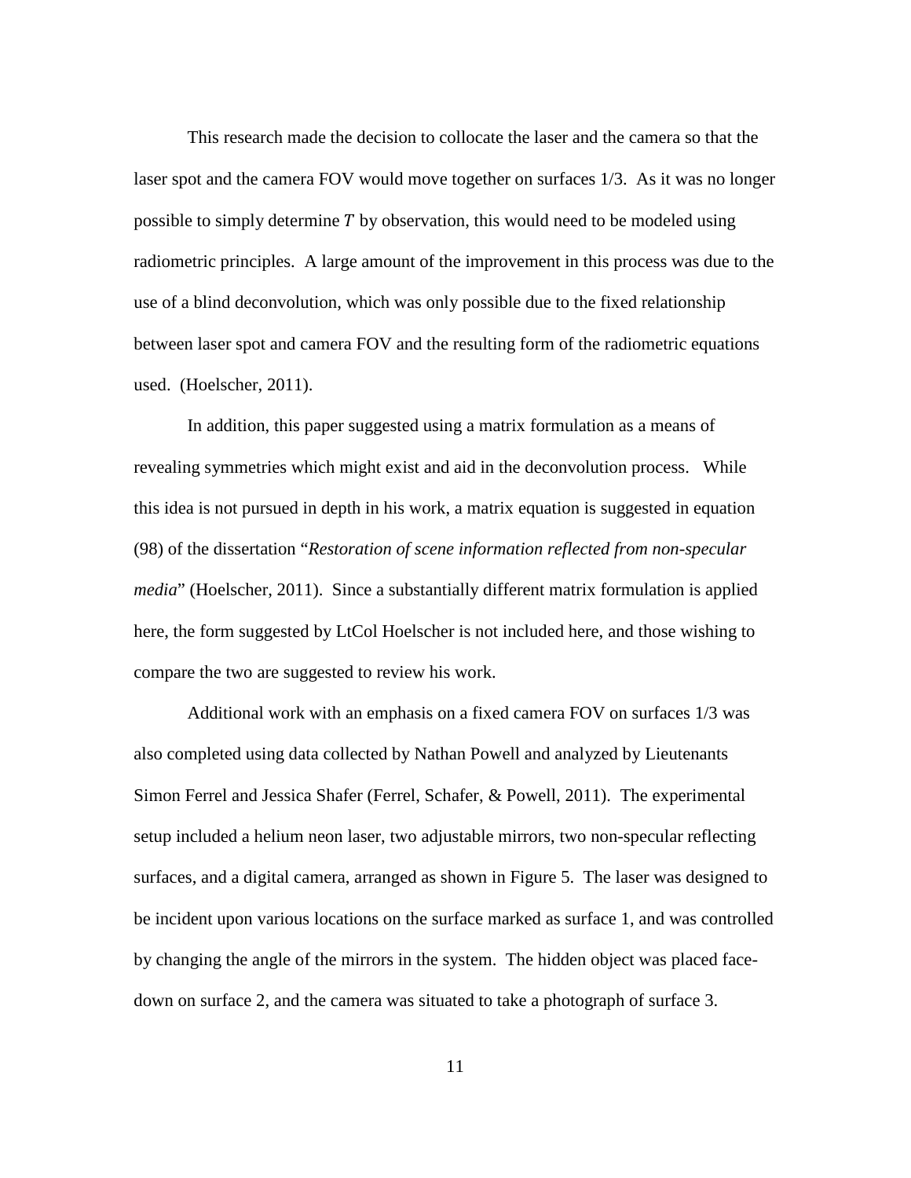This research made the decision to collocate the laser and the camera so that the laser spot and the camera FOV would move together on surfaces 1/3. As it was no longer possible to simply determine $T$ by observation, this would need to be modeled using radiometric principles. A large amount of the improvement in this process was due to the use of a blind deconvolution, which was only possible due to the fixed relationship between laser spot and camera FOV and the resulting form of the radiometric equations used. (Hoelscher, 2011).

In addition, this paper suggested using a matrix formulation as a means of revealing symmetries which might exist and aid in the deconvolution process. While this idea is not pursued in depth in his work, a matrix equation is suggested in equation (98) of the dissertation "*Restoration of scene information reflected from non-specular media*" (Hoelscher, 2011). Since a substantially different matrix formulation is applied here, the form suggested by LtCol Hoelscher is not included here, and those wishing to compare the two are suggested to review his work.

Additional work with an emphasis on a fixed camera FOV on surfaces 1/3 was also completed using data collected by Nathan Powell and analyzed by Lieutenants Simon Ferrel and Jessica Shafer (Ferrel, Schafer, & Powell, 2011). The experimental setup included a helium neon laser, two adjustable mirrors, two non-specular reflecting surfaces, and a digital camera, arranged as shown in Figure 5. The laser was designed to be incident upon various locations on the surface marked as surface 1, and was controlled by changing the angle of the mirrors in the system. The hidden object was placed face-down on surface 2, and the camera was situated to take a photograph of surface 3.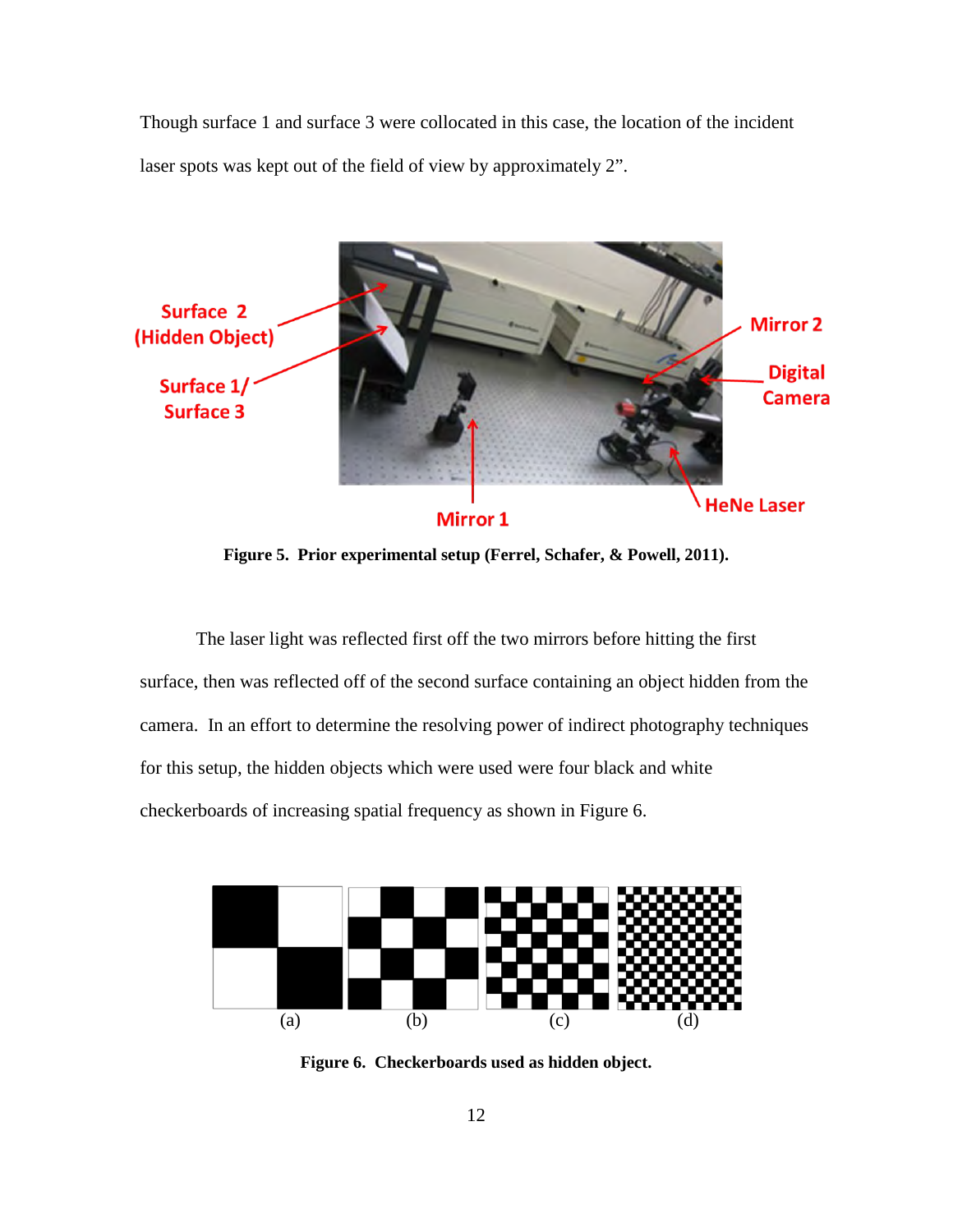Though surface 1 and surface 3 were collocated in this case, the location of the incident laser spots was kept out of the field of view by approximately 2”.

**Figure 5. Prior experimental setup (Ferrel, Schafer, & Powell, 2011).**

The laser light was reflected first off the two mirrors before hitting the first surface, then was reflected off of the second surface containing an object hidden from the camera. In an effort to determine the resolving power of indirect photography techniques for this setup, the hidden objects which were used were four black and white checkerboards of increasing spatial frequency as shown in Figure 6.

**Figure 6. Checkerboards used as hidden object.**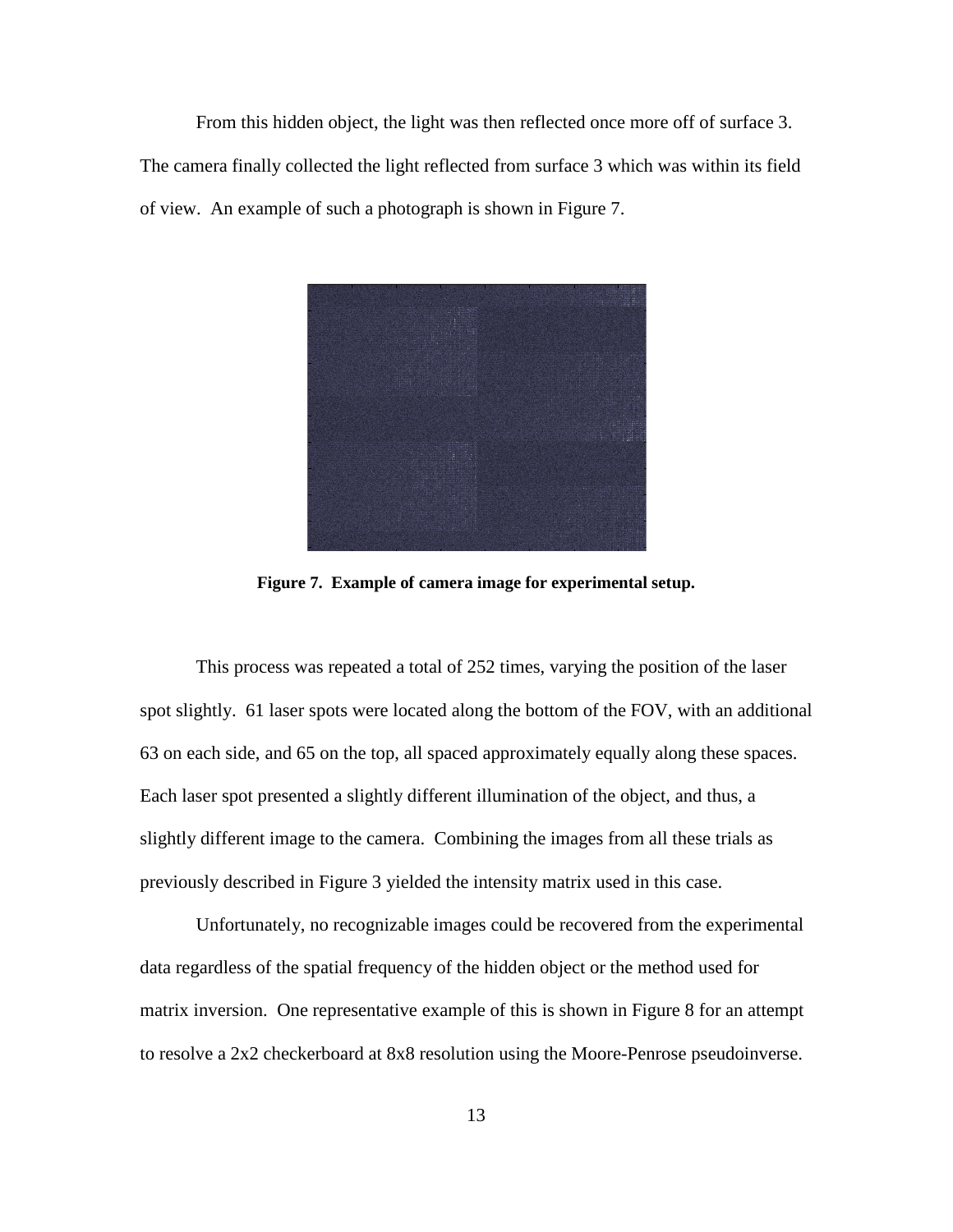From this hidden object, the light was then reflected once more off of surface 3. The camera finally collected the light reflected from surface 3 which was within its field of view. An example of such a photograph is shown in Figure 7.

**Figure 7. Example of camera image for experimental setup.**

This process was repeated a total of 252 times, varying the position of the laser spot slightly. 61 laser spots were located along the bottom of the FOV, with an additional 63 on each side, and 65 on the top, all spaced approximately equally along these spaces. Each laser spot presented a slightly different illumination of the object, and thus, a slightly different image to the camera. Combining the images from all these trials as previously described in Figure 3 yielded the intensity matrix used in this case.

Unfortunately, no recognizable images could be recovered from the experimental data regardless of the spatial frequency of the hidden object or the method used for matrix inversion. One representative example of this is shown in Figure 8 for an attempt to resolve a 2x2 checkerboard at 8x8 resolution using the Moore-Penrose pseudoinverse.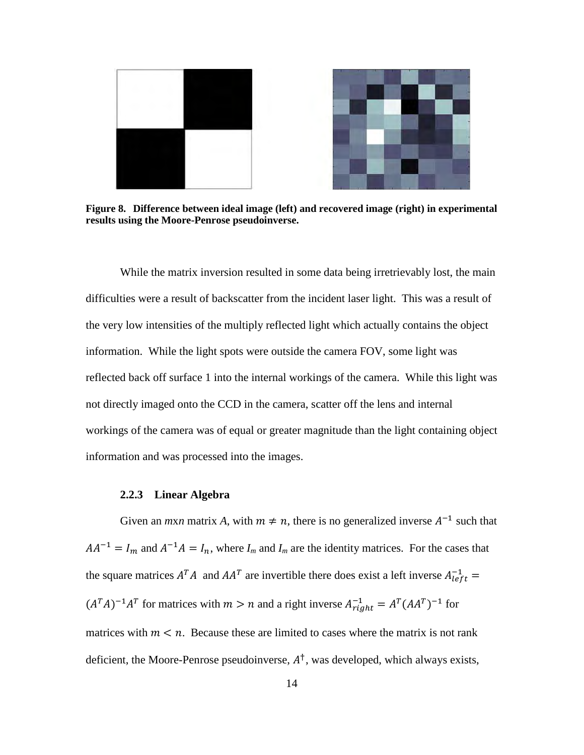**Figure 8. Difference between ideal image (left) and recovered image (right) in experimental results using the Moore-Penrose pseudoinverse.**

While the matrix inversion resulted in some data being irretrievably lost, the main difficulties were a result of backscatter from the incident laser light. This was a result of the very low intensities of the multiply reflected light which actually contains the object information. While the light spots were outside the camera FOV, some light was reflected back off surface 1 into the internal workings of the camera. While this light was not directly imaged onto the CCD in the camera, scatter off the lens and internal workings of the camera was of equal or greater magnitude than the light containing object information and was processed into the images.

### 2.2.3 Linear Algebra

Given an *m*x*n* matrix *A*, with $m \neq n$, there is no generalized inverse $A^{-1}$ such that $AA^{-1} = I_m$ and $A^{-1}A = I_n$, where $I_m$ and $I_m$ are the identity matrices. For the cases that the square matrices $A^T A$ and $AA^T$ are invertible there does exist a left inverse $A^{-1}_{left} = (A^T A)^{-1} A^T$ for matrices with $m > n$ and a right inverse $A^{-1}_{right} = A^T (AA^T)^{-1}$ for matrices with $m < n$. Because these are limited to cases where the matrix is not rank deficient, the Moore-Penrose pseudoinverse, $A^{\dagger}$, was developed, which always exists,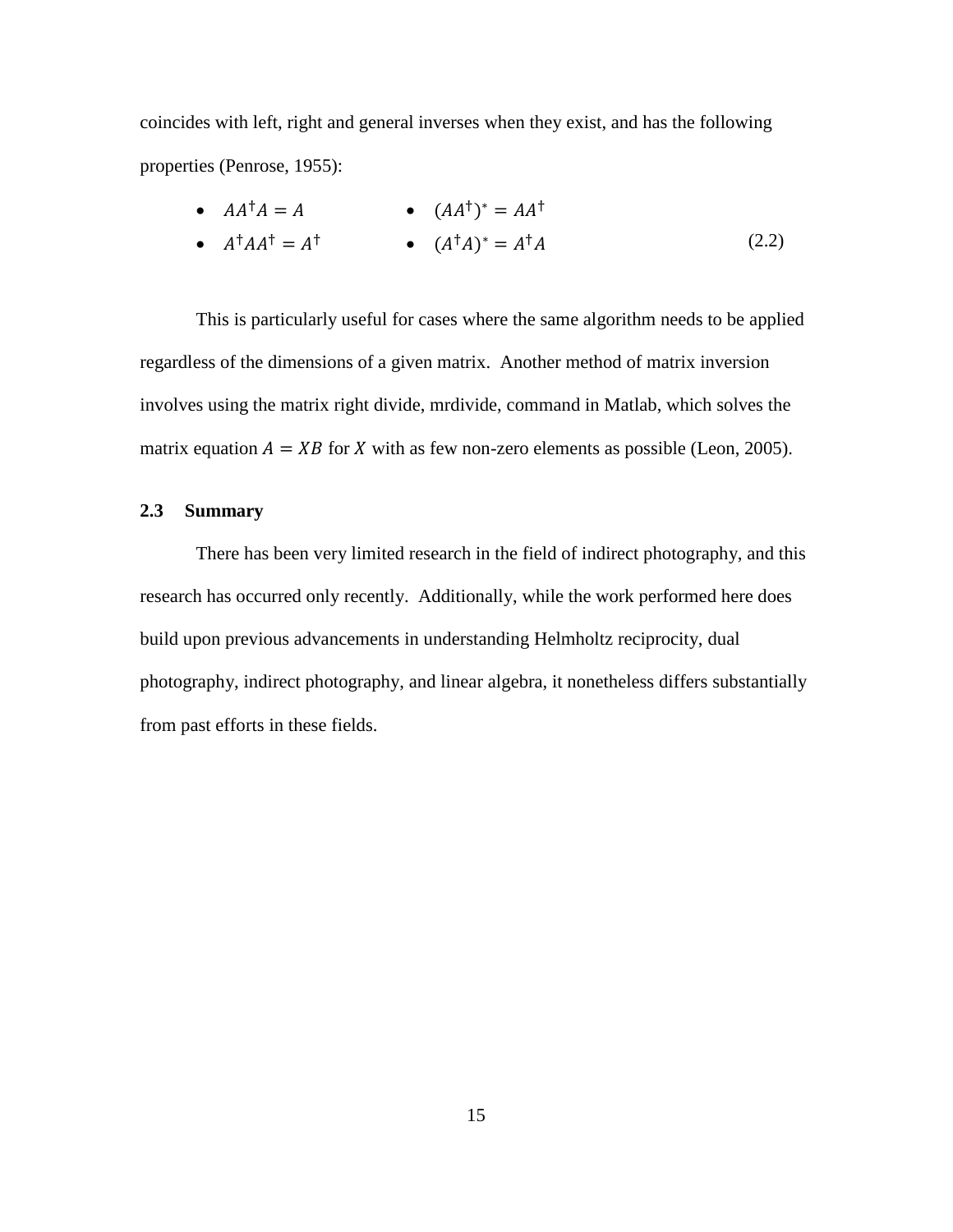coincides with left, right and general inverses when they exist, and has the following properties (Penrose, 1955):

- $AA^{\dagger}A = A$
- $A^{\dagger}AA^{\dagger} = A^{\dagger}$
- $(AA^{\dagger})^{*} = AA^{\dagger}$
- $(A^{\dagger}A)^{*} = A^{\dagger}A$ (2.2)

This is particularly useful for cases where the same algorithm needs to be applied regardless of the dimensions of a given matrix. Another method of matrix inversion involves using the matrix right divide, mrdivide, command in Matlab, which solves the matrix equation $A = XB$ for $X$ with as few non-zero elements as possible (Leon, 2005).

## 2.3 Summary

There has been very limited research in the field of indirect photography, and this research has occurred only recently. Additionally, while the work performed here does build upon previous advancements in understanding Helmholtz reciprocity, dual photography, indirect photography, and linear algebra, it nonetheless differs substantially from past efforts in these fields.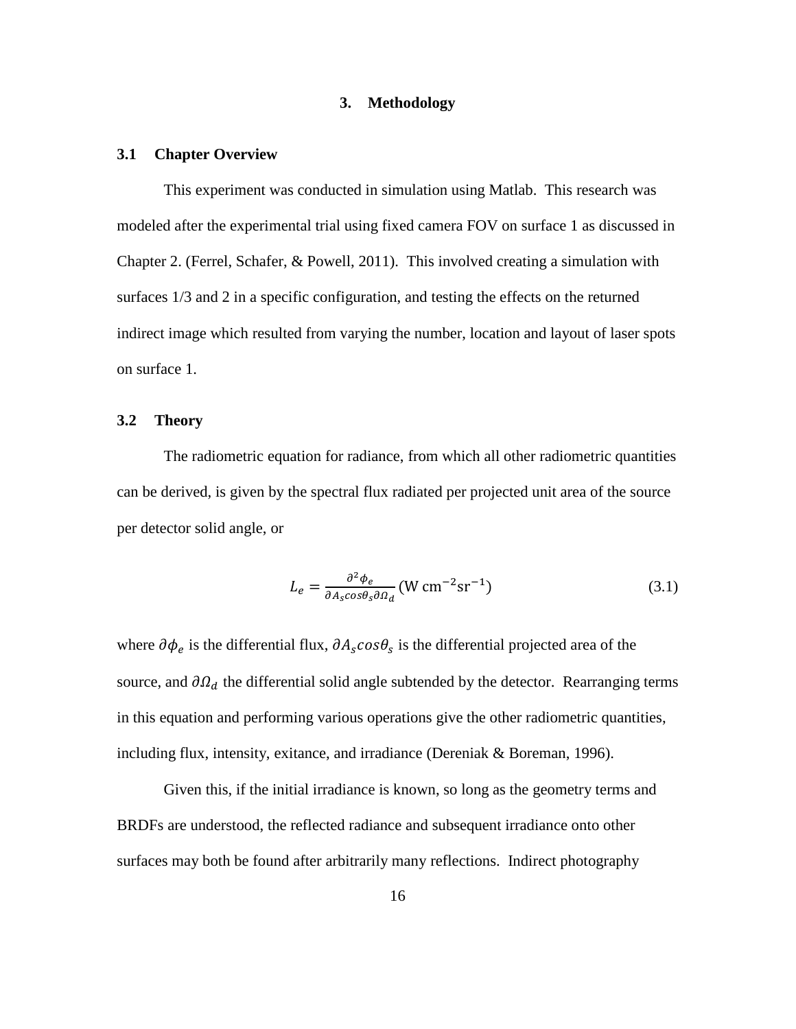# 3. Methodology

## 3.1 Chapter Overview

This experiment was conducted in simulation using Matlab. This research was modeled after the experimental trial using fixed camera FOV on surface 1 as discussed in Chapter 2. (Ferrel, Schafer, & Powell, 2011). This involved creating a simulation with surfaces 1/3 and 2 in a specific configuration, and testing the effects on the returned indirect image which resulted from varying the number, location and layout of laser spots on surface 1.

## 3.2 Theory

The radiometric equation for radiance, from which all other radiometric quantities can be derived, is given by the spectral flux radiated per projected unit area of the source per detector solid angle, or

$$L_e = \frac{\partial^2 \phi_e}{\partial A_s cos\theta_s \partial \Omega_d} \,(\mathrm{W\ cm^{-2} sr^{-1}}) \tag{3.1}$$

where $\partial \phi_e$ is the differential flux, $\partial A_s cos\theta_s$ is the differential projected area of the source, and $\partial \Omega_d$ the differential solid angle subtended by the detector. Rearranging terms in this equation and performing various operations give the other radiometric quantities, including flux, intensity, exitance, and irradiance (Dereniak & Boreman, 1996).

Given this, if the initial irradiance is known, so long as the geometry terms and BRDFs are understood, the reflected radiance and subsequent irradiance onto other surfaces may both be found after arbitrarily many reflections. Indirect photography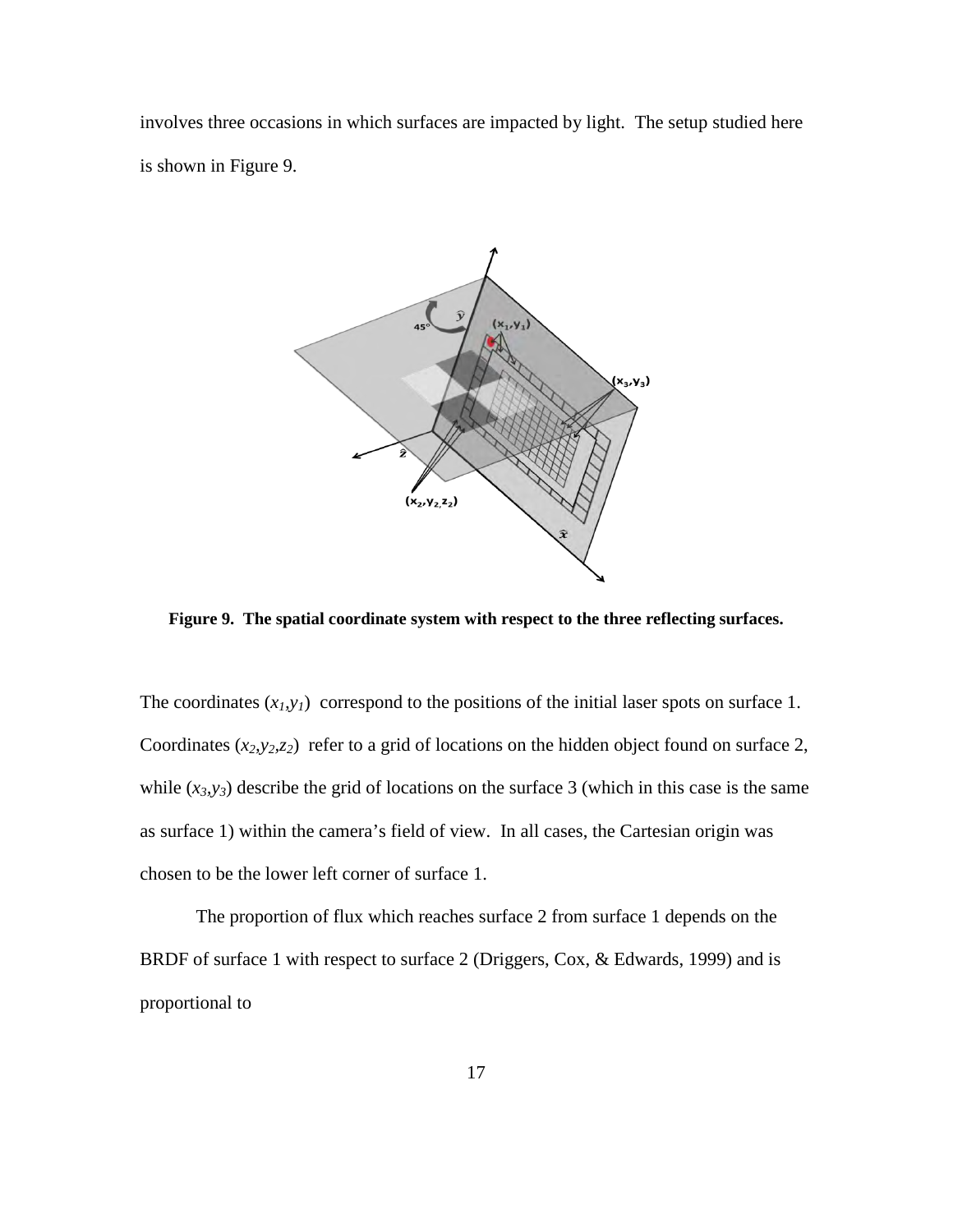involves three occasions in which surfaces are impacted by light. The setup studied here is shown in Figure 9.

**Figure 9. The spatial coordinate system with respect to the three reflecting surfaces.**

The coordinates $(x_1,y_1)$ correspond to the positions of the initial laser spots on surface 1. Coordinates $(x_2,y_2,z_2)$ refer to a grid of locations on the hidden object found on surface 2, while $(x_3,y_3)$ describe the grid of locations on the surface 3 (which in this case is the same as surface 1) within the camera's field of view. In all cases, the Cartesian origin was chosen to be the lower left corner of surface 1.

The proportion of flux which reaches surface 2 from surface 1 depends on the BRDF of surface 1 with respect to surface 2 (Driggers, Cox, & Edwards, 1999) and is proportional to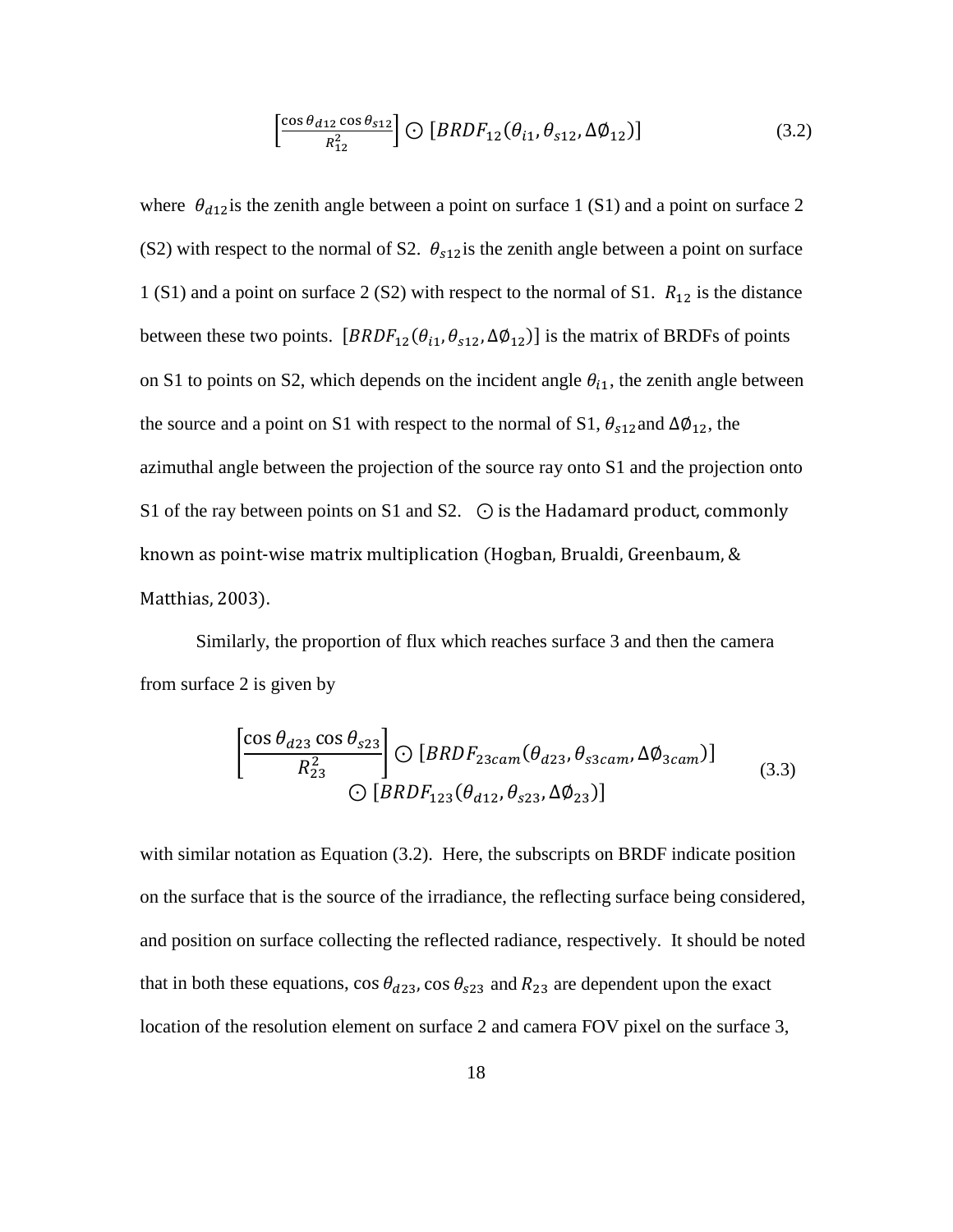$$\left[\frac{\cos\theta_{d12}\cos\theta_{s12}}{R_{12}^2}\right] \odot [BRDF_{12}(\theta_{i1},\theta_{s12},\Delta\emptyset_{12})] \tag{3.2}$$

where $\theta_{d12}$ is the zenith angle between a point on surface 1 (S1) and a point on surface 2 (S2) with respect to the normal of S2. $\theta_{s12}$ is the zenith angle between a point on surface 1 (S1) and a point on surface 2 (S2) with respect to the normal of S1. $R_{12}$ is the distance between these two points. $[BRDF_{12}(\theta_{i1},\theta_{s12},\Delta\emptyset_{12})]$ is the matrix of BRDFs of points on S1 to points on S2, which depends on the incident angle $\theta_{i1}$, the zenith angle between the source and a point on S1 with respect to the normal of S1, $\theta_{s12}$ and $\Delta\emptyset_{12}$, the azimuthal angle between the projection of the source ray onto S1 and the projection onto S1 of the ray between points on S1 and S2. $\odot$ is the Hadamard product, commonly known as point-wise matrix multiplication (Hogban, Brualdi, Greenbaum, & Matthias, 2003).

Similarly, the proportion of flux which reaches surface 3 and then the camera from surface 2 is given by

$$\left[\frac{\cos\theta_{d23}\cos\theta_{s23}}{R_{23}^2}\right] \odot [BRDF_{23cam}(\theta_{d23},\theta_{s3cam},\Delta\emptyset_{3cam})] \odot [BRDF_{123}(\theta_{d12},\theta_{s23},\Delta\emptyset_{23})] \tag{3.3}$$

with similar notation as Equation (3.2). Here, the subscripts on BRDF indicate position on the surface that is the source of the irradiance, the reflecting surface being considered, and position on surface collecting the reflected radiance, respectively. It should be noted that in both these equations, $\cos\theta_{d23}$, $\cos\theta_{s23}$ and $R_{23}$ are dependent upon the exact location of the resolution element on surface 2 and camera FOV pixel on the surface 3,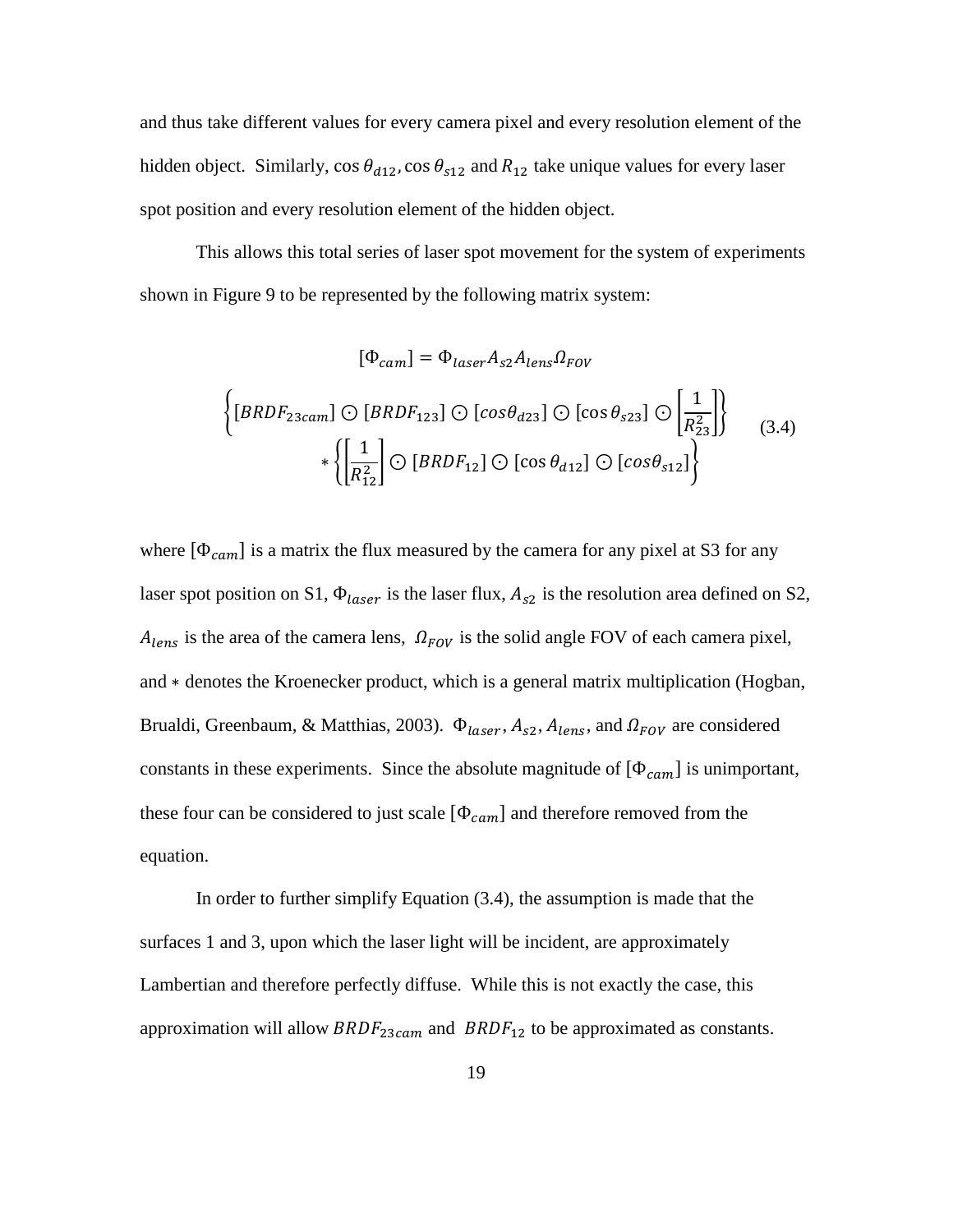and thus take different values for every camera pixel and every resolution element of the hidden object. Similarly, $\cos\theta_{d12}$, $\cos\theta_{s12}$ and $R_{12}$ take unique values for every laser spot position and every resolution element of the hidden object.

This allows this total series of laser spot movement for the system of experiments shown in Figure 9 to be represented by the following matrix system:

$$
\begin{gathered}
[\Phi_{cam}] = \Phi_{laser} A_{s2} A_{lens} \Omega_{FOV} \\
\left\{[BRDF_{23cam}] \odot [BRDF_{123}] \odot [cos\theta_{d23}] \odot [\cos\theta_{s23}] \odot \left[\frac{1}{R_{23}^2}\right]\right\} \\
* \left\{\left[\frac{1}{R_{12}^2}\right] \odot [BRDF_{12}] \odot [\cos\theta_{d12}] \odot [cos\theta_{s12}]\right\}
\end{gathered}
\tag{3.4}
$$

where $[\Phi_{cam}]$ is a matrix the flux measured by the camera for any pixel at S3 for any laser spot position on S1, $\Phi_{laser}$ is the laser flux, $A_{s2}$ is the resolution area defined on S2, $A_{lens}$ is the area of the camera lens, $\Omega_{FOV}$ is the solid angle FOV of each camera pixel, and $*$ denotes the Kroenecker product, which is a general matrix multiplication (Hogban, Brualdi, Greenbaum, & Matthias, 2003). $\Phi_{laser}$, $A_{s2}$, $A_{lens}$, and $\Omega_{FOV}$ are considered constants in these experiments. Since the absolute magnitude of $[\Phi_{cam}]$ is unimportant, these four can be considered to just scale $[\Phi_{cam}]$ and therefore removed from the equation.

In order to further simplify Equation (3.4), the assumption is made that the surfaces 1 and 3, upon which the laser light will be incident, are approximately Lambertian and therefore perfectly diffuse. While this is not exactly the case, this approximation will allow $BRDF_{23cam}$ and $BRDF_{12}$ to be approximated as constants.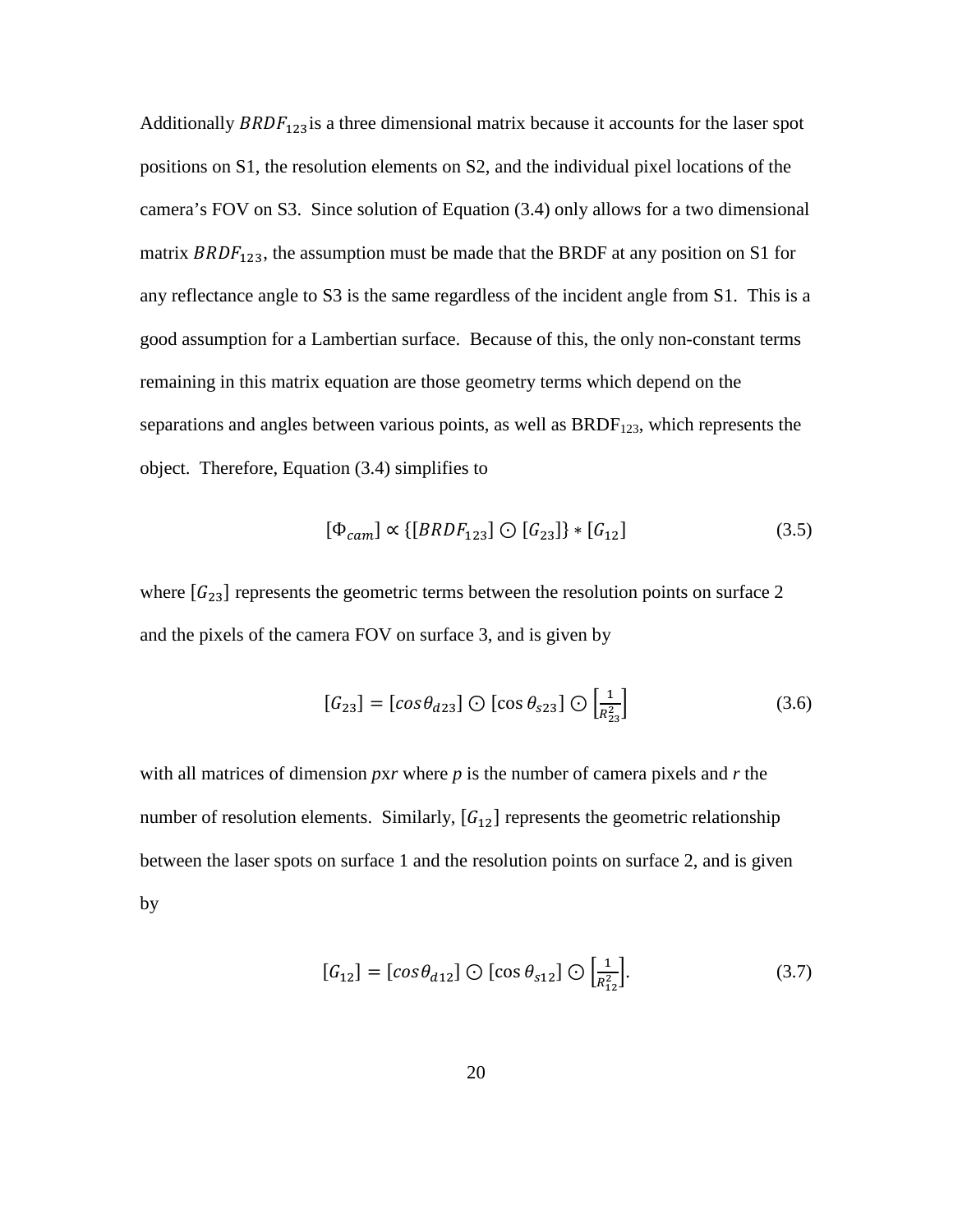Additionally $BRDF_{123}$ is a three dimensional matrix because it accounts for the laser spot positions on S1, the resolution elements on S2, and the individual pixel locations of the camera's FOV on S3. Since solution of Equation (3.4) only allows for a two dimensional matrix $BRDF_{123}$, the assumption must be made that the BRDF at any position on S1 for any reflectance angle to S3 is the same regardless of the incident angle from S1. This is a good assumption for a Lambertian surface. Because of this, the only non-constant terms remaining in this matrix equation are those geometry terms which depend on the separations and angles between various points, as well as $BRDF_{123}$, which represents the object. Therefore, Equation (3.4) simplifies to

$$[\Phi_{cam}] \propto \{[BRDF_{123}] \odot [G_{23}]\} * [G_{12}] \tag{3.5}$$

where $[G_{23}]$ represents the geometric terms between the resolution points on surface 2 and the pixels of the camera FOV on surface 3, and is given by

$$[G_{23}] = [cos\theta_{d23}] \odot [\cos\theta_{s23}] \odot \left[\frac{1}{R_{23}^2}\right] \tag{3.6}$$

with all matrices of dimension *p*x*r* where *p* is the number of camera pixels and *r* the number of resolution elements. Similarly, $[G_{12}]$ represents the geometric relationship between the laser spots on surface 1 and the resolution points on surface 2, and is given by

$$[G_{12}] = [cos\theta_{d12}] \odot [\cos\theta_{s12}] \odot \left[\frac{1}{R_{12}^2}\right]. \tag{3.7}$$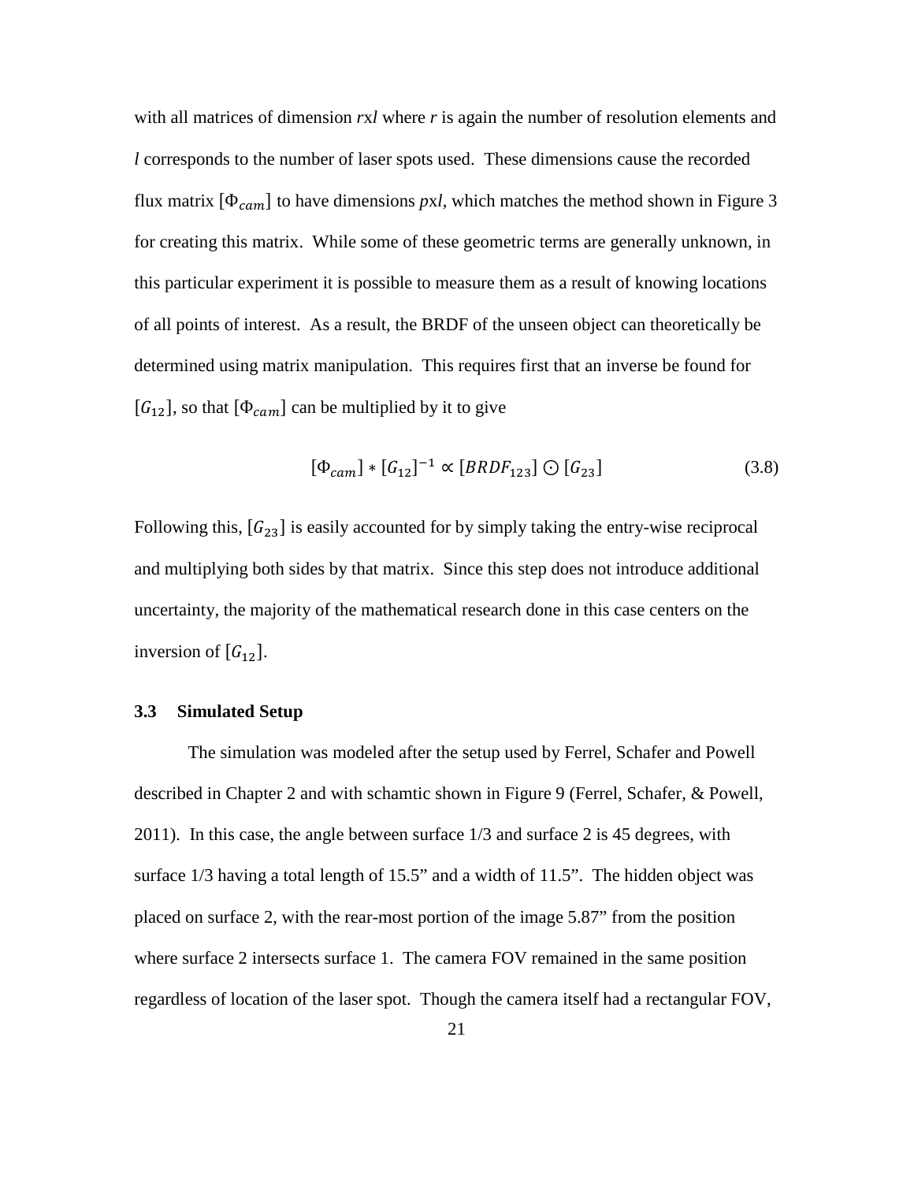with all matrices of dimension *r*x*l* where *r* is again the number of resolution elements and *l* corresponds to the number of laser spots used. These dimensions cause the recorded flux matrix $[\Phi_{cam}]$ to have dimensions *p*x*l*, which matches the method shown in Figure 3 for creating this matrix. While some of these geometric terms are generally unknown, in this particular experiment it is possible to measure them as a result of knowing locations of all points of interest. As a result, the BRDF of the unseen object can theoretically be determined using matrix manipulation. This requires first that an inverse be found for $[G_{12}]$, so that $[\Phi_{cam}]$ can be multiplied by it to give

$$[\Phi_{cam}] * [G_{12}]^{-1} \propto [BRDF_{123}] \odot [G_{23}] \tag{3.8}$$

Following this, $[G_{23}]$ is easily accounted for by simply taking the entry-wise reciprocal and multiplying both sides by that matrix. Since this step does not introduce additional uncertainty, the majority of the mathematical research done in this case centers on the inversion of $[G_{12}]$.

### 3.3 Simulated Setup

The simulation was modeled after the setup used by Ferrel, Schafer and Powell described in Chapter 2 and with schamtic shown in Figure 9 (Ferrel, Schafer, & Powell, 2011). In this case, the angle between surface 1/3 and surface 2 is 45 degrees, with surface 1/3 having a total length of 15.5" and a width of 11.5". The hidden object was placed on surface 2, with the rear-most portion of the image 5.87" from the position where surface 2 intersects surface 1. The camera FOV remained in the same position regardless of location of the laser spot. Though the camera itself had a rectangular FOV,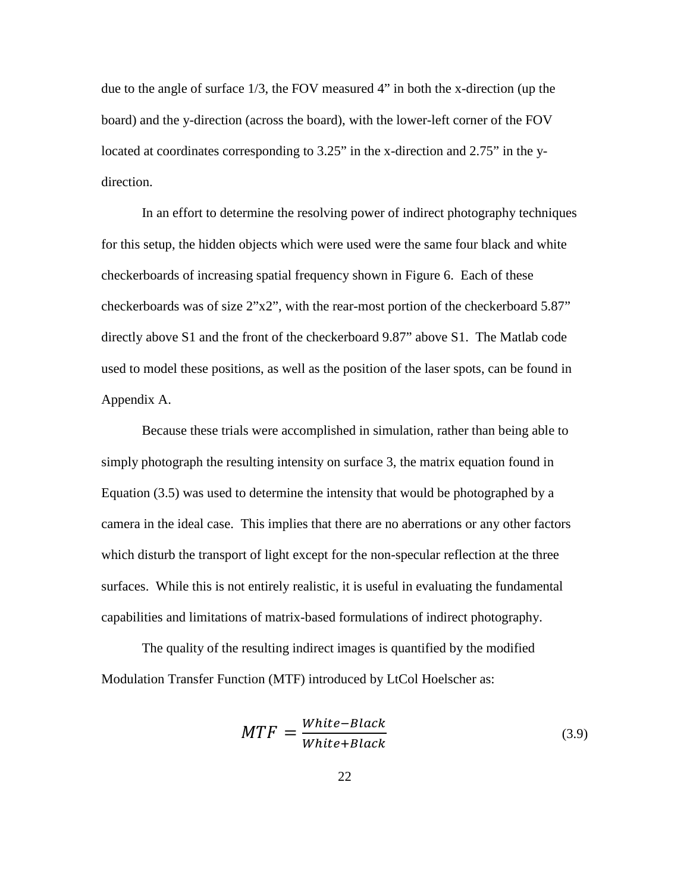due to the angle of surface 1/3, the FOV measured 4" in both the x-direction (up the board) and the y-direction (across the board), with the lower-left corner of the FOV located at coordinates corresponding to 3.25" in the x-direction and 2.75" in the y-direction.

In an effort to determine the resolving power of indirect photography techniques for this setup, the hidden objects which were used were the same four black and white checkerboards of increasing spatial frequency shown in Figure 6. Each of these checkerboards was of size 2"x2", with the rear-most portion of the checkerboard 5.87" directly above S1 and the front of the checkerboard 9.87" above S1. The Matlab code used to model these positions, as well as the position of the laser spots, can be found in Appendix A.

Because these trials were accomplished in simulation, rather than being able to simply photograph the resulting intensity on surface 3, the matrix equation found in Equation (3.5) was used to determine the intensity that would be photographed by a camera in the ideal case. This implies that there are no aberrations or any other factors which disturb the transport of light except for the non-specular reflection at the three surfaces. While this is not entirely realistic, it is useful in evaluating the fundamental capabilities and limitations of matrix-based formulations of indirect photography.

The quality of the resulting indirect images is quantified by the modified Modulation Transfer Function (MTF) introduced by LtCol Hoelscher as:

$$MTF = \frac{White - Black}{White + Black} \tag{3.9}$$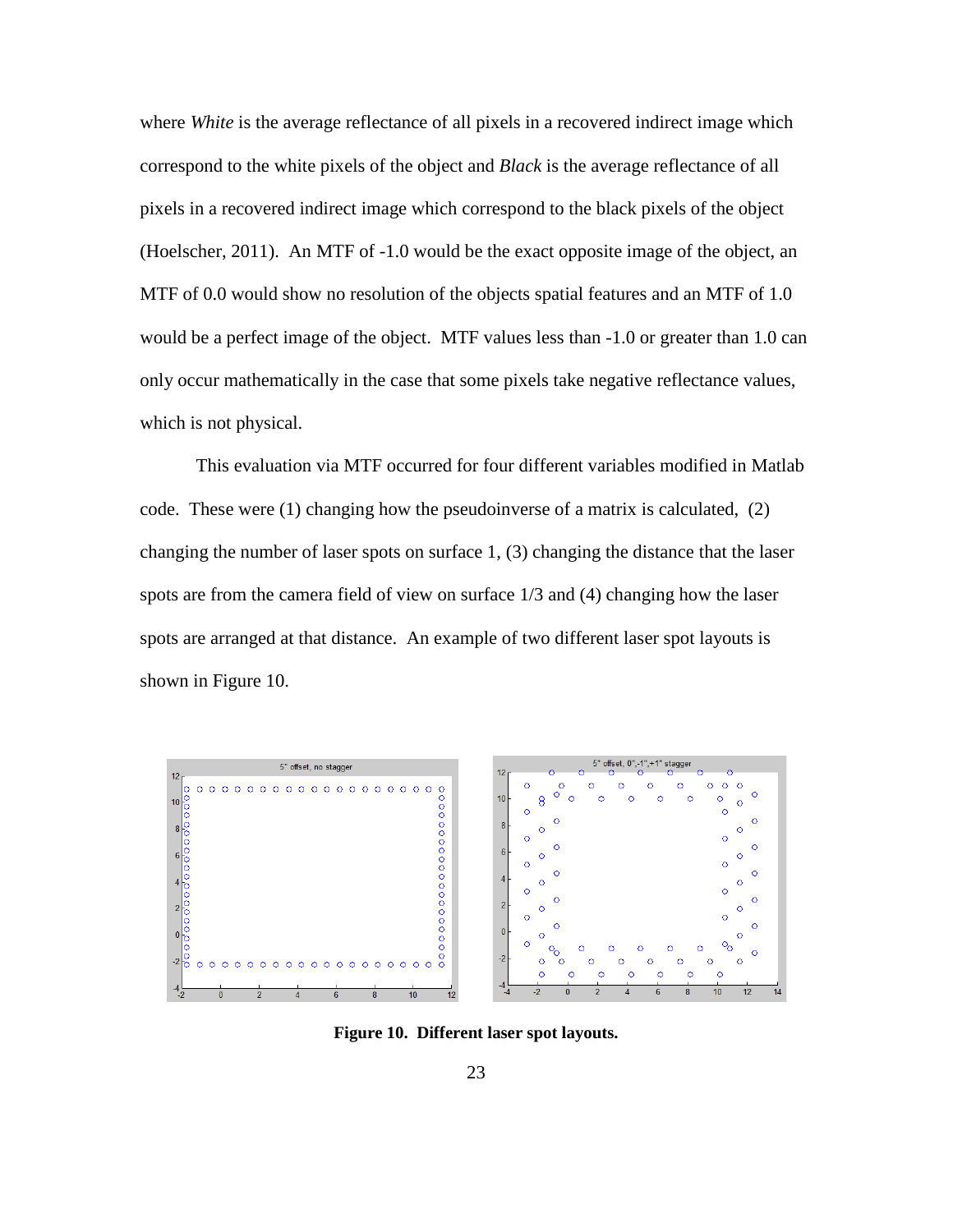where *White* is the average reflectance of all pixels in a recovered indirect image which correspond to the white pixels of the object and *Black* is the average reflectance of all pixels in a recovered indirect image which correspond to the black pixels of the object (Hoelscher, 2011). An MTF of -1.0 would be the exact opposite image of the object, an MTF of 0.0 would show no resolution of the objects spatial features and an MTF of 1.0 would be a perfect image of the object. MTF values less than -1.0 or greater than 1.0 can only occur mathematically in the case that some pixels take negative reflectance values, which is not physical.

This evaluation via MTF occurred for four different variables modified in Matlab code. These were (1) changing how the pseudoinverse of a matrix is calculated, (2) changing the number of laser spots on surface 1, (3) changing the distance that the laser spots are from the camera field of view on surface 1/3 and (4) changing how the laser spots are arranged at that distance. An example of two different laser spot layouts is shown in Figure 10.

**Figure 10. Different laser spot layouts.**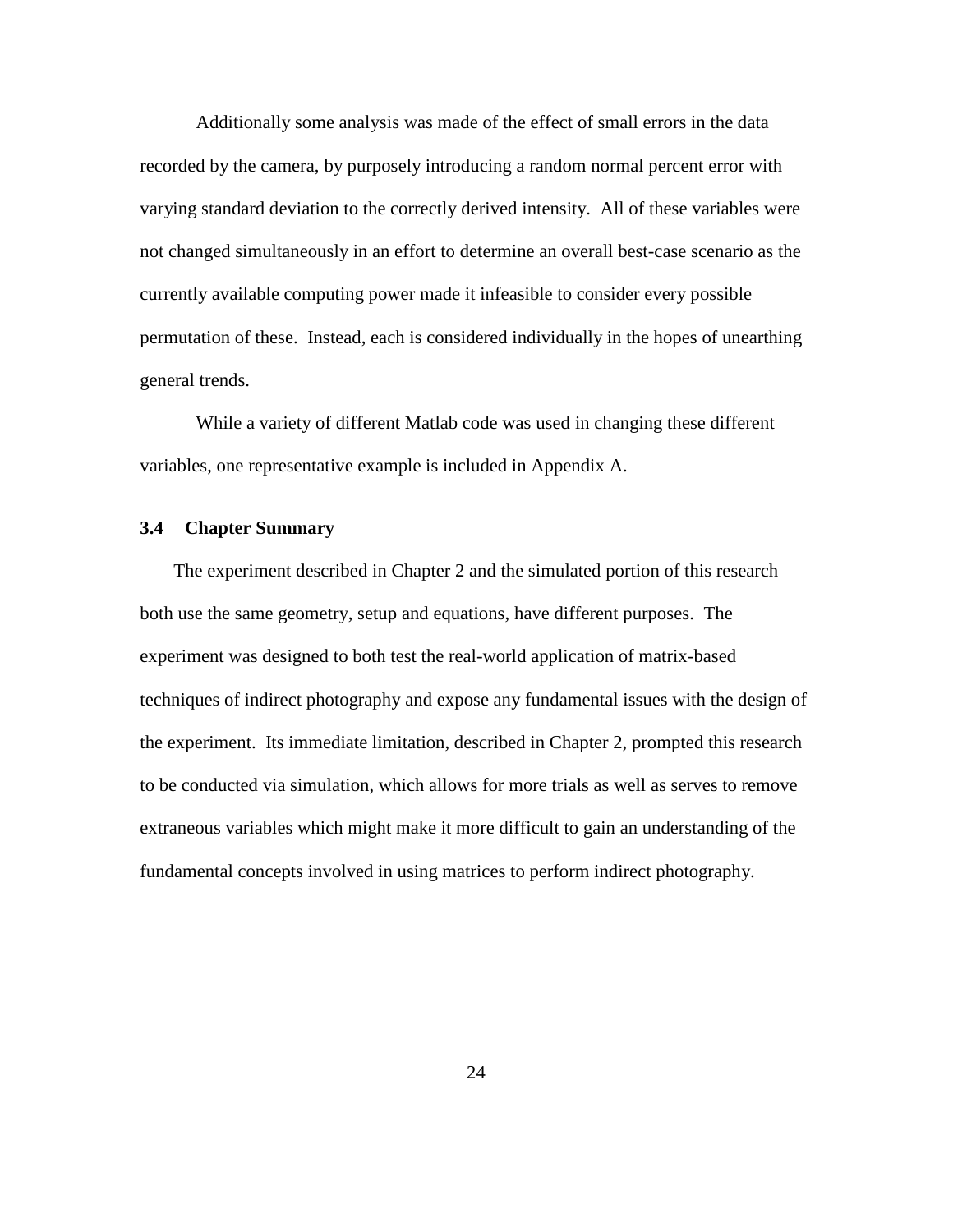Additionally some analysis was made of the effect of small errors in the data recorded by the camera, by purposely introducing a random normal percent error with varying standard deviation to the correctly derived intensity. All of these variables were not changed simultaneously in an effort to determine an overall best-case scenario as the currently available computing power made it infeasible to consider every possible permutation of these. Instead, each is considered individually in the hopes of unearthing general trends.

While a variety of different Matlab code was used in changing these different variables, one representative example is included in Appendix A.

### 3.4 Chapter Summary

The experiment described in Chapter 2 and the simulated portion of this research both use the same geometry, setup and equations, have different purposes. The experiment was designed to both test the real-world application of matrix-based techniques of indirect photography and expose any fundamental issues with the design of the experiment. Its immediate limitation, described in Chapter 2, prompted this research to be conducted via simulation, which allows for more trials as well as serves to remove extraneous variables which might make it more difficult to gain an understanding of the fundamental concepts involved in using matrices to perform indirect photography.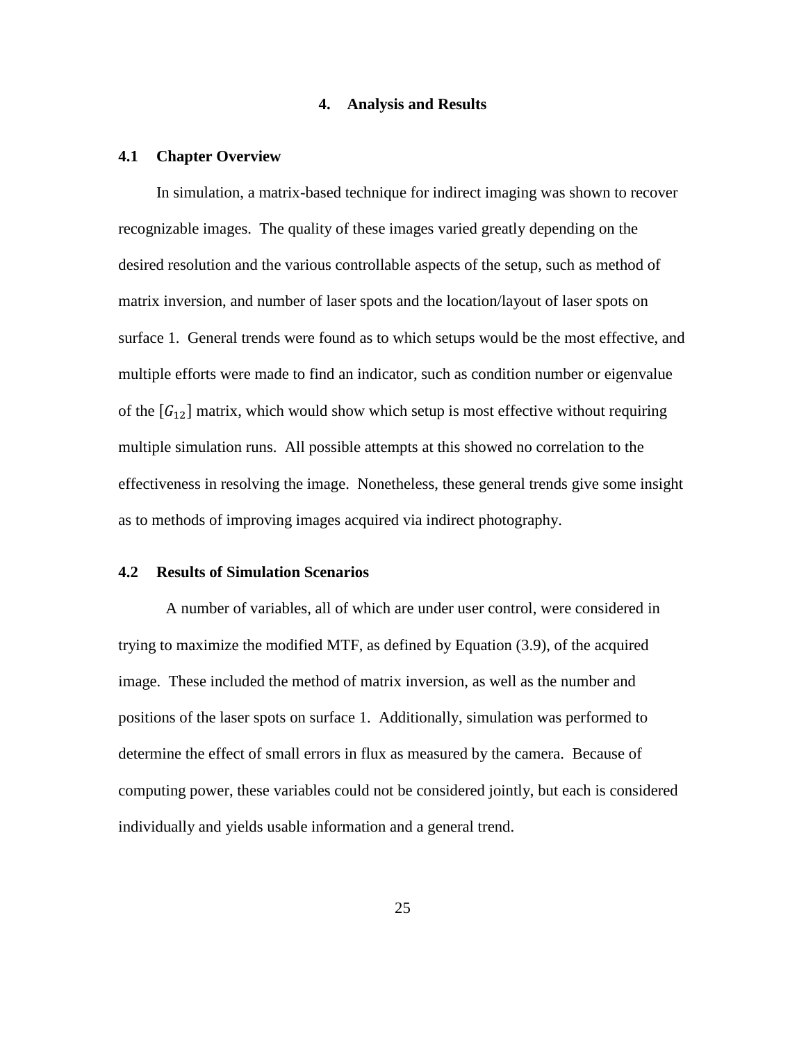# 4. Analysis and Results

## 4.1 Chapter Overview

In simulation, a matrix-based technique for indirect imaging was shown to recover recognizable images. The quality of these images varied greatly depending on the desired resolution and the various controllable aspects of the setup, such as method of matrix inversion, and number of laser spots and the location/layout of laser spots on surface 1. General trends were found as to which setups would be the most effective, and multiple efforts were made to find an indicator, such as condition number or eigenvalue of the $[G_{12}]$ matrix, which would show which setup is most effective without requiring multiple simulation runs. All possible attempts at this showed no correlation to the effectiveness in resolving the image. Nonetheless, these general trends give some insight as to methods of improving images acquired via indirect photography.

## 4.2 Results of Simulation Scenarios

A number of variables, all of which are under user control, were considered in trying to maximize the modified MTF, as defined by Equation (3.9), of the acquired image. These included the method of matrix inversion, as well as the number and positions of the laser spots on surface 1. Additionally, simulation was performed to determine the effect of small errors in flux as measured by the camera. Because of computing power, these variables could not be considered jointly, but each is considered individually and yields usable information and a general trend.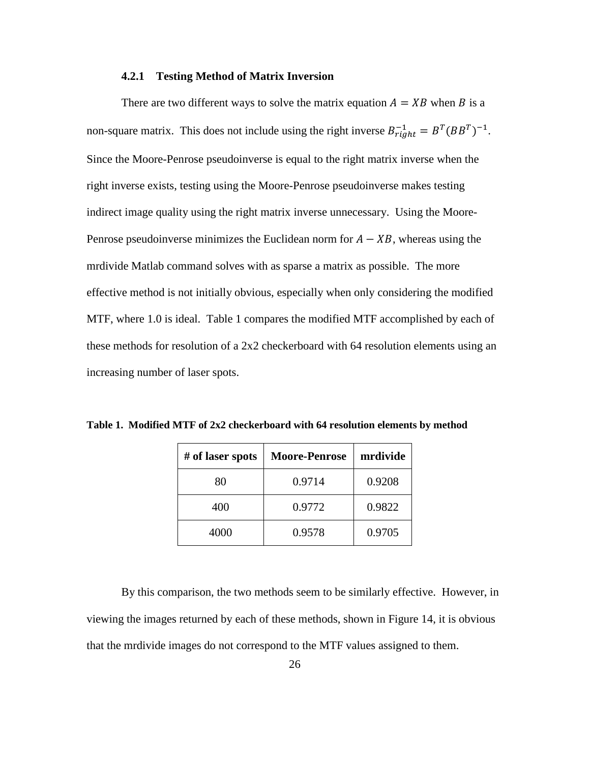#### 4.2.1 Testing Method of Matrix Inversion

There are two different ways to solve the matrix equation $A = XB$ when $B$ is a non-square matrix. This does not include using the right inverse $B_{right}^{-1} = B^T(BB^T)^{-1}$. Since the Moore-Penrose pseudoinverse is equal to the right matrix inverse when the right inverse exists, testing using the Moore-Penrose pseudoinverse makes testing indirect image quality using the right matrix inverse unnecessary. Using the Moore-Penrose pseudoinverse minimizes the Euclidean norm for $A - XB$, whereas using the mrdivide Matlab command solves with as sparse a matrix as possible. The more effective method is not initially obvious, especially when only considering the modified MTF, where 1.0 is ideal. Table 1 compares the modified MTF accomplished by each of these methods for resolution of a 2x2 checkerboard with 64 resolution elements using an increasing number of laser spots.

**Table 1. Modified MTF of 2x2 checkerboard with 64 resolution elements by method**

| # of laser spots | Moore-Penrose | mrdivide |
|---|---|---|
| 80 | 0.9714 | 0.9208 |
| 400 | 0.9772 | 0.9822 |
| 4000 | 0.9578 | 0.9705 |

By this comparison, the two methods seem to be similarly effective. However, in viewing the images returned by each of these methods, shown in Figure 14, it is obvious that the mrdivide images do not correspond to the MTF values assigned to them.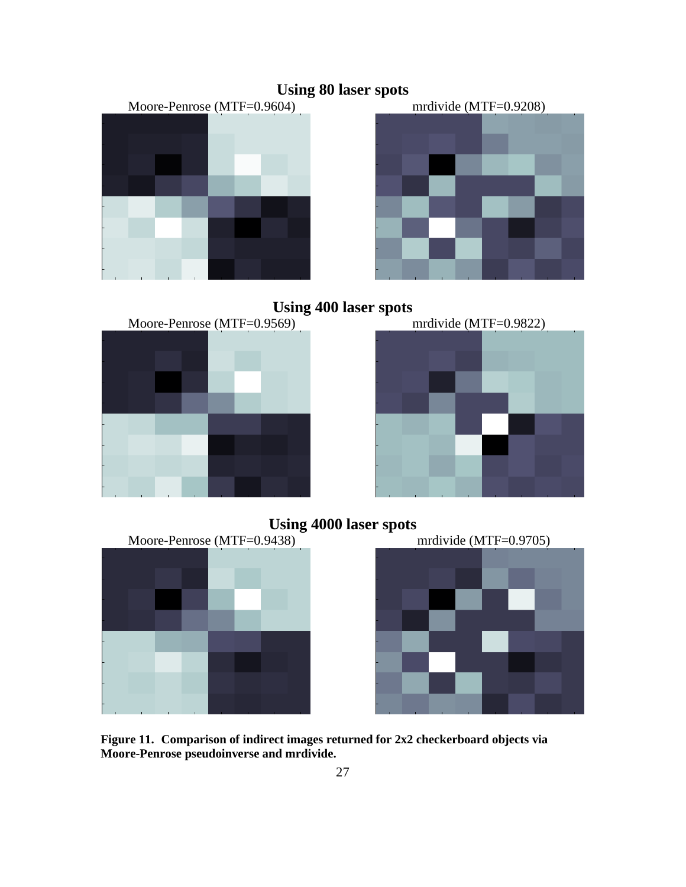**Using 80 laser spots**

Moore-Penrose (MTF=0.9604) mrdivide (MTF=0.9208)

**Using 400 laser spots**

Moore-Penrose (MTF=0.9569) mrdivide (MTF=0.9822)

**Using 4000 laser spots**

Moore-Penrose (MTF=0.9438) mrdivide (MTF=0.9705)

**Figure 11. Comparison of indirect images returned for 2x2 checkerboard objects via Moore-Penrose pseudoinverse and mrdivide.**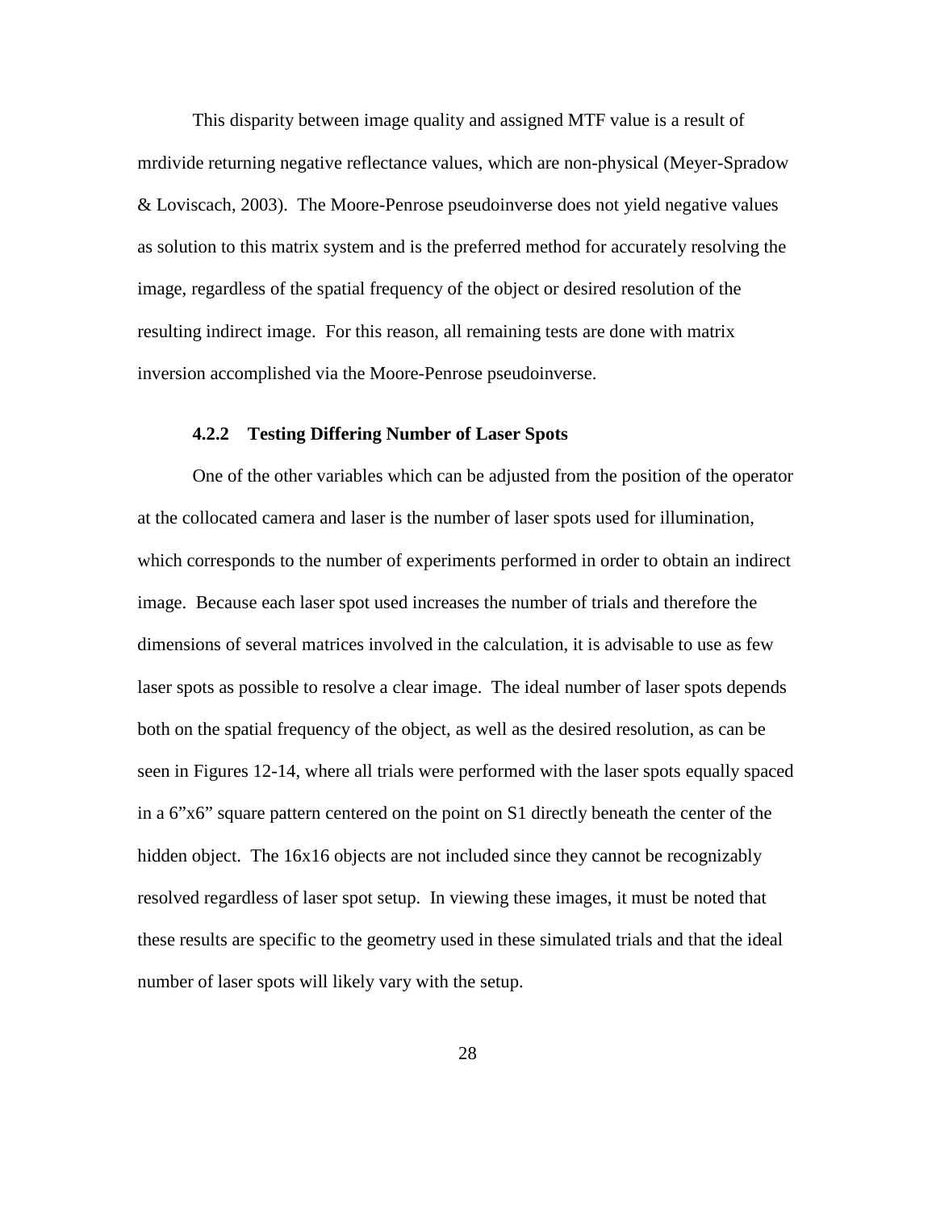This disparity between image quality and assigned MTF value is a result of mrdivide returning negative reflectance values, which are non-physical (Meyer-Spradow & Loviscach, 2003). The Moore-Penrose pseudoinverse does not yield negative values as solution to this matrix system and is the preferred method for accurately resolving the image, regardless of the spatial frequency of the object or desired resolution of the resulting indirect image. For this reason, all remaining tests are done with matrix inversion accomplished via the Moore-Penrose pseudoinverse.

### 4.2.2 Testing Differing Number of Laser Spots

One of the other variables which can be adjusted from the position of the operator at the collocated camera and laser is the number of laser spots used for illumination, which corresponds to the number of experiments performed in order to obtain an indirect image. Because each laser spot used increases the number of trials and therefore the dimensions of several matrices involved in the calculation, it is advisable to use as few laser spots as possible to resolve a clear image. The ideal number of laser spots depends both on the spatial frequency of the object, as well as the desired resolution, as can be seen in Figures 12-14, where all trials were performed with the laser spots equally spaced in a 6"x6" square pattern centered on the point on S1 directly beneath the center of the hidden object. The 16x16 objects are not included since they cannot be recognizably resolved regardless of laser spot setup. In viewing these images, it must be noted that these results are specific to the geometry used in these simulated trials and that the ideal number of laser spots will likely vary with the setup.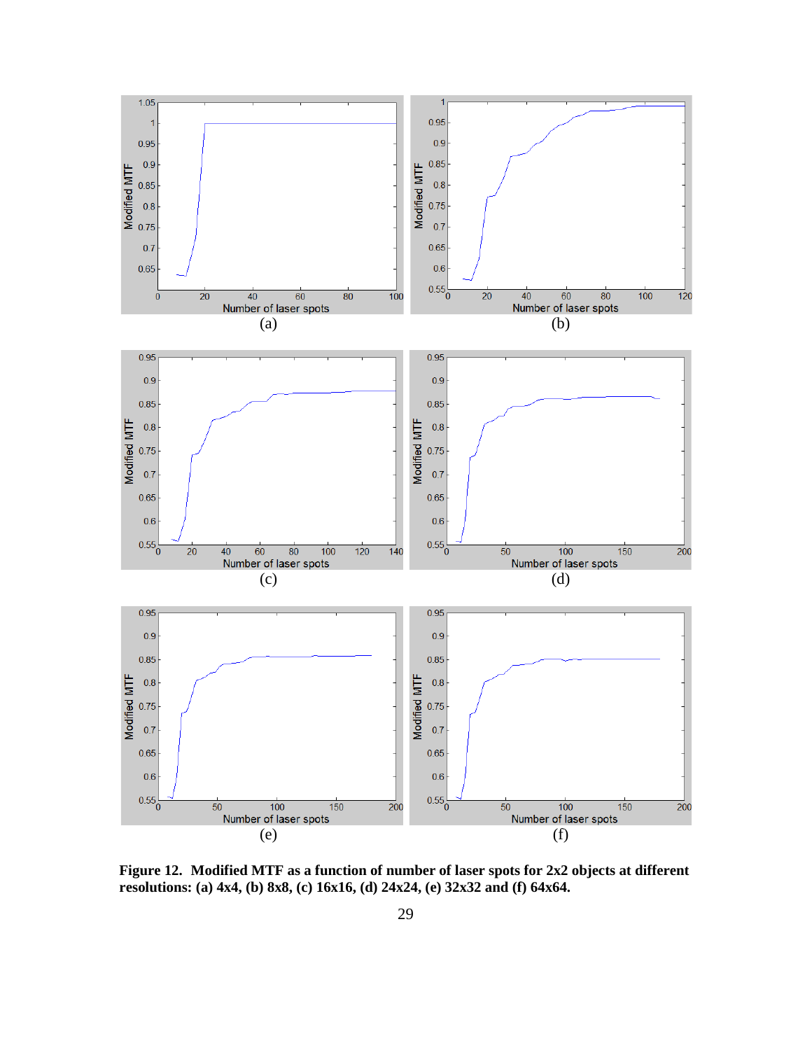**Figure 12. Modified MTF as a function of number of laser spots for 2x2 objects at different resolutions: (a) 4x4, (b) 8x8, (c) 16x16, (d) 24x24, (e) 32x32 and (f) 64x64.**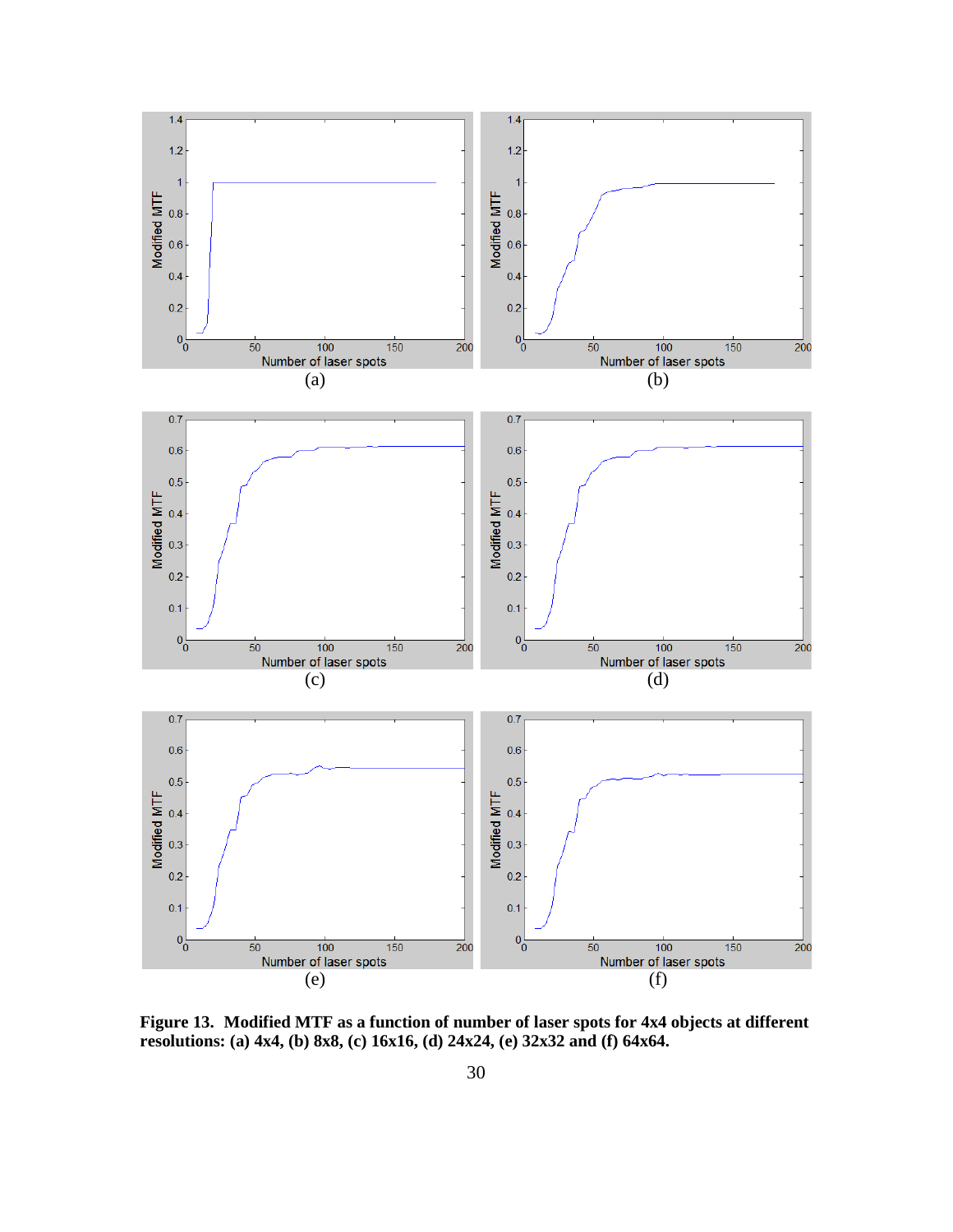**Figure 13. Modified MTF as a function of number of laser spots for 4x4 objects at different resolutions: (a) 4x4, (b) 8x8, (c) 16x16, (d) 24x24, (e) 32x32 and (f) 64x64.**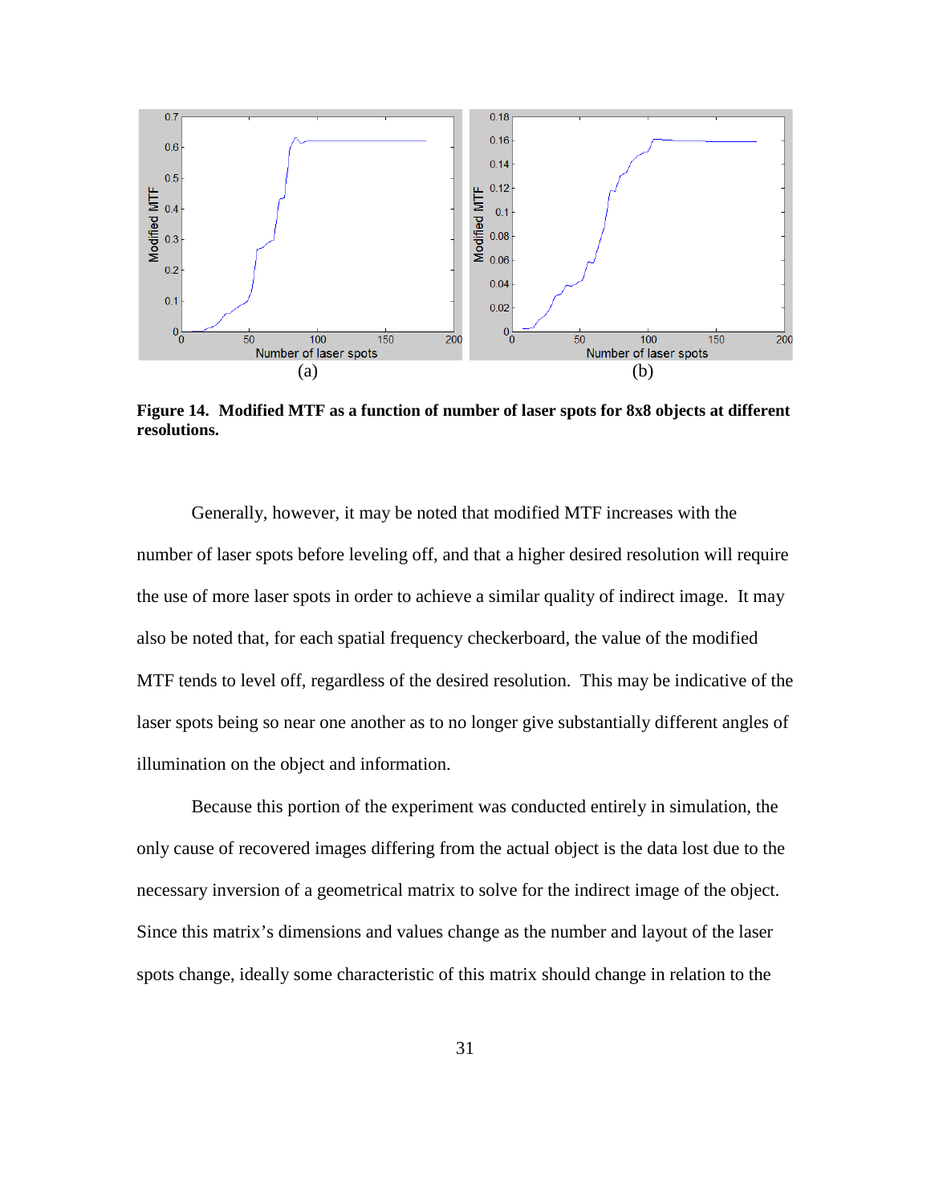**Figure 14. Modified MTF as a function of number of laser spots for 8x8 objects at different resolutions.**

Generally, however, it may be noted that modified MTF increases with the number of laser spots before leveling off, and that a higher desired resolution will require the use of more laser spots in order to achieve a similar quality of indirect image. It may also be noted that, for each spatial frequency checkerboard, the value of the modified MTF tends to level off, regardless of the desired resolution. This may be indicative of the laser spots being so near one another as to no longer give substantially different angles of illumination on the object and information.

Because this portion of the experiment was conducted entirely in simulation, the only cause of recovered images differing from the actual object is the data lost due to the necessary inversion of a geometrical matrix to solve for the indirect image of the object. Since this matrix's dimensions and values change as the number and layout of the laser spots change, ideally some characteristic of this matrix should change in relation to the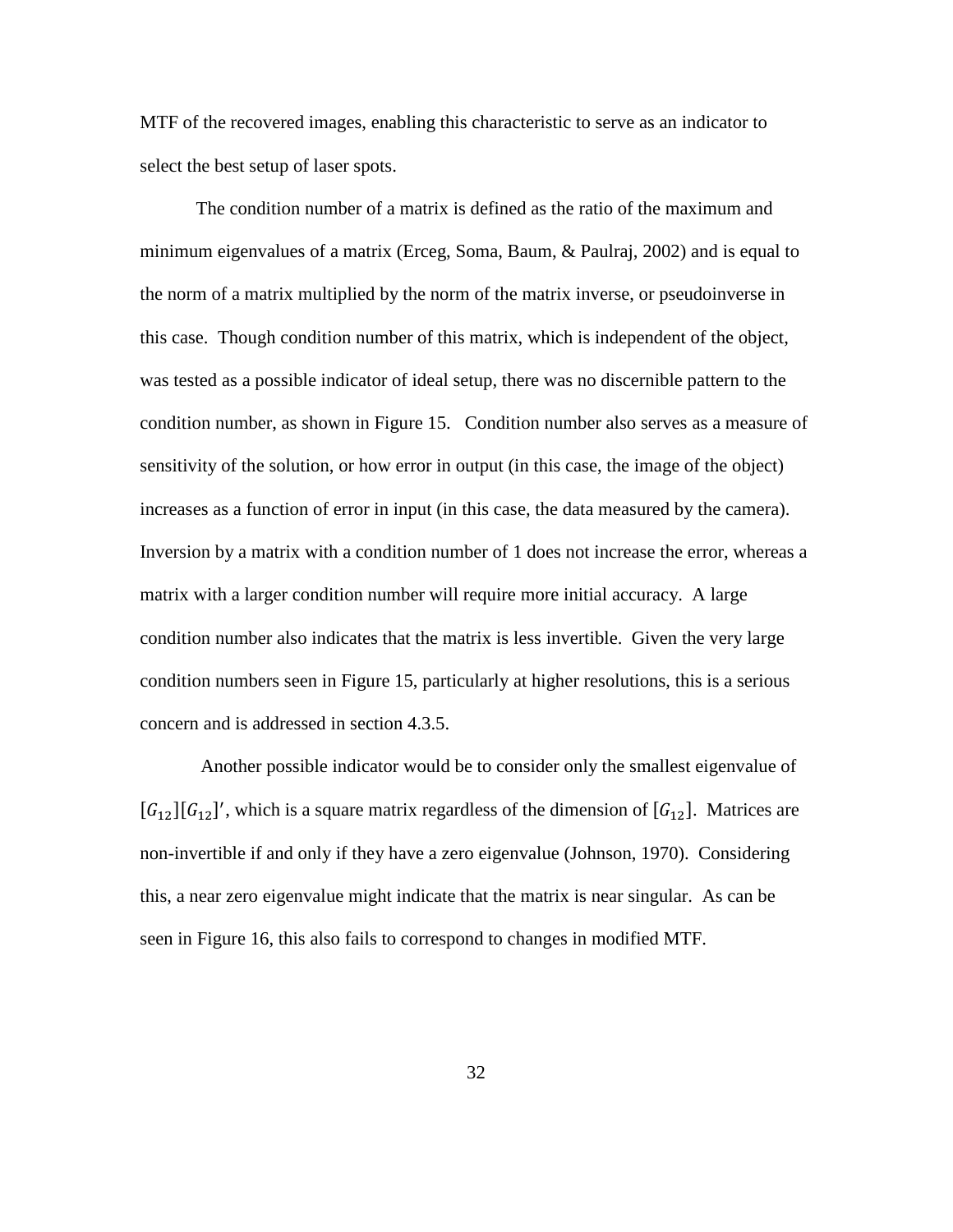MTF of the recovered images, enabling this characteristic to serve as an indicator to select the best setup of laser spots.

The condition number of a matrix is defined as the ratio of the maximum and minimum eigenvalues of a matrix (Erceg, Soma, Baum, & Paulraj, 2002) and is equal to the norm of a matrix multiplied by the norm of the matrix inverse, or pseudoinverse in this case. Though condition number of this matrix, which is independent of the object, was tested as a possible indicator of ideal setup, there was no discernible pattern to the condition number, as shown in Figure 15. Condition number also serves as a measure of sensitivity of the solution, or how error in output (in this case, the image of the object) increases as a function of error in input (in this case, the data measured by the camera). Inversion by a matrix with a condition number of 1 does not increase the error, whereas a matrix with a larger condition number will require more initial accuracy. A large condition number also indicates that the matrix is less invertible. Given the very large condition numbers seen in Figure 15, particularly at higher resolutions, this is a serious concern and is addressed in section 4.3.5.

Another possible indicator would be to consider only the smallest eigenvalue of $[G_{12}][G_{12}]'$, which is a square matrix regardless of the dimension of $[G_{12}]$. Matrices are non-invertible if and only if they have a zero eigenvalue (Johnson, 1970). Considering this, a near zero eigenvalue might indicate that the matrix is near singular. As can be seen in Figure 16, this also fails to correspond to changes in modified MTF.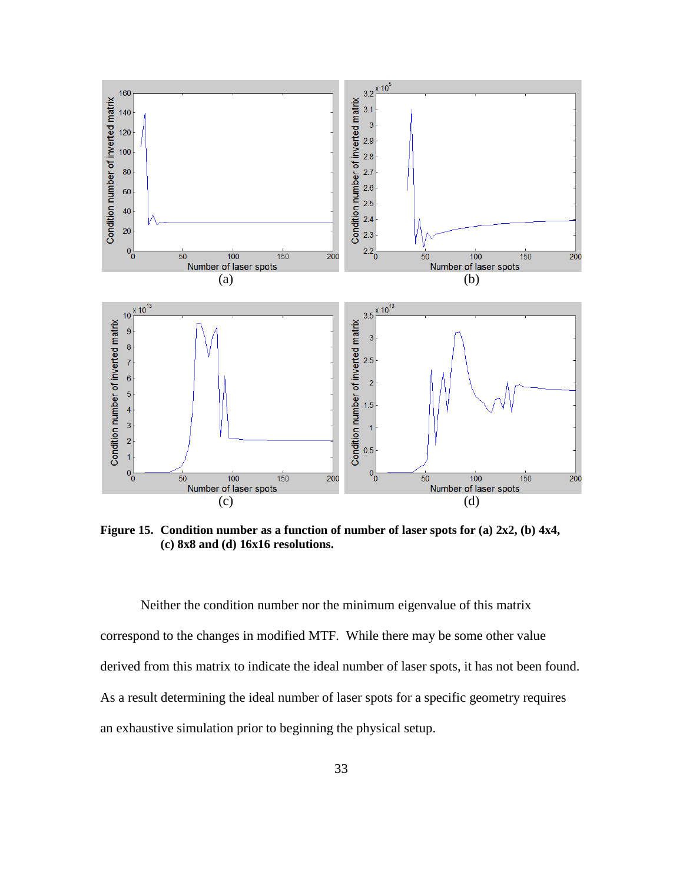**Figure 15. Condition number as a function of number of laser spots for (a) 2x2, (b) 4x4, (c) 8x8 and (d) 16x16 resolutions.**

Neither the condition number nor the minimum eigenvalue of this matrix correspond to the changes in modified MTF. While there may be some other value derived from this matrix to indicate the ideal number of laser spots, it has not been found. As a result determining the ideal number of laser spots for a specific geometry requires an exhaustive simulation prior to beginning the physical setup.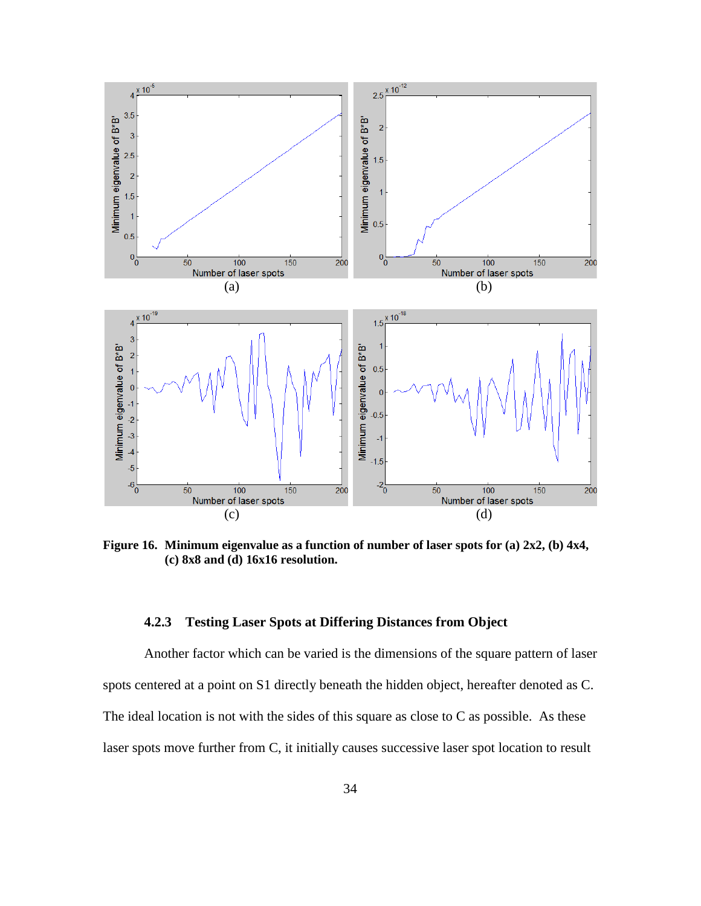**Figure 16. Minimum eigenvalue as a function of number of laser spots for (a) 2x2, (b) 4x4, (c) 8x8 and (d) 16x16 resolution.**

### 4.2.3 Testing Laser Spots at Differing Distances from Object

Another factor which can be varied is the dimensions of the square pattern of laser spots centered at a point on S1 directly beneath the hidden object, hereafter denoted as C. The ideal location is not with the sides of this square as close to C as possible. As these laser spots move further from C, it initially causes successive laser spot location to result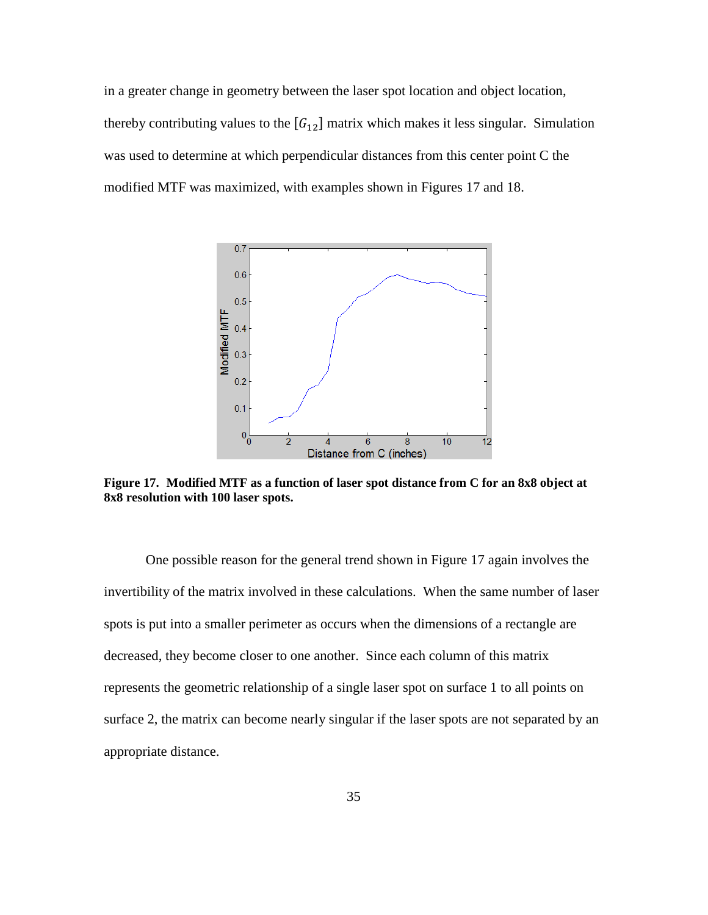in a greater change in geometry between the laser spot location and object location, thereby contributing values to the $[G_{12}]$ matrix which makes it less singular. Simulation was used to determine at which perpendicular distances from this center point C the modified MTF was maximized, with examples shown in Figures 17 and 18.

**Figure 17. Modified MTF as a function of laser spot distance from C for an 8x8 object at 8x8 resolution with 100 laser spots.**

One possible reason for the general trend shown in Figure 17 again involves the invertibility of the matrix involved in these calculations. When the same number of laser spots is put into a smaller perimeter as occurs when the dimensions of a rectangle are decreased, they become closer to one another. Since each column of this matrix represents the geometric relationship of a single laser spot on surface 1 to all points on surface 2, the matrix can become nearly singular if the laser spots are not separated by an appropriate distance.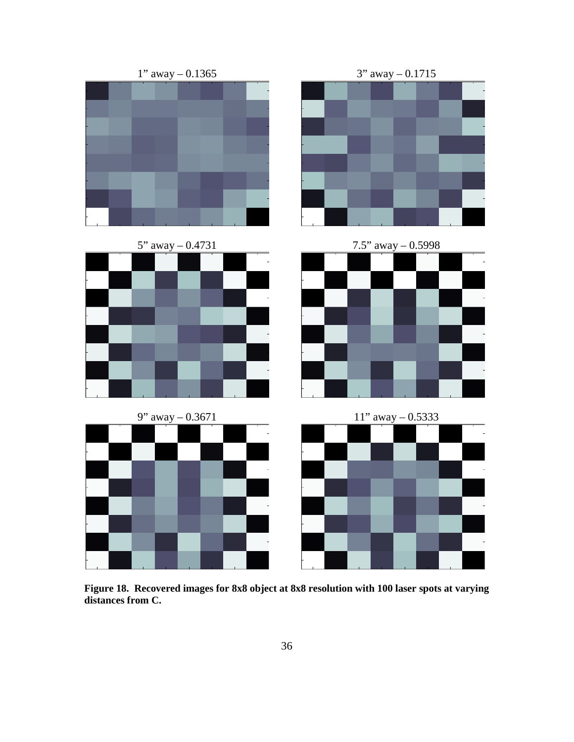1" away – 0.1365

3" away – 0.1715

5" away – 0.4731

7.5" away – 0.5998

9" away – 0.3671

11" away – 0.5333

**Figure 18. Recovered images for 8x8 object at 8x8 resolution with 100 laser spots at varying distances from C.**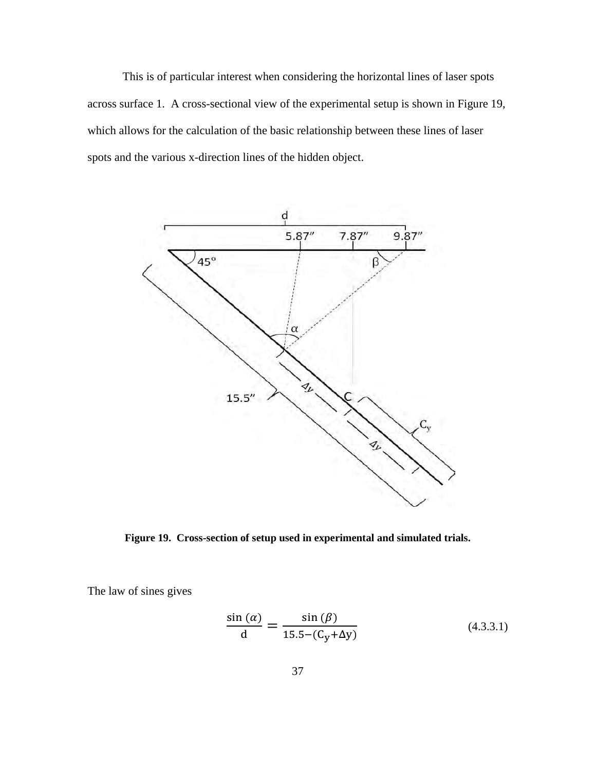This is of particular interest when considering the horizontal lines of laser spots across surface 1. A cross-sectional view of the experimental setup is shown in Figure 19, which allows for the calculation of the basic relationship between these lines of laser spots and the various x-direction lines of the hidden object.

**Figure 19. Cross-section of setup used in experimental and simulated trials.**

The law of sines gives

$$\frac{\sin(\alpha)}{\mathrm{d}} = \frac{\sin(\beta)}{15.5-(\mathrm{C_y}+\Delta\mathrm{y})} \tag{4.3.3.1}$$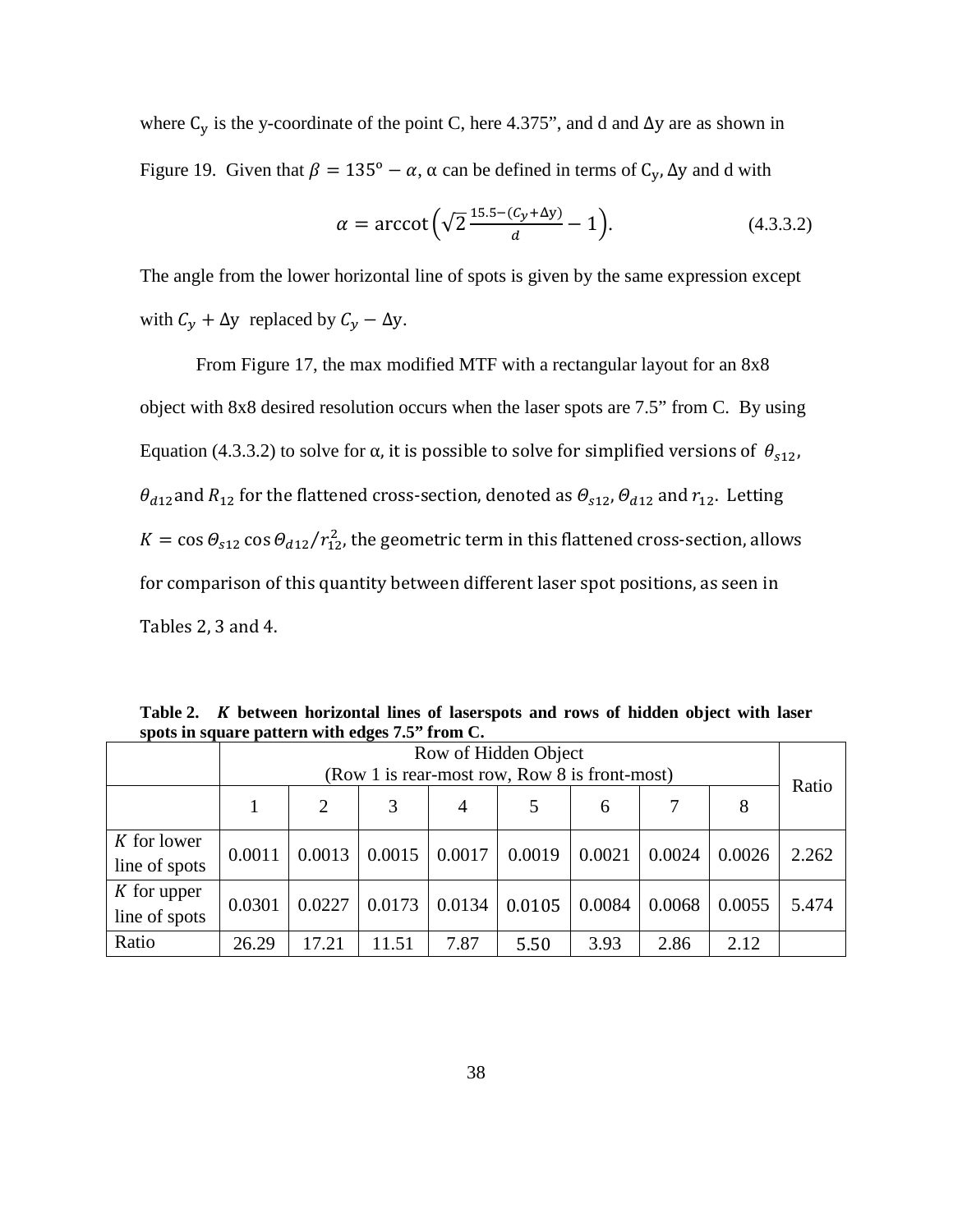where $C_y$ is the y-coordinate of the point C, here 4.375", and d and $\Delta y$ are as shown in Figure 19. Given that $\beta = 135^{o} - \alpha$, α can be defined in terms of $C_y$, $\Delta y$ and d with

$$\alpha = \operatorname{arccot}\left(\sqrt{2}\,\frac{15.5-(C_y+\Delta y)}{d} - 1\right). \qquad (4.3.3.2)$$

The angle from the lower horizontal line of spots is given by the same expression except with $C_y + \Delta y$ replaced by $C_y - \Delta y$.

From Figure 17, the max modified MTF with a rectangular layout for an 8x8 object with 8x8 desired resolution occurs when the laser spots are 7.5" from C. By using Equation (4.3.3.2) to solve for α, it is possible to solve for simplified versions of $\theta_{s12}$, $\theta_{d12}$ and $R_{12}$ for the flattened cross-section, denoted as $\Theta_{s12}$, $\Theta_{d12}$ and $r_{12}$. Letting $K = \cos\Theta_{s12}\cos\Theta_{d12}/r_{12}^2$, the geometric term in this flattened cross-section, allows for comparison of this quantity between different laser spot positions, as seen in Tables 2, 3 and 4.

**Table 2. *K* between horizontal lines of laserspots and rows of hidden object with laser spots in square pattern with edges 7.5" from C.**

| | Row of Hidden Object (Row 1 is rear-most row, Row 8 is front-most) | | | | | | | | Ratio |
|---|---|---|---|---|---|---|---|---|---|
| | 1 | 2 | 3 | 4 | 5 | 6 | 7 | 8 | |
| *K* for lower line of spots | 0.0011 | 0.0013 | 0.0015 | 0.0017 | 0.0019 | 0.0021 | 0.0024 | 0.0026 | 2.262 |
| *K* for upper line of spots | 0.0301 | 0.0227 | 0.0173 | 0.0134 | 0.0105 | 0.0084 | 0.0068 | 0.0055 | 5.474 |
| Ratio | 26.29 | 17.21 | 11.51 | 7.87 | 5.50 | 3.93 | 2.86 | 2.12 | |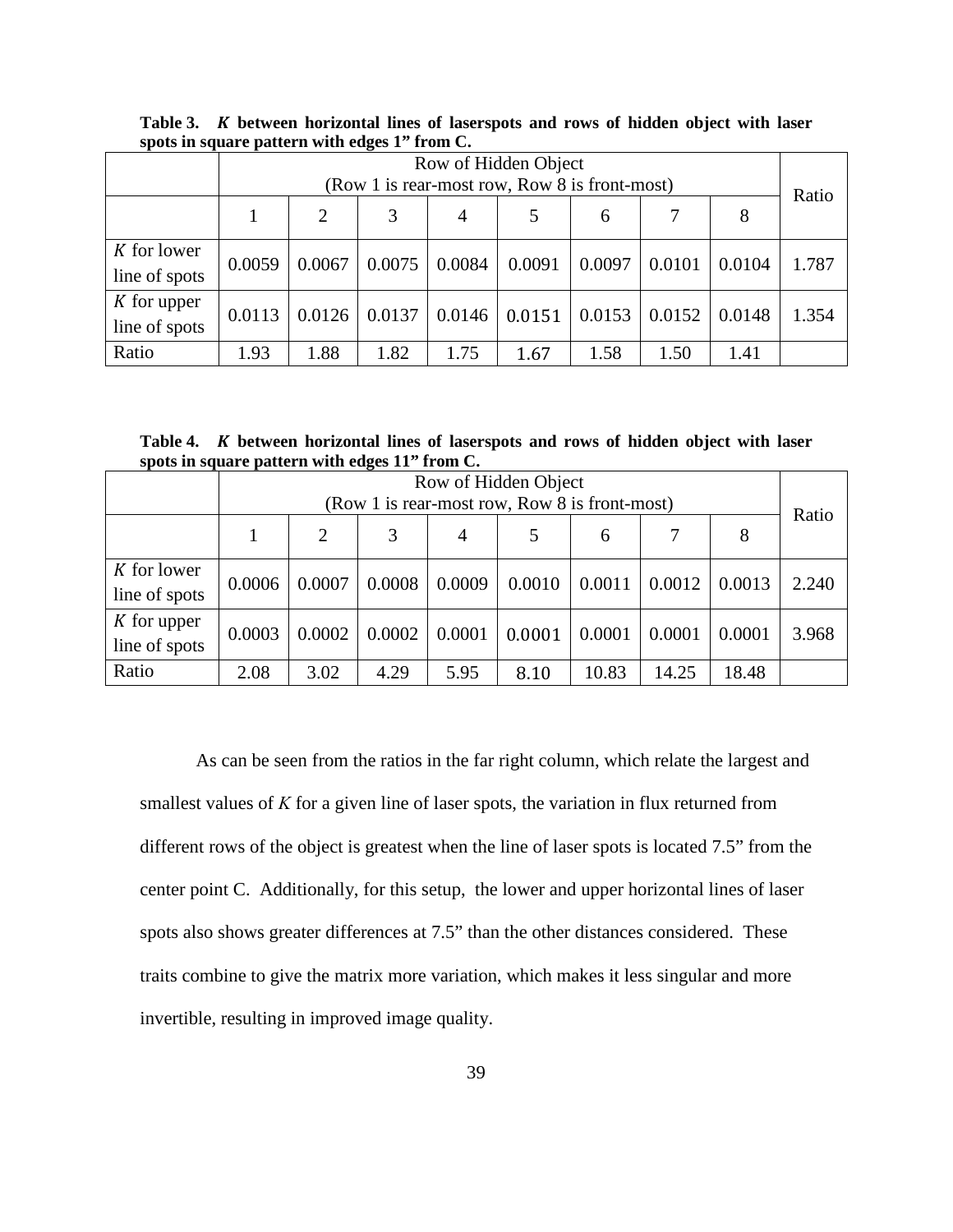**Table 3. *K* between horizontal lines of laserspots and rows of hidden object with laser spots in square pattern with edges 1" from C.**

| | Row of Hidden Object (Row 1 is rear-most row, Row 8 is front-most) | | | | | | | | Ratio |
|---|---|---|---|---|---|---|---|---|---|
| | 1 | 2 | 3 | 4 | 5 | 6 | 7 | 8 | |
| *K* for lower line of spots | 0.0059 | 0.0067 | 0.0075 | 0.0084 | 0.0091 | 0.0097 | 0.0101 | 0.0104 | 1.787 |
| *K* for upper line of spots | 0.0113 | 0.0126 | 0.0137 | 0.0146 | 0.0151 | 0.0153 | 0.0152 | 0.0148 | 1.354 |
| Ratio | 1.93 | 1.88 | 1.82 | 1.75 | 1.67 | 1.58 | 1.50 | 1.41 | |

**Table 4. *K* between horizontal lines of laserspots and rows of hidden object with laser spots in square pattern with edges 11" from C.**

| | Row of Hidden Object (Row 1 is rear-most row, Row 8 is front-most) | | | | | | | | Ratio |
|---|---|---|---|---|---|---|---|---|---|
| | 1 | 2 | 3 | 4 | 5 | 6 | 7 | 8 | |
| *K* for lower line of spots | 0.0006 | 0.0007 | 0.0008 | 0.0009 | 0.0010 | 0.0011 | 0.0012 | 0.0013 | 2.240 |
| *K* for upper line of spots | 0.0003 | 0.0002 | 0.0002 | 0.0001 | 0.0001 | 0.0001 | 0.0001 | 0.0001 | 3.968 |
| Ratio | 2.08 | 3.02 | 4.29 | 5.95 | 8.10 | 10.83 | 14.25 | 18.48 | |

As can be seen from the ratios in the far right column, which relate the largest and smallest values of *K* for a given line of laser spots, the variation in flux returned from different rows of the object is greatest when the line of laser spots is located 7.5" from the center point C. Additionally, for this setup, the lower and upper horizontal lines of laser spots also shows greater differences at 7.5" than the other distances considered. These traits combine to give the matrix more variation, which makes it less singular and more invertible, resulting in improved image quality.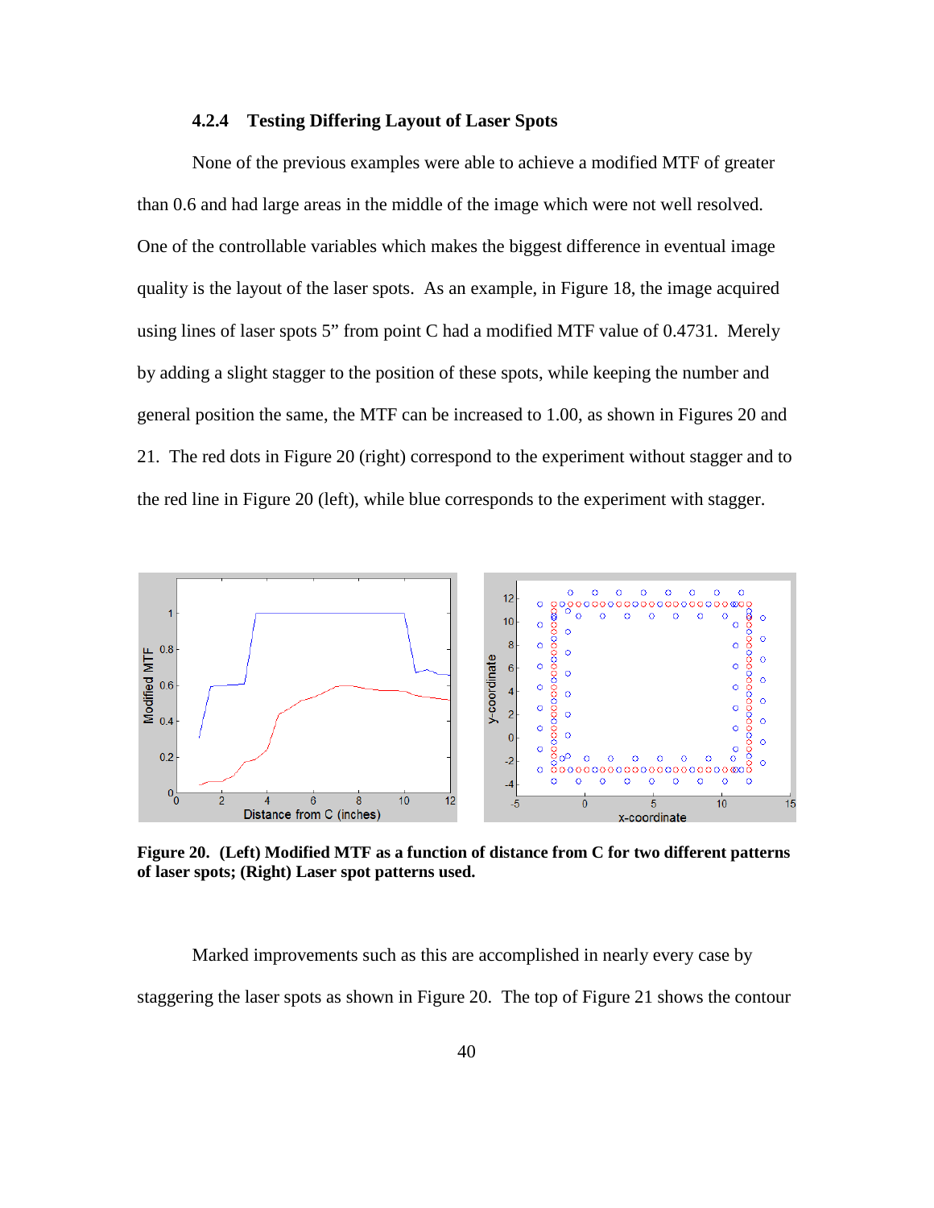#### 4.2.4 Testing Differing Layout of Laser Spots

None of the previous examples were able to achieve a modified MTF of greater than 0.6 and had large areas in the middle of the image which were not well resolved. One of the controllable variables which makes the biggest difference in eventual image quality is the layout of the laser spots. As an example, in Figure 18, the image acquired using lines of laser spots 5” from point C had a modified MTF value of 0.4731. Merely by adding a slight stagger to the position of these spots, while keeping the number and general position the same, the MTF can be increased to 1.00, as shown in Figures 20 and 21. The red dots in Figure 20 (right) correspond to the experiment without stagger and to the red line in Figure 20 (left), while blue corresponds to the experiment with stagger.

**Figure 20. (Left) Modified MTF as a function of distance from C for two different patterns of laser spots; (Right) Laser spot patterns used.**

Marked improvements such as this are accomplished in nearly every case by staggering the laser spots as shown in Figure 20. The top of Figure 21 shows the contour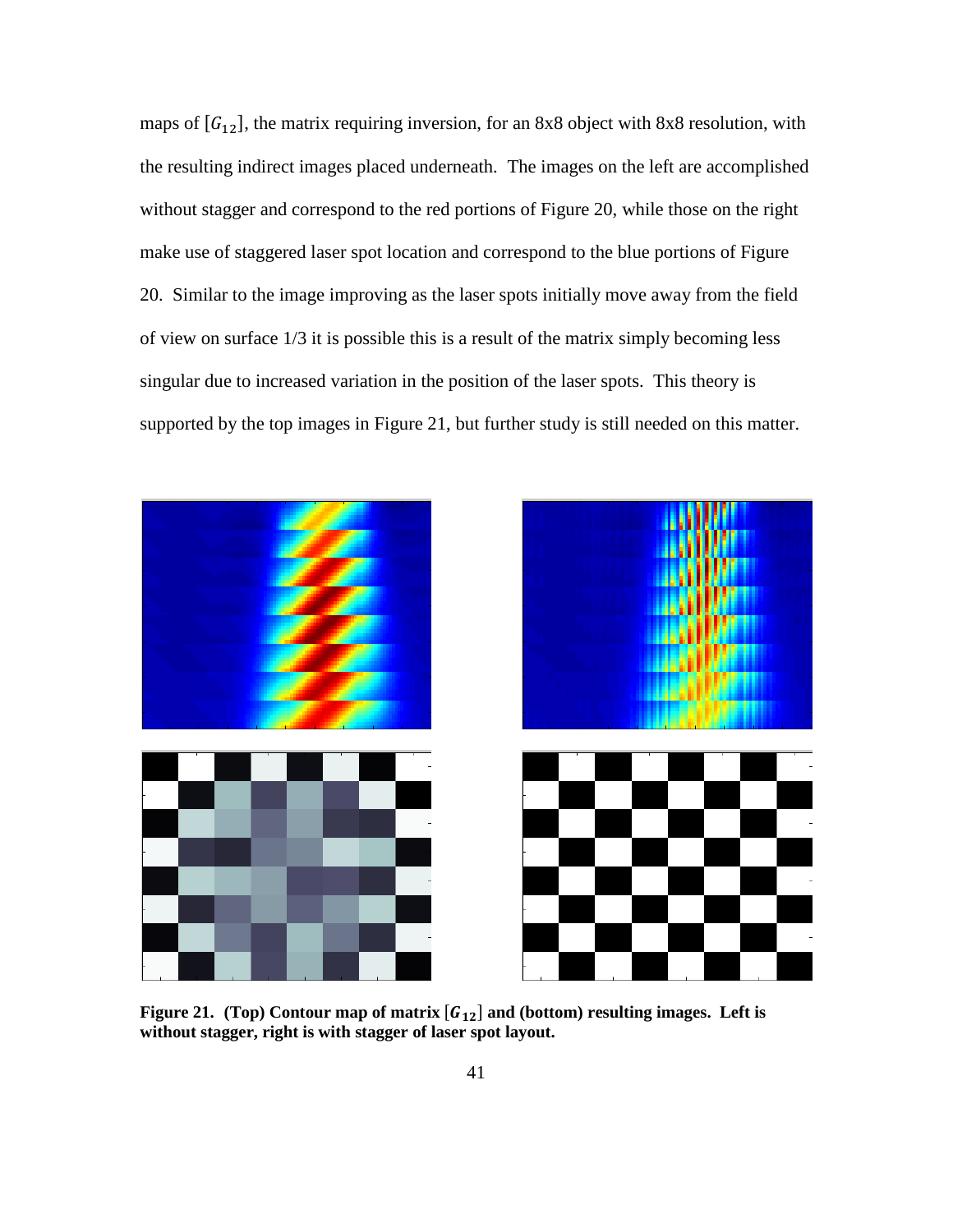maps of $[G_{12}]$, the matrix requiring inversion, for an 8x8 object with 8x8 resolution, with the resulting indirect images placed underneath. The images on the left are accomplished without stagger and correspond to the red portions of Figure 20, while those on the right make use of staggered laser spot location and correspond to the blue portions of Figure 20. Similar to the image improving as the laser spots initially move away from the field of view on surface 1/3 it is possible this is a result of the matrix simply becoming less singular due to increased variation in the position of the laser spots. This theory is supported by the top images in Figure 21, but further study is still needed on this matter.

**Figure 21. (Top) Contour map of matrix $[G_{12}]$ and (bottom) resulting images. Left is without stagger, right is with stagger of laser spot layout.**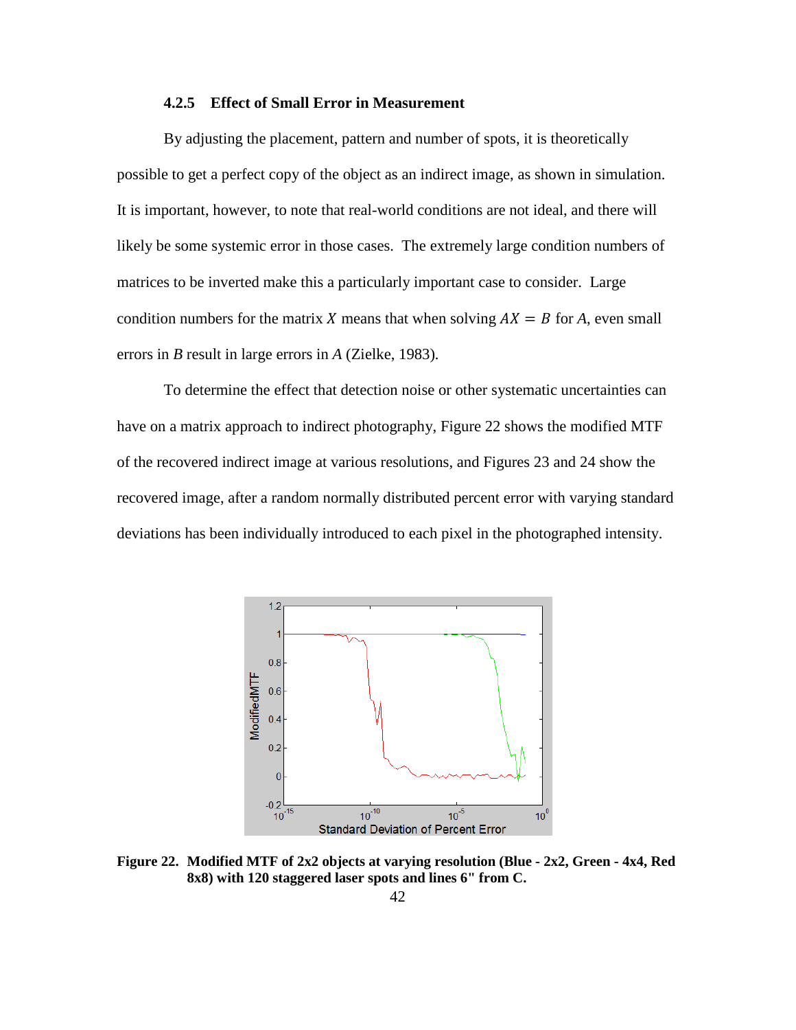### 4.2.5 Effect of Small Error in Measurement

By adjusting the placement, pattern and number of spots, it is theoretically possible to get a perfect copy of the object as an indirect image, as shown in simulation. It is important, however, to note that real-world conditions are not ideal, and there will likely be some systemic error in those cases. The extremely large condition numbers of matrices to be inverted make this a particularly important case to consider. Large condition numbers for the matrix $X$ means that when solving $AX = B$ for $A$, even small errors in $B$ result in large errors in $A$ (Zielke, 1983).

To determine the effect that detection noise or other systematic uncertainties can have on a matrix approach to indirect photography, Figure 22 shows the modified MTF of the recovered indirect image at various resolutions, and Figures 23 and 24 show the recovered image, after a random normally distributed percent error with varying standard deviations has been individually introduced to each pixel in the photographed intensity.

**Figure 22. Modified MTF of 2x2 objects at varying resolution (Blue - 2x2, Green - 4x4, Red 8x8) with 120 staggered laser spots and lines 6" from C.**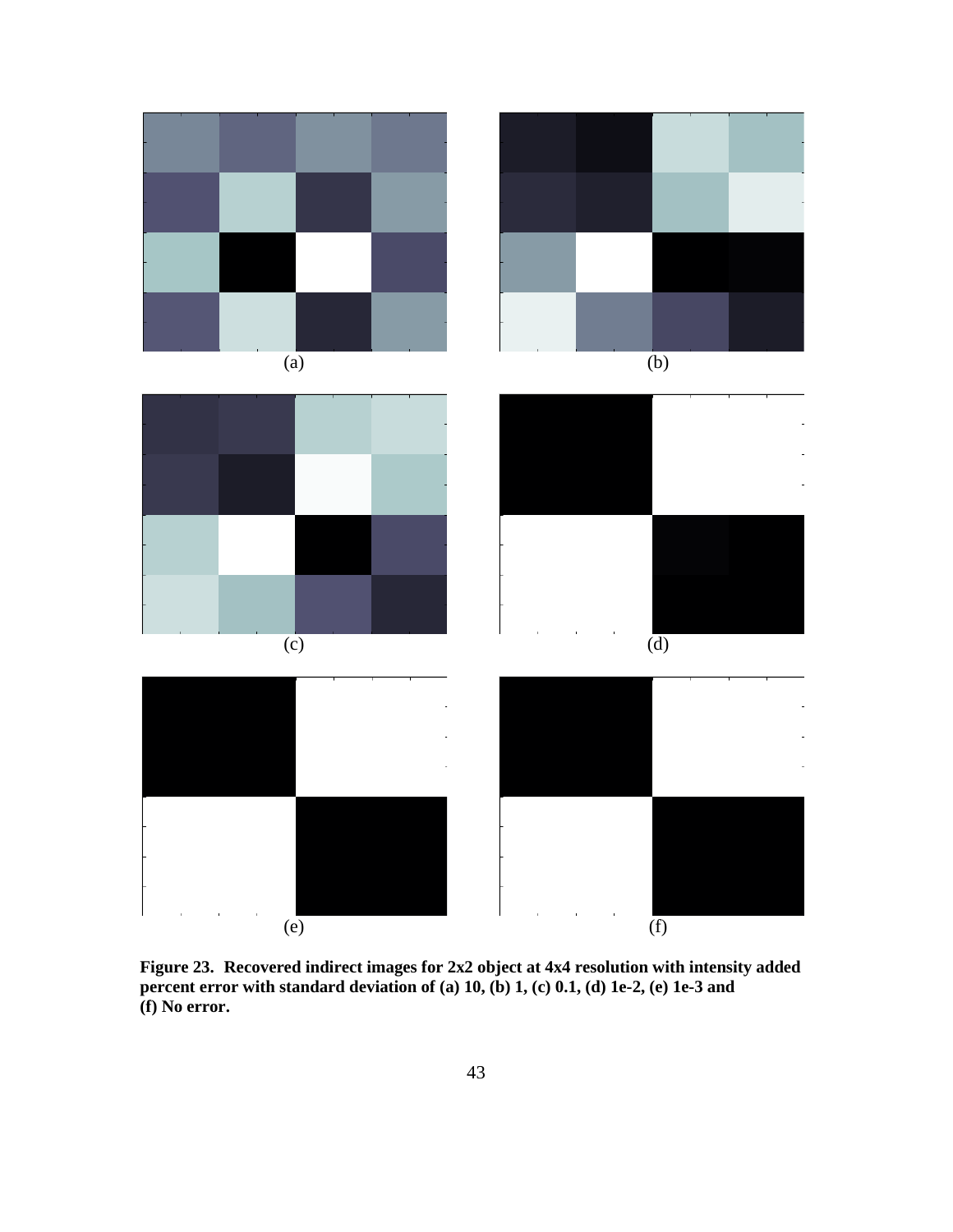(a)

(b)

(c)

(d)

(e)

(f)

**Figure 23. Recovered indirect images for 2x2 object at 4x4 resolution with intensity added percent error with standard deviation of (a) 10, (b) 1, (c) 0.1, (d) 1e-2, (e) 1e-3 and (f) No error.**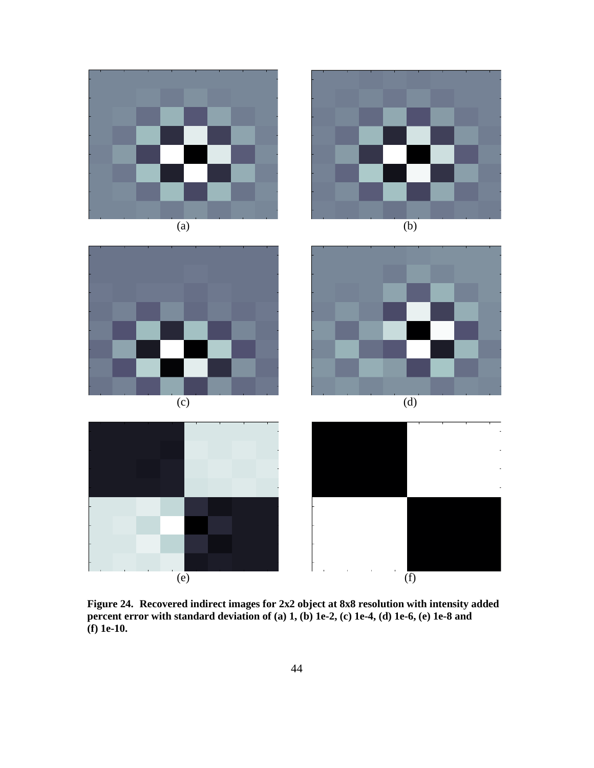(a)

(b)

(c)

(d)

(e)

(f)

**Figure 24. Recovered indirect images for 2x2 object at 8x8 resolution with intensity added percent error with standard deviation of (a) 1, (b) 1e-2, (c) 1e-4, (d) 1e-6, (e) 1e-8 and (f) 1e-10.**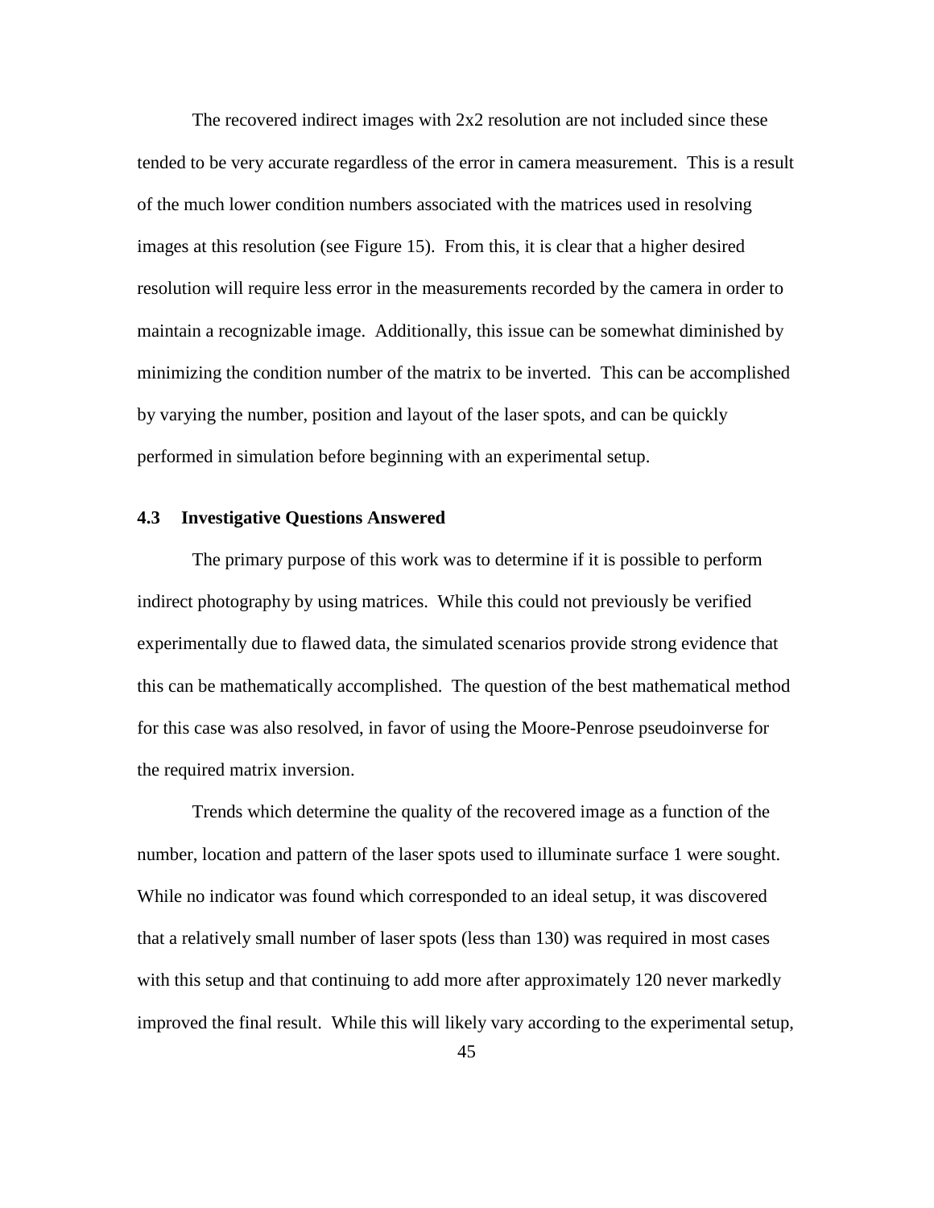The recovered indirect images with 2x2 resolution are not included since these tended to be very accurate regardless of the error in camera measurement. This is a result of the much lower condition numbers associated with the matrices used in resolving images at this resolution (see Figure 15). From this, it is clear that a higher desired resolution will require less error in the measurements recorded by the camera in order to maintain a recognizable image. Additionally, this issue can be somewhat diminished by minimizing the condition number of the matrix to be inverted. This can be accomplished by varying the number, position and layout of the laser spots, and can be quickly performed in simulation before beginning with an experimental setup.

### 4.3 Investigative Questions Answered

The primary purpose of this work was to determine if it is possible to perform indirect photography by using matrices. While this could not previously be verified experimentally due to flawed data, the simulated scenarios provide strong evidence that this can be mathematically accomplished. The question of the best mathematical method for this case was also resolved, in favor of using the Moore-Penrose pseudoinverse for the required matrix inversion.

Trends which determine the quality of the recovered image as a function of the number, location and pattern of the laser spots used to illuminate surface 1 were sought. While no indicator was found which corresponded to an ideal setup, it was discovered that a relatively small number of laser spots (less than 130) was required in most cases with this setup and that continuing to add more after approximately 120 never markedly improved the final result. While this will likely vary according to the experimental setup,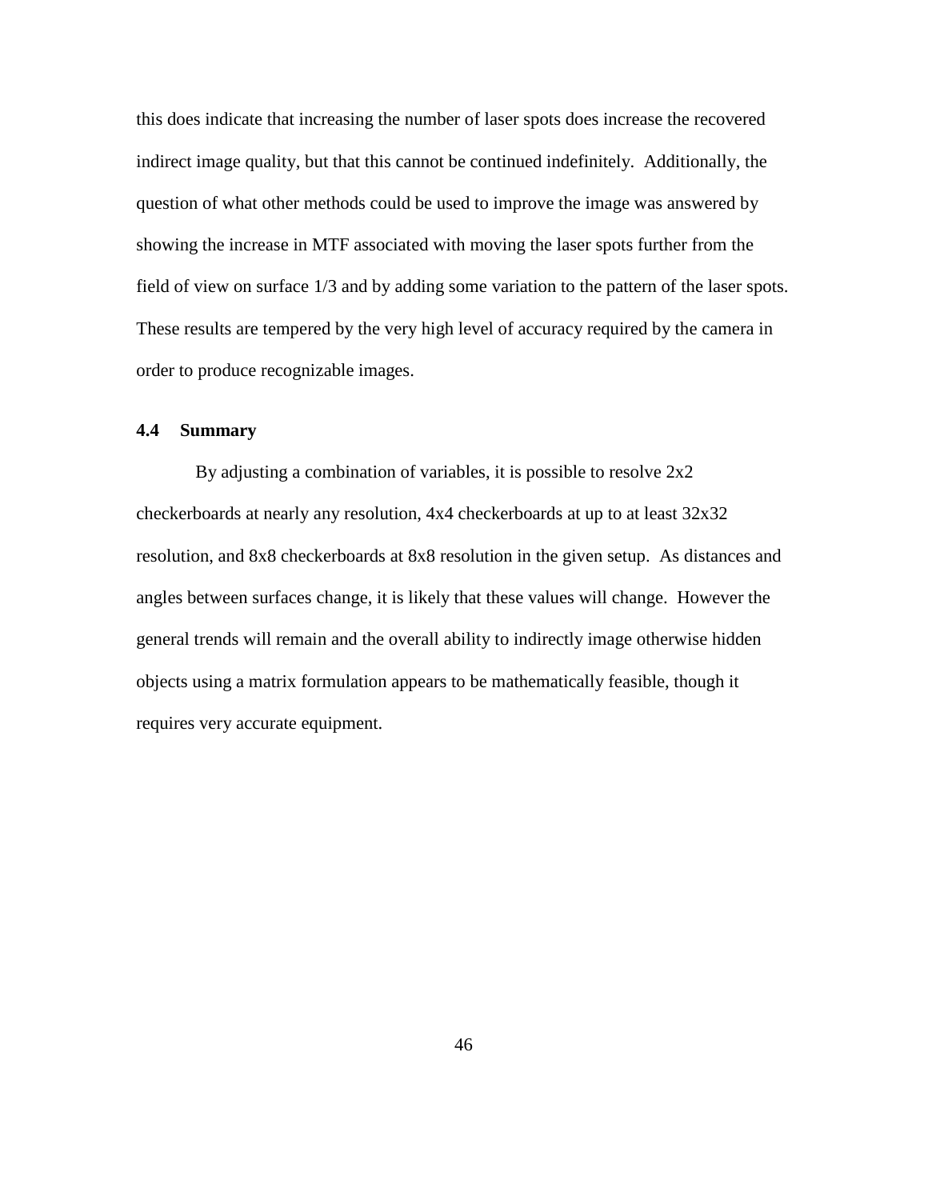this does indicate that increasing the number of laser spots does increase the recovered indirect image quality, but that this cannot be continued indefinitely. Additionally, the question of what other methods could be used to improve the image was answered by showing the increase in MTF associated with moving the laser spots further from the field of view on surface 1/3 and by adding some variation to the pattern of the laser spots. These results are tempered by the very high level of accuracy required by the camera in order to produce recognizable images.

### 4.4 Summary

By adjusting a combination of variables, it is possible to resolve 2x2 checkerboards at nearly any resolution, 4x4 checkerboards at up to at least 32x32 resolution, and 8x8 checkerboards at 8x8 resolution in the given setup. As distances and angles between surfaces change, it is likely that these values will change. However the general trends will remain and the overall ability to indirectly image otherwise hidden objects using a matrix formulation appears to be mathematically feasible, though it requires very accurate equipment.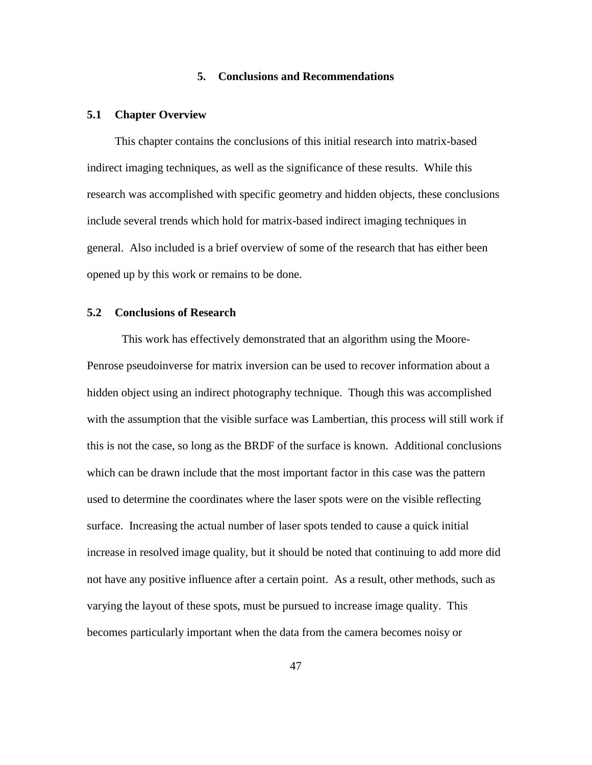# 5. Conclusions and Recommendations

## 5.1 Chapter Overview

This chapter contains the conclusions of this initial research into matrix-based indirect imaging techniques, as well as the significance of these results. While this research was accomplished with specific geometry and hidden objects, these conclusions include several trends which hold for matrix-based indirect imaging techniques in general. Also included is a brief overview of some of the research that has either been opened up by this work or remains to be done.

## 5.2 Conclusions of Research

This work has effectively demonstrated that an algorithm using the Moore-Penrose pseudoinverse for matrix inversion can be used to recover information about a hidden object using an indirect photography technique. Though this was accomplished with the assumption that the visible surface was Lambertian, this process will still work if this is not the case, so long as the BRDF of the surface is known. Additional conclusions which can be drawn include that the most important factor in this case was the pattern used to determine the coordinates where the laser spots were on the visible reflecting surface. Increasing the actual number of laser spots tended to cause a quick initial increase in resolved image quality, but it should be noted that continuing to add more did not have any positive influence after a certain point. As a result, other methods, such as varying the layout of these spots, must be pursued to increase image quality. This becomes particularly important when the data from the camera becomes noisy or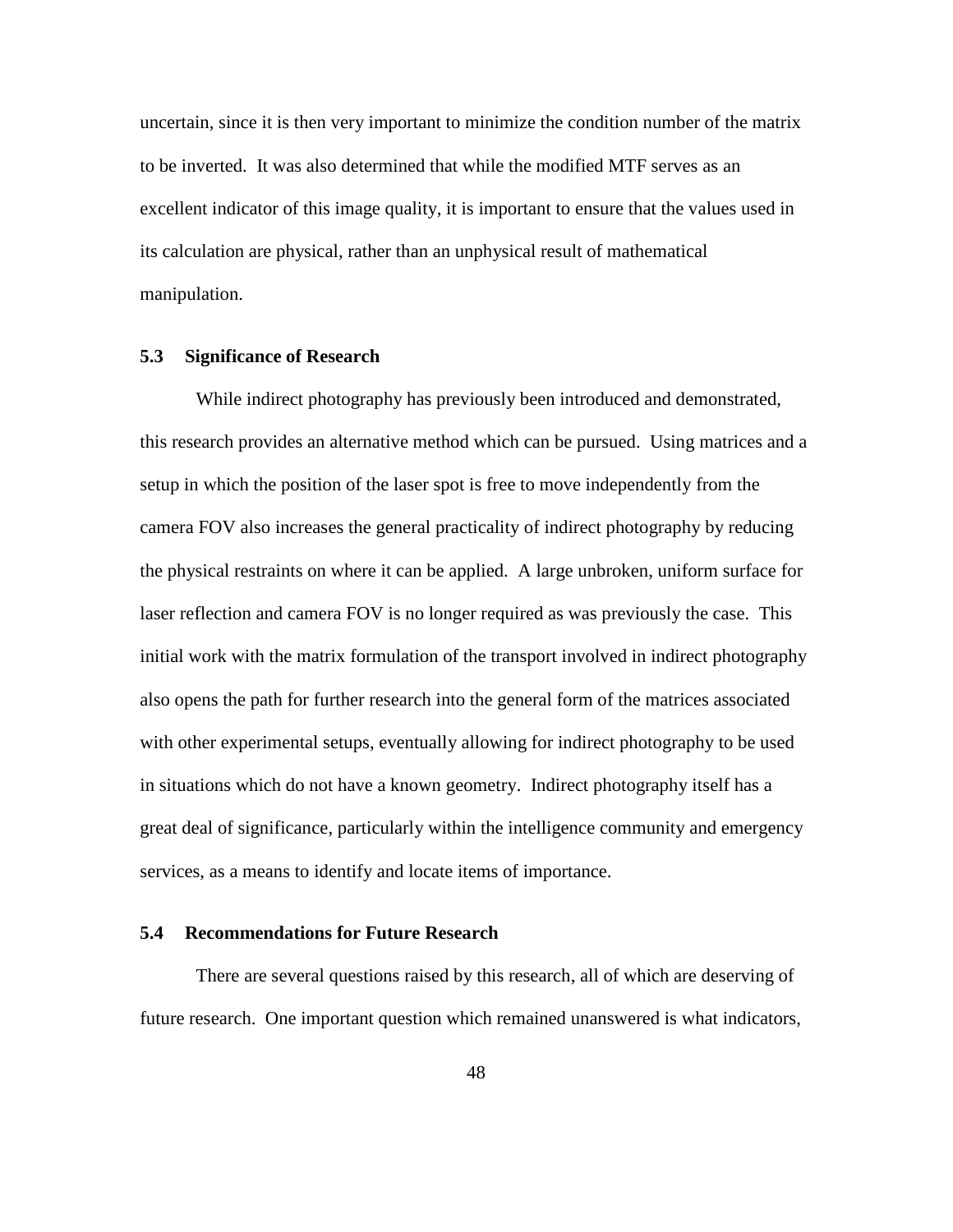uncertain, since it is then very important to minimize the condition number of the matrix to be inverted. It was also determined that while the modified MTF serves as an excellent indicator of this image quality, it is important to ensure that the values used in its calculation are physical, rather than an unphysical result of mathematical manipulation.

### 5.3 Significance of Research

While indirect photography has previously been introduced and demonstrated, this research provides an alternative method which can be pursued. Using matrices and a setup in which the position of the laser spot is free to move independently from the camera FOV also increases the general practicality of indirect photography by reducing the physical restraints on where it can be applied. A large unbroken, uniform surface for laser reflection and camera FOV is no longer required as was previously the case. This initial work with the matrix formulation of the transport involved in indirect photography also opens the path for further research into the general form of the matrices associated with other experimental setups, eventually allowing for indirect photography to be used in situations which do not have a known geometry. Indirect photography itself has a great deal of significance, particularly within the intelligence community and emergency services, as a means to identify and locate items of importance.

### 5.4 Recommendations for Future Research

There are several questions raised by this research, all of which are deserving of future research. One important question which remained unanswered is what indicators,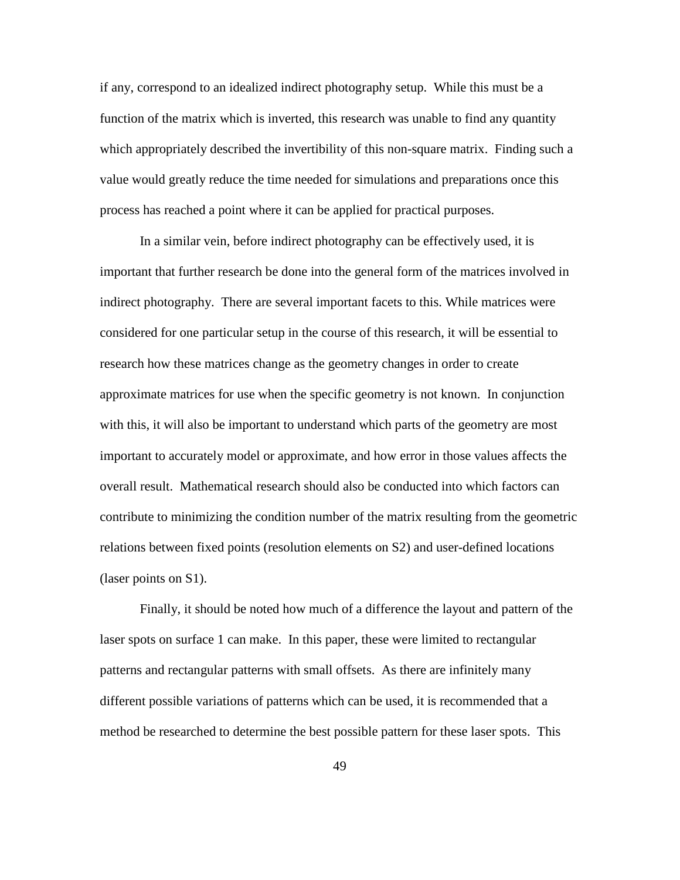if any, correspond to an idealized indirect photography setup. While this must be a function of the matrix which is inverted, this research was unable to find any quantity which appropriately described the invertibility of this non-square matrix. Finding such a value would greatly reduce the time needed for simulations and preparations once this process has reached a point where it can be applied for practical purposes.

In a similar vein, before indirect photography can be effectively used, it is important that further research be done into the general form of the matrices involved in indirect photography. There are several important facets to this. While matrices were considered for one particular setup in the course of this research, it will be essential to research how these matrices change as the geometry changes in order to create approximate matrices for use when the specific geometry is not known. In conjunction with this, it will also be important to understand which parts of the geometry are most important to accurately model or approximate, and how error in those values affects the overall result. Mathematical research should also be conducted into which factors can contribute to minimizing the condition number of the matrix resulting from the geometric relations between fixed points (resolution elements on S2) and user-defined locations (laser points on S1).

Finally, it should be noted how much of a difference the layout and pattern of the laser spots on surface 1 can make. In this paper, these were limited to rectangular patterns and rectangular patterns with small offsets. As there are infinitely many different possible variations of patterns which can be used, it is recommended that a method be researched to determine the best possible pattern for these laser spots. This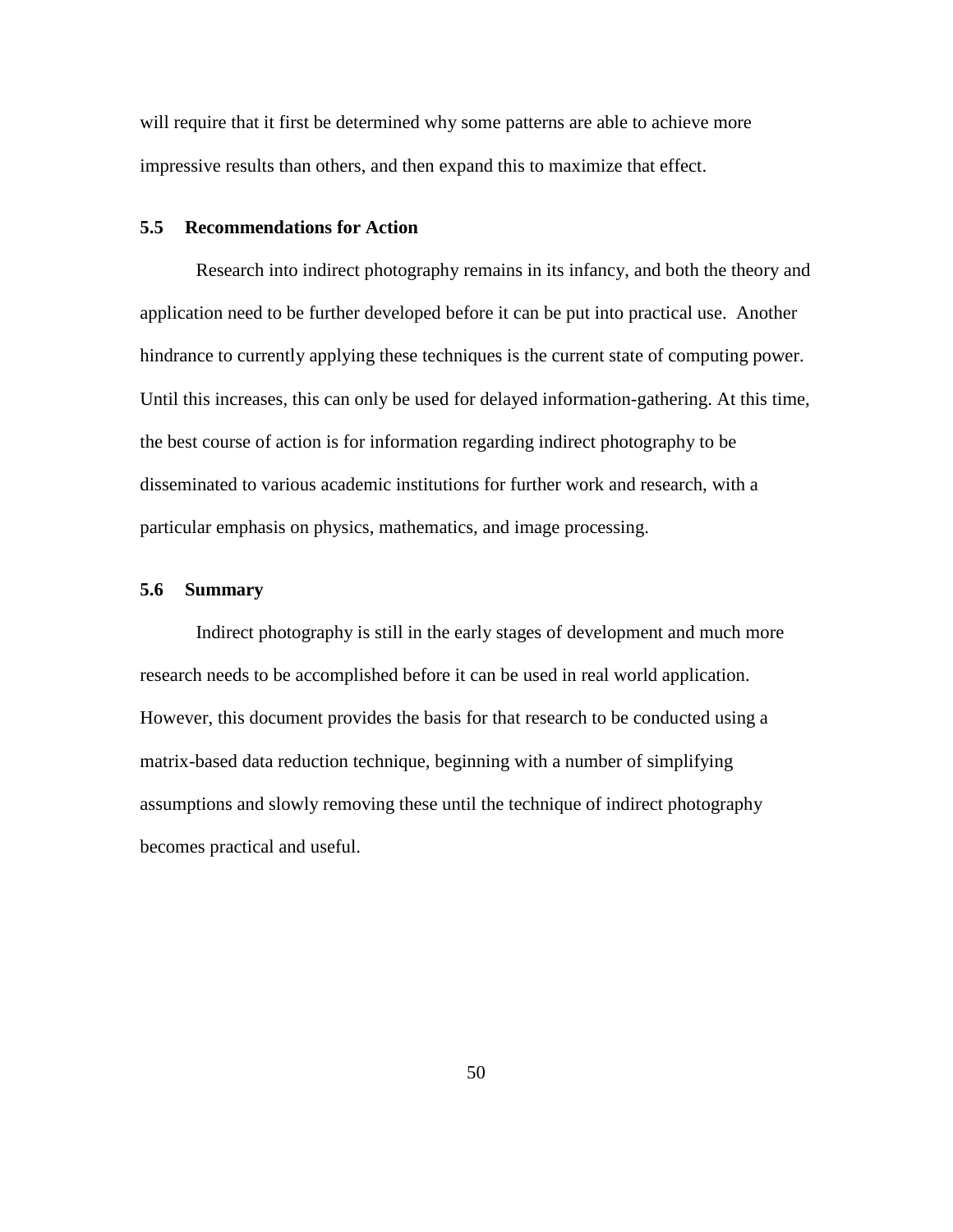will require that it first be determined why some patterns are able to achieve more impressive results than others, and then expand this to maximize that effect.

### 5.5 Recommendations for Action

Research into indirect photography remains in its infancy, and both the theory and application need to be further developed before it can be put into practical use. Another hindrance to currently applying these techniques is the current state of computing power. Until this increases, this can only be used for delayed information-gathering. At this time, the best course of action is for information regarding indirect photography to be disseminated to various academic institutions for further work and research, with a particular emphasis on physics, mathematics, and image processing.

### 5.6 Summary

Indirect photography is still in the early stages of development and much more research needs to be accomplished before it can be used in real world application. However, this document provides the basis for that research to be conducted using a matrix-based data reduction technique, beginning with a number of simplifying assumptions and slowly removing these until the technique of indirect photography becomes practical and useful.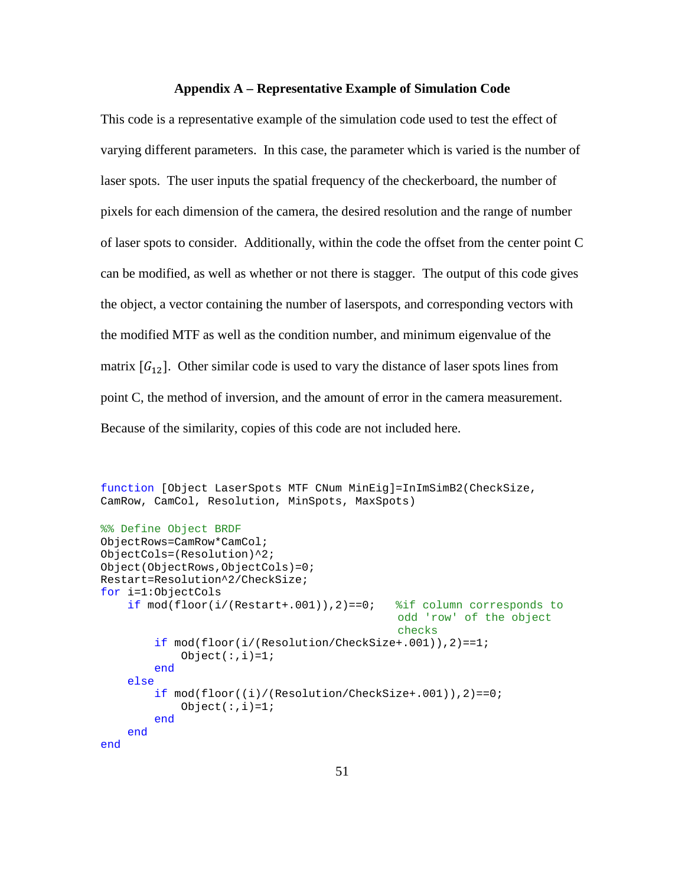## Appendix A – Representative Example of Simulation Code

This code is a representative example of the simulation code used to test the effect of varying different parameters. In this case, the parameter which is varied is the number of laser spots. The user inputs the spatial frequency of the checkerboard, the number of pixels for each dimension of the camera, the desired resolution and the range of number of laser spots to consider. Additionally, within the code the offset from the center point C can be modified, as well as whether or not there is stagger. The output of this code gives the object, a vector containing the number of laserspots, and corresponding vectors with the modified MTF as well as the condition number, and minimum eigenvalue of the matrix $[G_{12}]$. Other similar code is used to vary the distance of laser spots lines from point C, the method of inversion, and the amount of error in the camera measurement. Because of the similarity, copies of this code are not included here.

```
function [Object LaserSpots MTF CNum MinEig]=InImSimB2(CheckSize,
CamRow, CamCol, Resolution, MinSpots, MaxSpots)

%% Define Object BRDF
ObjectRows=CamRow*CamCol;
ObjectCols=(Resolution)^2;
Object(ObjectRows,ObjectCols)=0;
Restart=Resolution^2/CheckSize;
for i=1:ObjectCols
    if mod(floor(i/(Restart+.001)),2)==0;   %if column corresponds to
                                             odd 'row' of the object
                                             checks
        if mod(floor(i/(Resolution/CheckSize+.001)),2)==1;
            Object(:,i)=1;
        end
    else
        if mod(floor((i)/(Resolution/CheckSize+.001)),2)==0;
            Object(:,i)=1;
        end
    end
end
```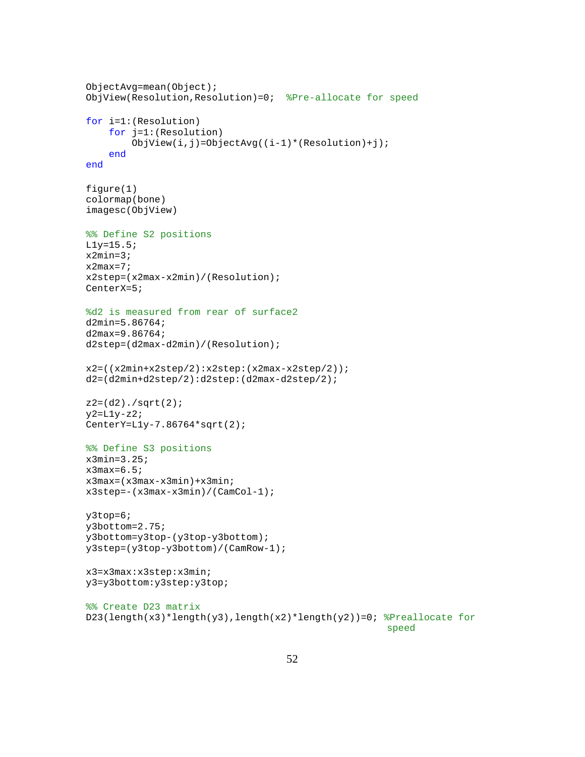```
ObjectAvg=mean(Object);
ObjView(Resolution,Resolution)=0;  %Pre-allocate for speed

for i=1:(Resolution)
    for j=1:(Resolution)
        ObjView(i,j)=ObjectAvg((i-1)*(Resolution)+j);
    end
end

figure(1)
colormap(bone)
imagesc(ObjView)

%% Define S2 positions
L1y=15.5;
x2min=3;
x2max=7;
x2step=(x2max-x2min)/(Resolution);
CenterX=5;

%d2 is measured from rear of surface2
d2min=5.86764;
d2max=9.86764;
d2step=(d2max-d2min)/(Resolution);

x2=((x2min+x2step/2):x2step:(x2max-x2step/2));
d2=(d2min+d2step/2):d2step:(d2max-d2step/2);

z2=(d2)./sqrt(2);
y2=L1y-z2;
CenterY=L1y-7.86764*sqrt(2);

%% Define S3 positions
x3min=3.25;
x3max=6.5;
x3max=(x3max-x3min)+x3min;
x3step=-(x3max-x3min)/(CamCol-1);

y3top=6;
y3bottom=2.75;
y3bottom=y3top-(y3top-y3bottom);
y3step=(y3top-y3bottom)/(CamRow-1);

x3=x3max:x3step:x3min;
y3=y3bottom:y3step:y3top;

%% Create D23 matrix
D23(length(x3)*length(y3),length(x2)*length(y2))=0; %Preallocate for
                                                      speed
```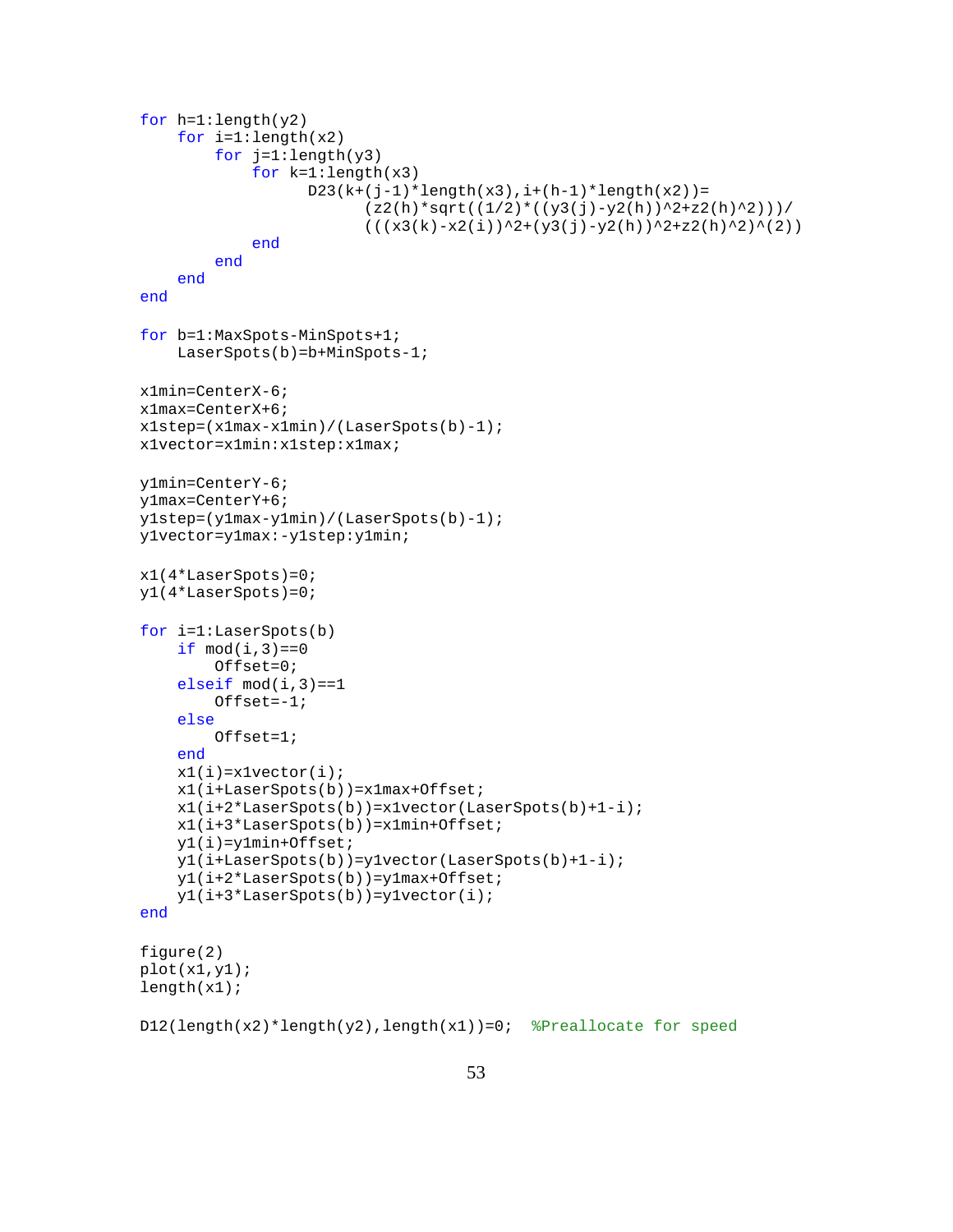```
for h=1:length(y2)
    for i=1:length(x2)
        for j=1:length(y3)
            for k=1:length(x3)
                  D23(k+(j-1)*length(x3),i+(h-1)*length(x2))=
                        (z2(h)*sqrt((1/2)*((y3(j)-y2(h))^2+z2(h)^2)))/
                        (((x3(k)-x2(i))^2+(y3(j)-y2(h))^2+z2(h)^2)^(2))
            end
        end
    end
end

for b=1:MaxSpots-MinSpots+1;
    LaserSpots(b)=b+MinSpots-1;

x1min=CenterX-6;
x1max=CenterX+6;
x1step=(x1max-x1min)/(LaserSpots(b)-1);
x1vector=x1min:x1step:x1max;

y1min=CenterY-6;
y1max=CenterY+6;
y1step=(y1max-y1min)/(LaserSpots(b)-1);
y1vector=y1max:-y1step:y1min;

x1(4*LaserSpots)=0;
y1(4*LaserSpots)=0;

for i=1:LaserSpots(b)
    if mod(i,3)==0
        Offset=0;
    elseif mod(i,3)==1
        Offset=-1;
    else
        Offset=1;
    end
    x1(i)=x1vector(i);
    x1(i+LaserSpots(b))=x1max+Offset;
    x1(i+2*LaserSpots(b))=x1vector(LaserSpots(b)+1-i);
    x1(i+3*LaserSpots(b))=x1min+Offset;
    y1(i)=y1min+Offset;
    y1(i+LaserSpots(b))=y1vector(LaserSpots(b)+1-i);
    y1(i+2*LaserSpots(b))=y1max+Offset;
    y1(i+3*LaserSpots(b))=y1vector(i);
end

figure(2)
plot(x1,y1);
length(x1);

D12(length(x2)*length(y2),length(x1))=0;  %Preallocate for speed
```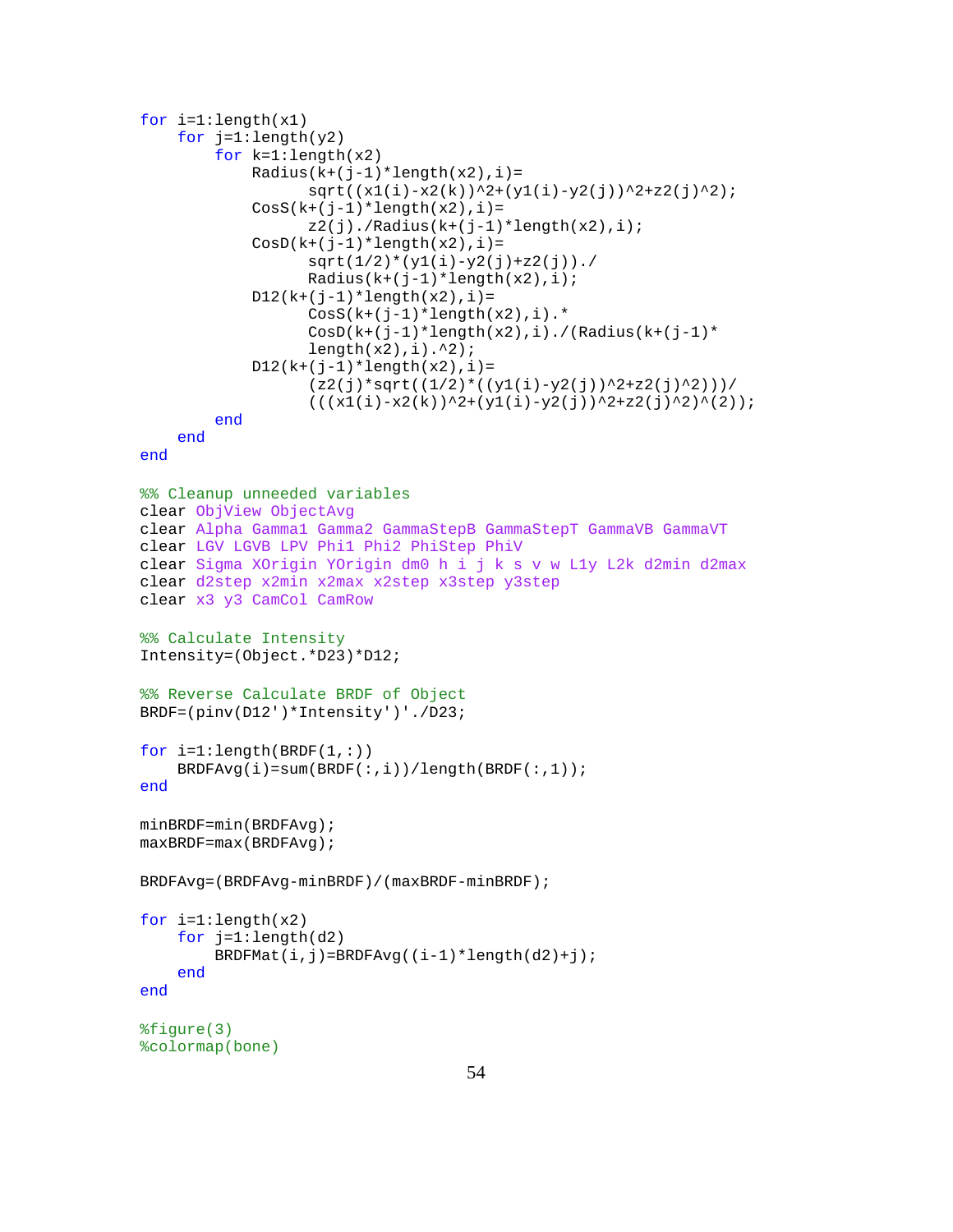```
for i=1:length(x1)
    for j=1:length(y2)
        for k=1:length(x2)
            Radius(k+(j-1)*length(x2),i)=
                  sqrt((x1(i)-x2(k))^2+(y1(i)-y2(j))^2+z2(j)^2);
            CosS(k+(j-1)*length(x2),i)=
                  z2(j)./Radius(k+(j-1)*length(x2),i);
            CosD(k+(j-1)*length(x2),i)=
                  sqrt(1/2)*(y1(i)-y2(j)+z2(j))./
                  Radius(k+(j-1)*length(x2),i);
            D12(k+(j-1)*length(x2),i)=
                  CosS(k+(j-1)*length(x2),i).*
                  CosD(k+(j-1)*length(x2),i)./(Radius(k+(j-1)*
                  length(x2),i).^2);
            D12(k+(j-1)*length(x2),i)=
                  (z2(j)*sqrt((1/2)*((y1(i)-y2(j))^2+z2(j)^2)))/
                  (((x1(i)-x2(k))^2+(y1(i)-y2(j))^2+z2(j)^2)^(2));
        end
    end
end

%% Cleanup unneeded variables
clear ObjView ObjectAvg
clear Alpha Gamma1 Gamma2 GammaStepB GammaStepT GammaVB GammaVT
clear LGV LGVB LPV Phi1 Phi2 PhiStep PhiV
clear Sigma XOrigin YOrigin dm0 h i j k s v w L1y L2k d2min d2max
clear d2step x2min x2max x2step x3step y3step
clear x3 y3 CamCol CamRow

%% Calculate Intensity
Intensity=(Object.*D23)*D12;

%% Reverse Calculate BRDF of Object
BRDF=(pinv(D12')*Intensity')'./D23;

for i=1:length(BRDF(1,:))
    BRDFAvg(i)=sum(BRDF(:,i))/length(BRDF(:,1));
end

minBRDF=min(BRDFAvg);
maxBRDF=max(BRDFAvg);

BRDFAvg=(BRDFAvg-minBRDF)/(maxBRDF-minBRDF);

for i=1:length(x2)
    for j=1:length(d2)
        BRDFMat(i,j)=BRDFAvg((i-1)*length(d2)+j);
    end
end

%figure(3)
%colormap(bone)
```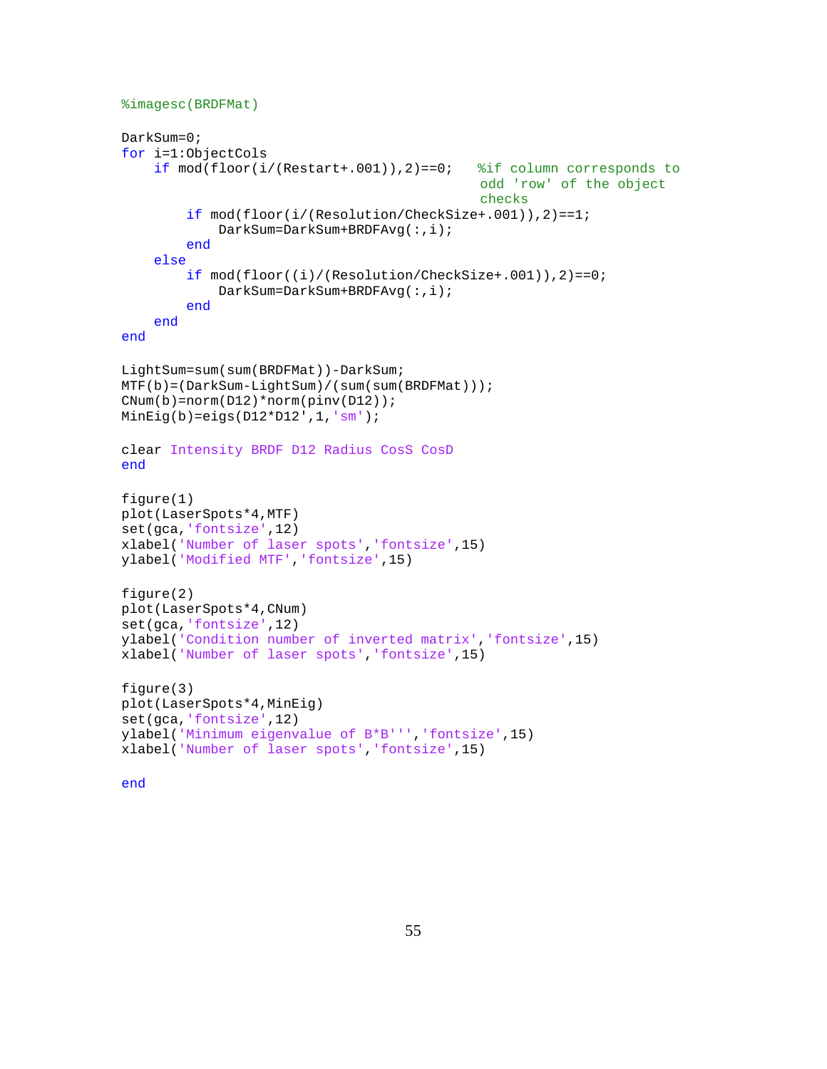```
%imagesc(BRDFMat)

DarkSum=0;
for i=1:ObjectCols
    if mod(floor(i/(Restart+.001)),2)==0;   %if column corresponds to
                                            odd 'row' of the object
                                            checks
        if mod(floor(i/(Resolution/CheckSize+.001)),2)==1;
            DarkSum=DarkSum+BRDFAvg(:,i);
        end
    else
        if mod(floor((i)/(Resolution/CheckSize+.001)),2)==0;
            DarkSum=DarkSum+BRDFAvg(:,i);
        end
    end
end

LightSum=sum(sum(BRDFMat))-DarkSum;
MTF(b)=(DarkSum-LightSum)/(sum(sum(BRDFMat)));
CNum(b)=norm(D12)*norm(pinv(D12));
MinEig(b)=eigs(D12*D12',1,'sm');

clear Intensity BRDF D12 Radius CosS CosD
end

figure(1)
plot(LaserSpots*4,MTF)
set(gca,'fontsize',12)
xlabel('Number of laser spots','fontsize',15)
ylabel('Modified MTF','fontsize',15)

figure(2)
plot(LaserSpots*4,CNum)
set(gca,'fontsize',12)
ylabel('Condition number of inverted matrix','fontsize',15)
xlabel('Number of laser spots','fontsize',15)

figure(3)
plot(LaserSpots*4,MinEig)
set(gca,'fontsize',12)
ylabel('Minimum eigenvalue of B*B''','fontsize',15)
xlabel('Number of laser spots','fontsize',15)

end
```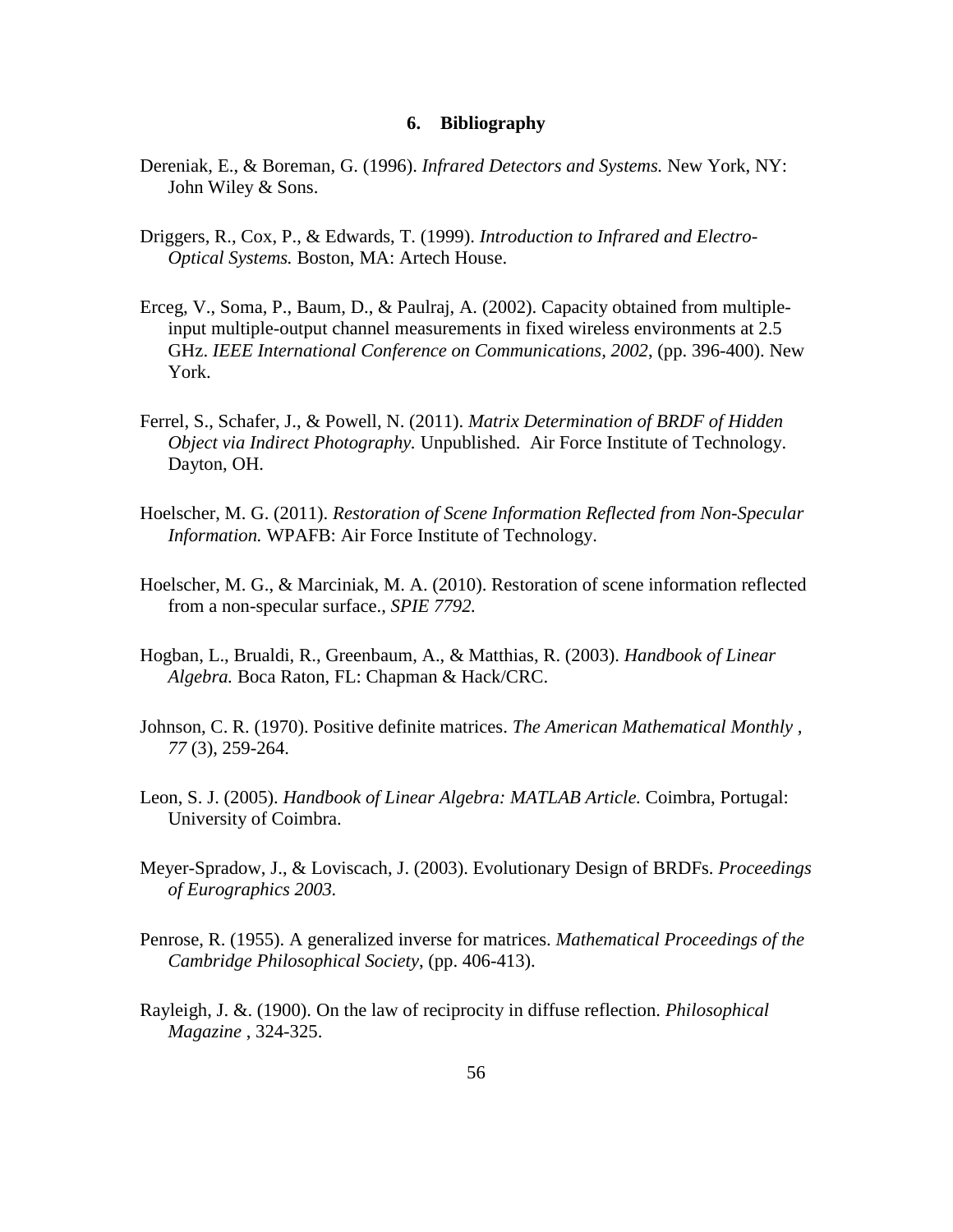# 6. Bibliography

Dereniak, E., & Boreman, G. (1996). *Infrared Detectors and Systems.* New York, NY: John Wiley & Sons.

Driggers, R., Cox, P., & Edwards, T. (1999). *Introduction to Infrared and Electro-Optical Systems.* Boston, MA: Artech House.

Erceg, V., Soma, P., Baum, D., & Paulraj, A. (2002). Capacity obtained from multiple-input multiple-output channel measurements in fixed wireless environments at 2.5 GHz. *IEEE International Conference on Communications, 2002*, (pp. 396-400). New York.

Ferrel, S., Schafer, J., & Powell, N. (2011). *Matrix Determination of BRDF of Hidden Object via Indirect Photography.* Unpublished. Air Force Institute of Technology. Dayton, OH.

Hoelscher, M. G. (2011). *Restoration of Scene Information Reflected from Non-Specular Information.* WPAFB: Air Force Institute of Technology.

Hoelscher, M. G., & Marciniak, M. A. (2010). Restoration of scene information reflected from a non-specular surface., *SPIE 7792.*

Hogban, L., Brualdi, R., Greenbaum, A., & Matthias, R. (2003). *Handbook of Linear Algebra.* Boca Raton, FL: Chapman & Hack/CRC.

Johnson, C. R. (1970). Positive definite matrices. *The American Mathematical Monthly , 77* (3), 259-264.

Leon, S. J. (2005). *Handbook of Linear Algebra: MATLAB Article.* Coimbra, Portugal: University of Coimbra.

Meyer-Spradow, J., & Loviscach, J. (2003). Evolutionary Design of BRDFs. *Proceedings of Eurographics 2003.*

Penrose, R. (1955). A generalized inverse for matrices. *Mathematical Proceedings of the Cambridge Philosophical Society*, (pp. 406-413).

Rayleigh, J. &. (1900). On the law of reciprocity in diffuse reflection. *Philosophical Magazine* , 324-325.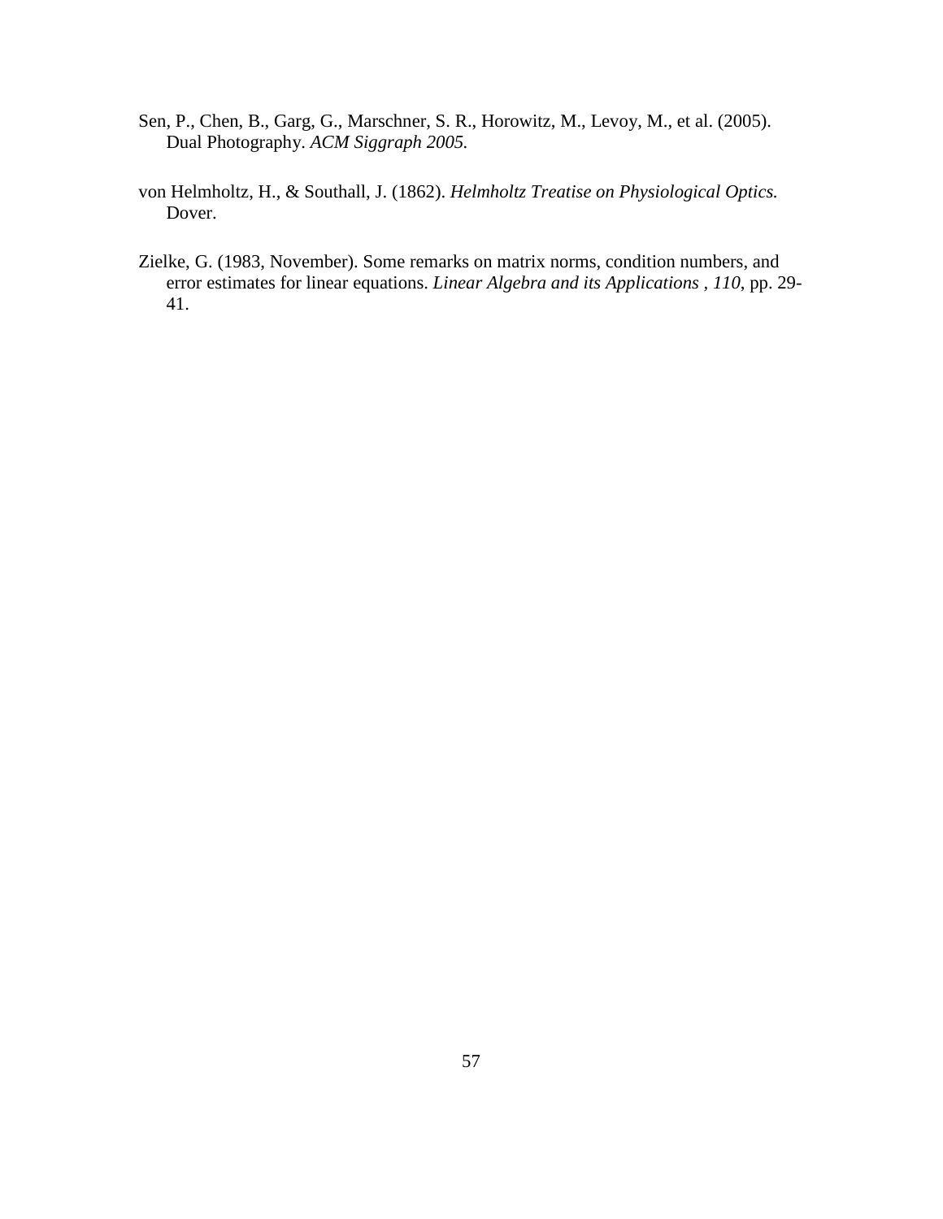Sen, P., Chen, B., Garg, G., Marschner, S. R., Horowitz, M., Levoy, M., et al. (2005). Dual Photography. *ACM Siggraph 2005.*

von Helmholtz, H., & Southall, J. (1862). *Helmholtz Treatise on Physiological Optics.* Dover.

Zielke, G. (1983, November). Some remarks on matrix norms, condition numbers, and error estimates for linear equations. *Linear Algebra and its Applications , 110*, pp. 29-41.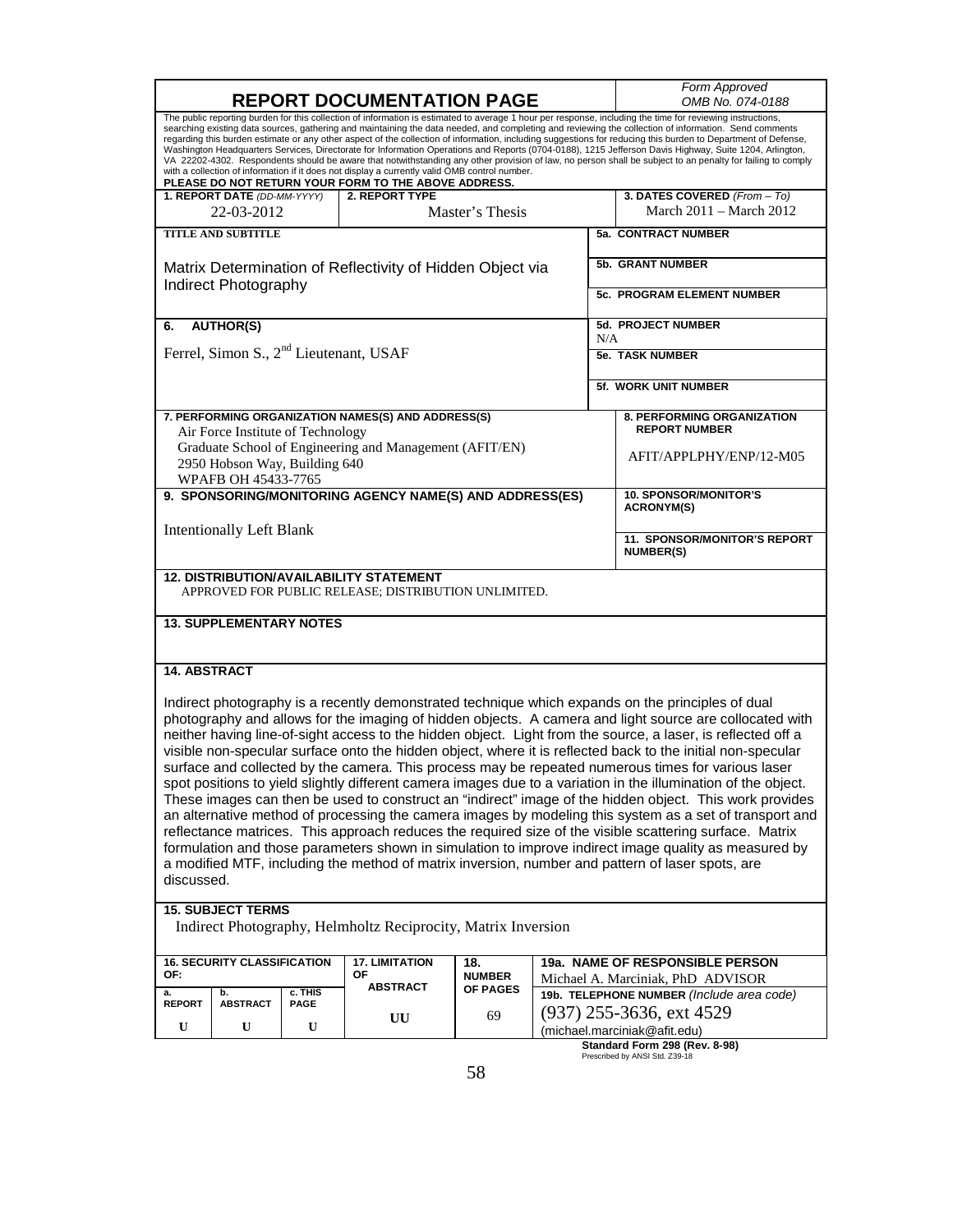# REPORT DOCUMENTATION PAGE

*Form Approved*
*OMB No. 074-0188*

The public reporting burden for this collection of information is estimated to average 1 hour per response, including the time for reviewing instructions, searching existing data sources, gathering and maintaining the data needed, and completing and reviewing the collection of information. Send comments regarding this burden estimate or any other aspect of the collection of information, including suggestions for reducing this burden to Department of Defense, Washington Headquarters Services, Directorate for Information Operations and Reports (0704-0188), 1215 Jefferson Davis Highway, Suite 1204, Arlington, VA 22202-4302. Respondents should be aware that notwithstanding any other provision of law, no person shall be subject to an penalty for failing to comply with a collection of information if it does not display a currently valid OMB control number.

**PLEASE DO NOT RETURN YOUR FORM TO THE ABOVE ADDRESS.**

| | | |
|---|---|---|
| **1. REPORT DATE** *(DD-MM-YYYY)* 22-03-2012 | **2. REPORT TYPE** Master's Thesis | **3. DATES COVERED** *(From – To)* March 2011 – March 2012 |

**TITLE AND SUBTITLE**

Matrix Determination of Reflectivity of Hidden Object via Indirect Photography

**5a. CONTRACT NUMBER**

**5b. GRANT NUMBER**

**5c. PROGRAM ELEMENT NUMBER**

**6. AUTHOR(S)**

Ferrel, Simon S., 2nd Lieutenant, USAF

**5d. PROJECT NUMBER**
N/A

**5e. TASK NUMBER**

**5f. WORK UNIT NUMBER**

**7. PERFORMING ORGANIZATION NAMES(S) AND ADDRESS(S)**

Air Force Institute of Technology
Graduate School of Engineering and Management (AFIT/EN)
2950 Hobson Way, Building 640
WPAFB OH 45433-7765

**8. PERFORMING ORGANIZATION REPORT NUMBER**

AFIT/APPLPHY/ENP/12-M05

**9. SPONSORING/MONITORING AGENCY NAME(S) AND ADDRESS(ES)**

Intentionally Left Blank

**10. SPONSOR/MONITOR'S ACRONYM(S)**

**11. SPONSOR/MONITOR'S REPORT NUMBER(S)**

**12. DISTRIBUTION/AVAILABILITY STATEMENT**

APPROVED FOR PUBLIC RELEASE; DISTRIBUTION UNLIMITED.

**13. SUPPLEMENTARY NOTES**

**14. ABSTRACT**

Indirect photography is a recently demonstrated technique which expands on the principles of dual photography and allows for the imaging of hidden objects. A camera and light source are collocated with neither having line-of-sight access to the hidden object. Light from the source, a laser, is reflected off a visible non-specular surface onto the hidden object, where it is reflected back to the initial non-specular surface and collected by the camera. This process may be repeated numerous times for various laser spot positions to yield slightly different camera images due to a variation in the illumination of the object. These images can then be used to construct an "indirect" image of the hidden object. This work provides an alternative method of processing the camera images by modeling this system as a set of transport and reflectance matrices. This approach reduces the required size of the visible scattering surface. Matrix formulation and those parameters shown in simulation to improve indirect image quality as measured by a modified MTF, including the method of matrix inversion, number and pattern of laser spots, are discussed.

**15. SUBJECT TERMS**

Indirect Photography, Helmholtz Reciprocity, Matrix Inversion

| 16. SECURITY CLASSIFICATION OF: | | | 17. LIMITATION OF ABSTRACT | 18. NUMBER OF PAGES | 19a. NAME OF RESPONSIBLE PERSON |
|---|---|---|---|---|---|
| a. REPORT | b. ABSTRACT | c. THIS PAGE | | | Michael A. Marciniak, PhD ADVISOR |
| U | U | U | UU | 69 | **19b. TELEPHONE NUMBER** *(Include area code)* (937) 255-3636, ext 4529 (michael.marciniak@afit.edu) |

**Standard Form 298 (Rev. 8-98)**
Prescribed by ANSI Std. Z39-18